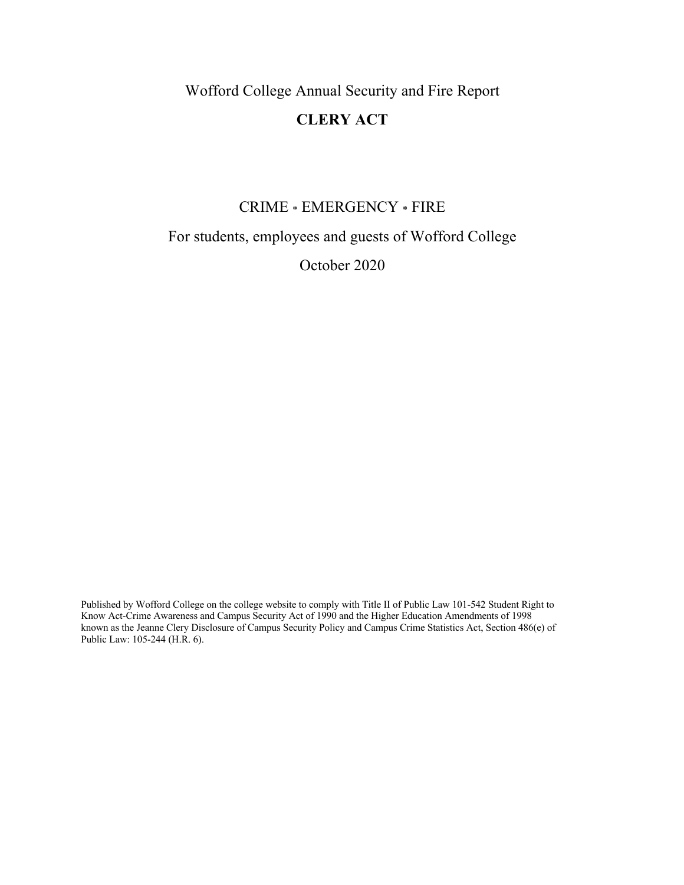# Wofford College Annual Security and Fire Report

## CLERY ACT

CRIME * EMERGENCY * FIRE

For students, employees and guests of Wofford College

October 2020

Published by Wofford College on the college website to comply with Title II of Public Law 101-542 Student Right to Know Act-Crime Awareness and Campus Security Act of 1990 and the Higher Education Amendments of 1998 known as the Jeanne Clery Disclosure of Campus Security Policy and Campus Crime Statistics Act, Section 486(e) of Public Law: 105-244 (H.R. 6).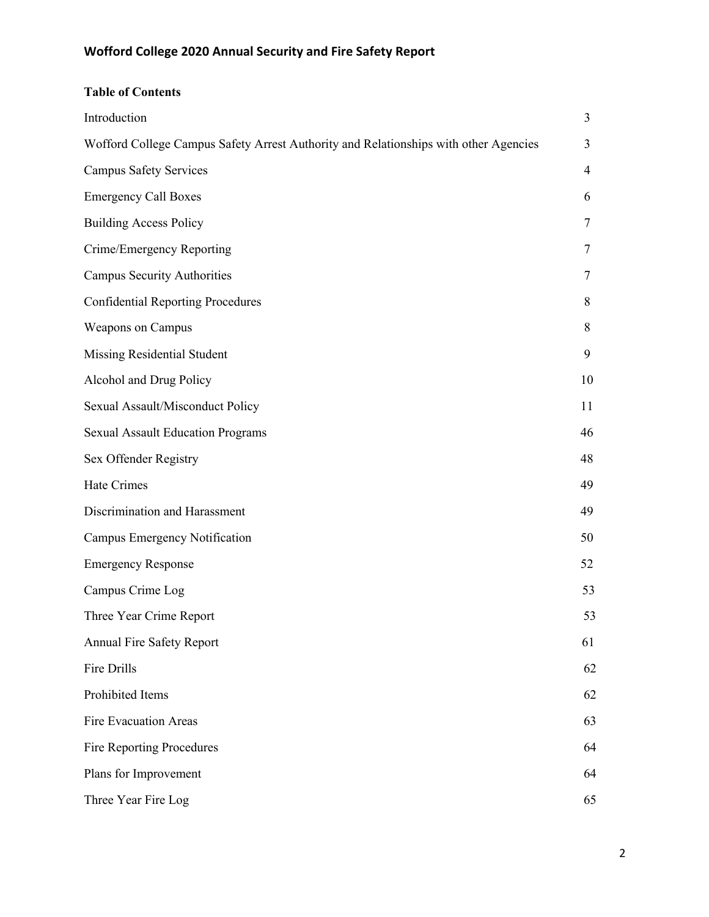Wofford College 2020 Annual Security and Fire Safety Report

**Table of Contents**

| | |
|---|---|
| Introduction | 3 |
| Wofford College Campus Safety Arrest Authority and Relationships with other Agencies | 3 |
| Campus Safety Services | 4 |
| Emergency Call Boxes | 6 |
| Building Access Policy | 7 |
| Crime/Emergency Reporting | 7 |
| Campus Security Authorities | 7 |
| Confidential Reporting Procedures | 8 |
| Weapons on Campus | 8 |
| Missing Residential Student | 9 |
| Alcohol and Drug Policy | 10 |
| Sexual Assault/Misconduct Policy | 11 |
| Sexual Assault Education Programs | 46 |
| Sex Offender Registry | 48 |
| Hate Crimes | 49 |
| Discrimination and Harassment | 49 |
| Campus Emergency Notification | 50 |
| Emergency Response | 52 |
| Campus Crime Log | 53 |
| Three Year Crime Report | 53 |
| Annual Fire Safety Report | 61 |
| Fire Drills | 62 |
| Prohibited Items | 62 |
| Fire Evacuation Areas | 63 |
| Fire Reporting Procedures | 64 |
| Plans for Improvement | 64 |
| Three Year Fire Log | 65 |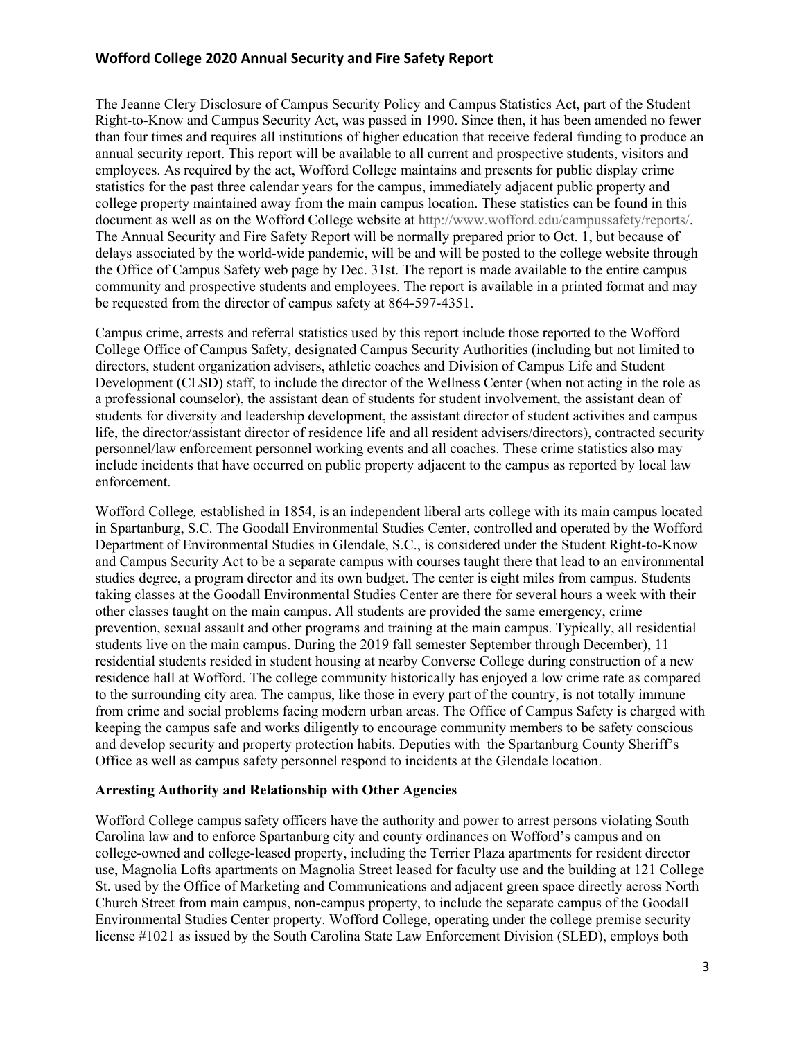The Jeanne Clery Disclosure of Campus Security Policy and Campus Statistics Act, part of the Student Right-to-Know and Campus Security Act, was passed in 1990. Since then, it has been amended no fewer than four times and requires all institutions of higher education that receive federal funding to produce an annual security report. This report will be available to all current and prospective students, visitors and employees. As required by the act, Wofford College maintains and presents for public display crime statistics for the past three calendar years for the campus, immediately adjacent public property and college property maintained away from the main campus location. These statistics can be found in this document as well as on the Wofford College website at http://www.wofford.edu/campussafety/reports/. The Annual Security and Fire Safety Report will be normally prepared prior to Oct. 1, but because of delays associated by the world-wide pandemic, will be and will be posted to the college website through the Office of Campus Safety web page by Dec. 31st. The report is made available to the entire campus community and prospective students and employees. The report is available in a printed format and may be requested from the director of campus safety at 864-597-4351.

Campus crime, arrests and referral statistics used by this report include those reported to the Wofford College Office of Campus Safety, designated Campus Security Authorities (including but not limited to directors, student organization advisers, athletic coaches and Division of Campus Life and Student Development (CLSD) staff, to include the director of the Wellness Center (when not acting in the role as a professional counselor), the assistant dean of students for student involvement, the assistant dean of students for diversity and leadership development, the assistant director of student activities and campus life, the director/assistant director of residence life and all resident advisers/directors), contracted security personnel/law enforcement personnel working events and all coaches. These crime statistics also may include incidents that have occurred on public property adjacent to the campus as reported by local law enforcement.

Wofford College*,* established in 1854, is an independent liberal arts college with its main campus located in Spartanburg, S.C. The Goodall Environmental Studies Center, controlled and operated by the Wofford Department of Environmental Studies in Glendale, S.C., is considered under the Student Right-to-Know and Campus Security Act to be a separate campus with courses taught there that lead to an environmental studies degree, a program director and its own budget. The center is eight miles from campus. Students taking classes at the Goodall Environmental Studies Center are there for several hours a week with their other classes taught on the main campus. All students are provided the same emergency, crime prevention, sexual assault and other programs and training at the main campus. Typically, all residential students live on the main campus. During the 2019 fall semester September through December), 11 residential students resided in student housing at nearby Converse College during construction of a new residence hall at Wofford. The college community historically has enjoyed a low crime rate as compared to the surrounding city area. The campus, like those in every part of the country, is not totally immune from crime and social problems facing modern urban areas. The Office of Campus Safety is charged with keeping the campus safe and works diligently to encourage community members to be safety conscious and develop security and property protection habits. Deputies with the Spartanburg County Sheriff's Office as well as campus safety personnel respond to incidents at the Glendale location.

**Arresting Authority and Relationship with Other Agencies**

Wofford College campus safety officers have the authority and power to arrest persons violating South Carolina law and to enforce Spartanburg city and county ordinances on Wofford's campus and on college-owned and college-leased property, including the Terrier Plaza apartments for resident director use, Magnolia Lofts apartments on Magnolia Street leased for faculty use and the building at 121 College St. used by the Office of Marketing and Communications and adjacent green space directly across North Church Street from main campus, non-campus property, to include the separate campus of the Goodall Environmental Studies Center property. Wofford College, operating under the college premise security license #1021 as issued by the South Carolina State Law Enforcement Division (SLED), employs both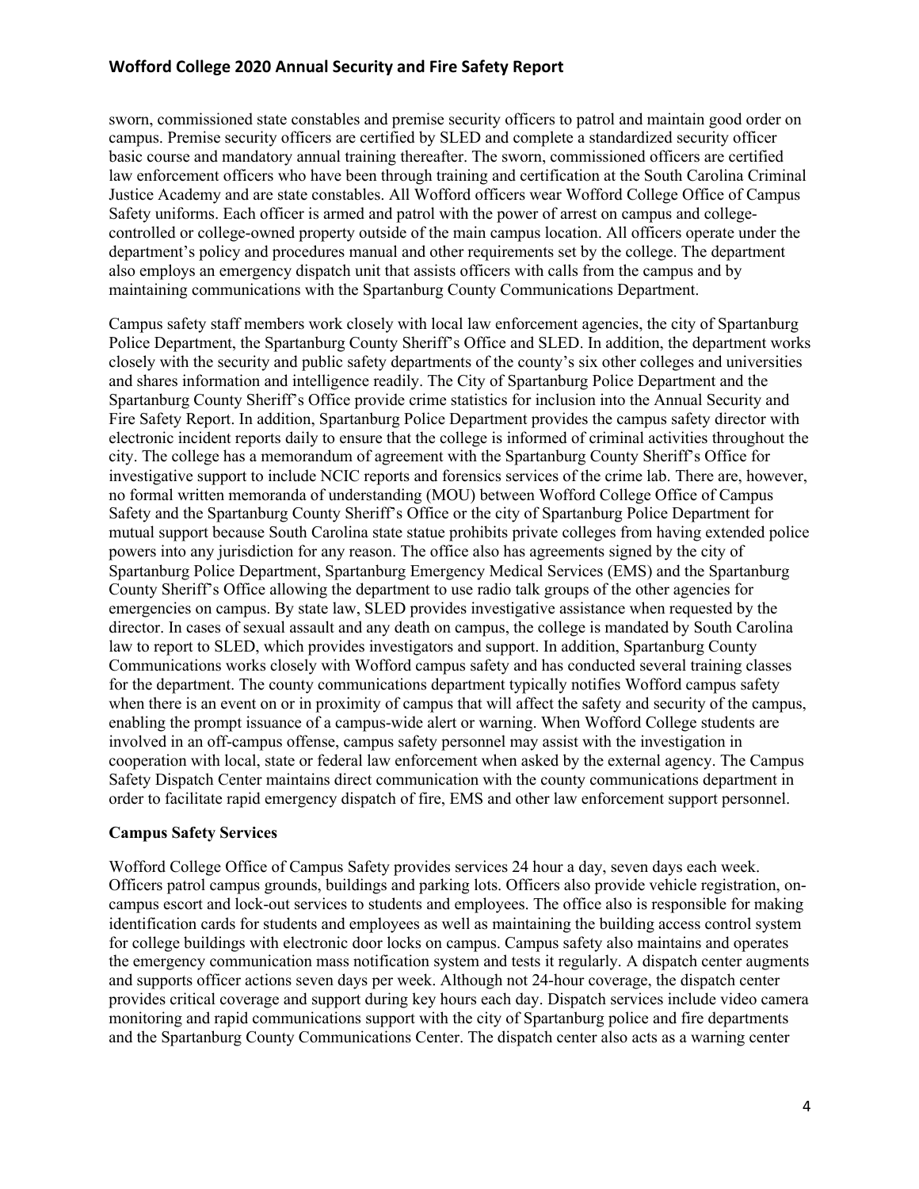sworn, commissioned state constables and premise security officers to patrol and maintain good order on campus. Premise security officers are certified by SLED and complete a standardized security officer basic course and mandatory annual training thereafter. The sworn, commissioned officers are certified law enforcement officers who have been through training and certification at the South Carolina Criminal Justice Academy and are state constables. All Wofford officers wear Wofford College Office of Campus Safety uniforms. Each officer is armed and patrol with the power of arrest on campus and college-controlled or college-owned property outside of the main campus location. All officers operate under the department's policy and procedures manual and other requirements set by the college. The department also employs an emergency dispatch unit that assists officers with calls from the campus and by maintaining communications with the Spartanburg County Communications Department.

Campus safety staff members work closely with local law enforcement agencies, the city of Spartanburg Police Department, the Spartanburg County Sheriff's Office and SLED. In addition, the department works closely with the security and public safety departments of the county's six other colleges and universities and shares information and intelligence readily. The City of Spartanburg Police Department and the Spartanburg County Sheriff's Office provide crime statistics for inclusion into the Annual Security and Fire Safety Report. In addition, Spartanburg Police Department provides the campus safety director with electronic incident reports daily to ensure that the college is informed of criminal activities throughout the city. The college has a memorandum of agreement with the Spartanburg County Sheriff's Office for investigative support to include NCIC reports and forensics services of the crime lab. There are, however, no formal written memoranda of understanding (MOU) between Wofford College Office of Campus Safety and the Spartanburg County Sheriff's Office or the city of Spartanburg Police Department for mutual support because South Carolina state statue prohibits private colleges from having extended police powers into any jurisdiction for any reason. The office also has agreements signed by the city of Spartanburg Police Department, Spartanburg Emergency Medical Services (EMS) and the Spartanburg County Sheriff's Office allowing the department to use radio talk groups of the other agencies for emergencies on campus. By state law, SLED provides investigative assistance when requested by the director. In cases of sexual assault and any death on campus, the college is mandated by South Carolina law to report to SLED, which provides investigators and support. In addition, Spartanburg County Communications works closely with Wofford campus safety and has conducted several training classes for the department. The county communications department typically notifies Wofford campus safety when there is an event on or in proximity of campus that will affect the safety and security of the campus, enabling the prompt issuance of a campus-wide alert or warning. When Wofford College students are involved in an off-campus offense, campus safety personnel may assist with the investigation in cooperation with local, state or federal law enforcement when asked by the external agency. The Campus Safety Dispatch Center maintains direct communication with the county communications department in order to facilitate rapid emergency dispatch of fire, EMS and other law enforcement support personnel.

**Campus Safety Services**

Wofford College Office of Campus Safety provides services 24 hour a day, seven days each week. Officers patrol campus grounds, buildings and parking lots. Officers also provide vehicle registration, on-campus escort and lock-out services to students and employees. The office also is responsible for making identification cards for students and employees as well as maintaining the building access control system for college buildings with electronic door locks on campus. Campus safety also maintains and operates the emergency communication mass notification system and tests it regularly. A dispatch center augments and supports officer actions seven days per week. Although not 24-hour coverage, the dispatch center provides critical coverage and support during key hours each day. Dispatch services include video camera monitoring and rapid communications support with the city of Spartanburg police and fire departments and the Spartanburg County Communications Center. The dispatch center also acts as a warning center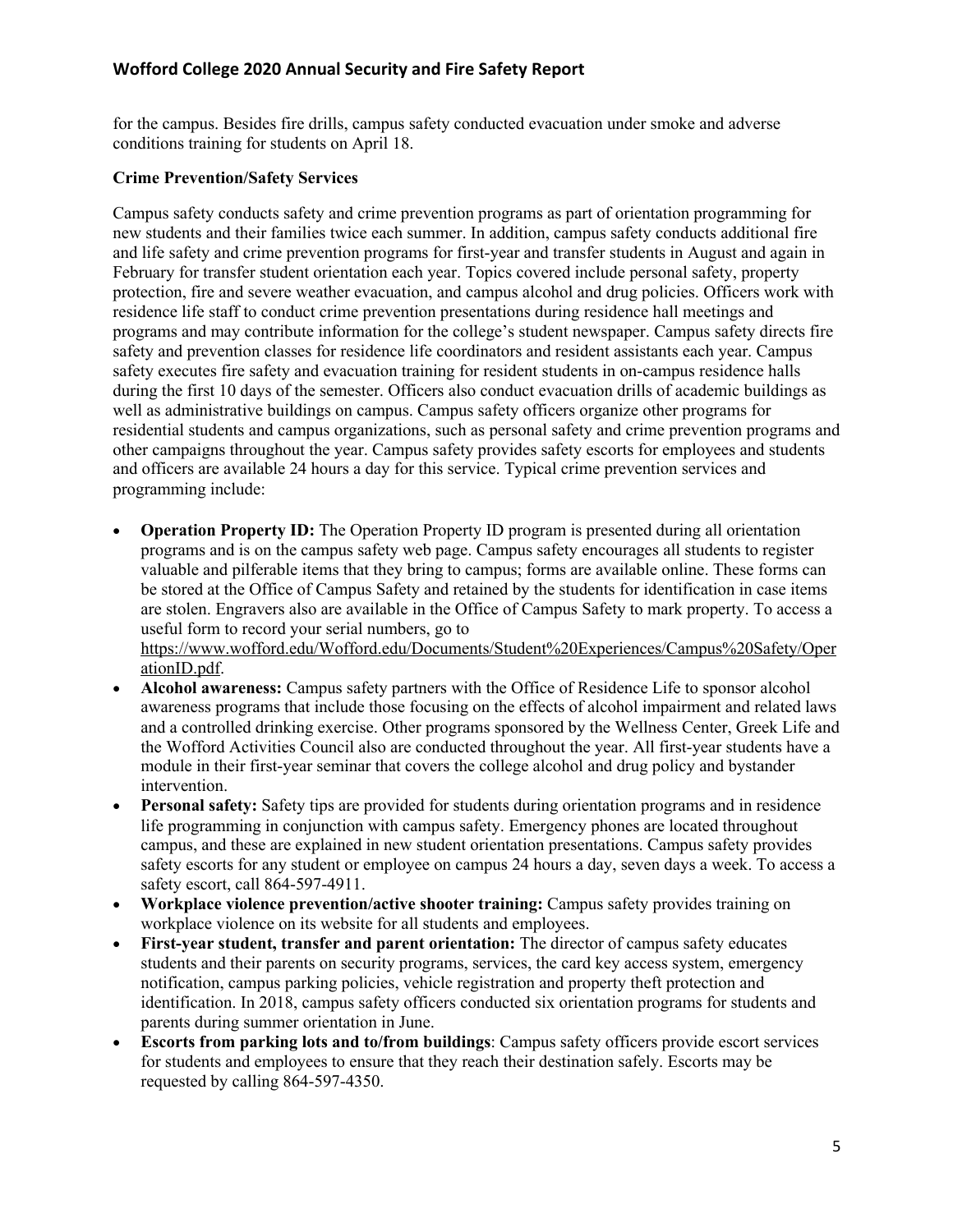for the campus. Besides fire drills, campus safety conducted evacuation under smoke and adverse conditions training for students on April 18.

**Crime Prevention/Safety Services**

Campus safety conducts safety and crime prevention programs as part of orientation programming for new students and their families twice each summer. In addition, campus safety conducts additional fire and life safety and crime prevention programs for first-year and transfer students in August and again in February for transfer student orientation each year. Topics covered include personal safety, property protection, fire and severe weather evacuation, and campus alcohol and drug policies. Officers work with residence life staff to conduct crime prevention presentations during residence hall meetings and programs and may contribute information for the college's student newspaper. Campus safety directs fire safety and prevention classes for residence life coordinators and resident assistants each year. Campus safety executes fire safety and evacuation training for resident students in on-campus residence halls during the first 10 days of the semester. Officers also conduct evacuation drills of academic buildings as well as administrative buildings on campus. Campus safety officers organize other programs for residential students and campus organizations, such as personal safety and crime prevention programs and other campaigns throughout the year. Campus safety provides safety escorts for employees and students and officers are available 24 hours a day for this service. Typical crime prevention services and programming include:

- **Operation Property ID:** The Operation Property ID program is presented during all orientation programs and is on the campus safety web page. Campus safety encourages all students to register valuable and pilferable items that they bring to campus; forms are available online. These forms can be stored at the Office of Campus Safety and retained by the students for identification in case items are stolen. Engravers also are available in the Office of Campus Safety to mark property. To access a useful form to record your serial numbers, go to https://www.wofford.edu/Wofford.edu/Documents/Student%20Experiences/Campus%20Safety/OperationID.pdf.
- **Alcohol awareness:** Campus safety partners with the Office of Residence Life to sponsor alcohol awareness programs that include those focusing on the effects of alcohol impairment and related laws and a controlled drinking exercise. Other programs sponsored by the Wellness Center, Greek Life and the Wofford Activities Council also are conducted throughout the year. All first-year students have a module in their first-year seminar that covers the college alcohol and drug policy and bystander intervention.
- **Personal safety:** Safety tips are provided for students during orientation programs and in residence life programming in conjunction with campus safety. Emergency phones are located throughout campus, and these are explained in new student orientation presentations. Campus safety provides safety escorts for any student or employee on campus 24 hours a day, seven days a week. To access a safety escort, call 864-597-4911.
- **Workplace violence prevention/active shooter training:** Campus safety provides training on workplace violence on its website for all students and employees.
- **First-year student, transfer and parent orientation:** The director of campus safety educates students and their parents on security programs, services, the card key access system, emergency notification, campus parking policies, vehicle registration and property theft protection and identification. In 2018, campus safety officers conducted six orientation programs for students and parents during summer orientation in June.
- **Escorts from parking lots and to/from buildings**: Campus safety officers provide escort services for students and employees to ensure that they reach their destination safely. Escorts may be requested by calling 864-597-4350.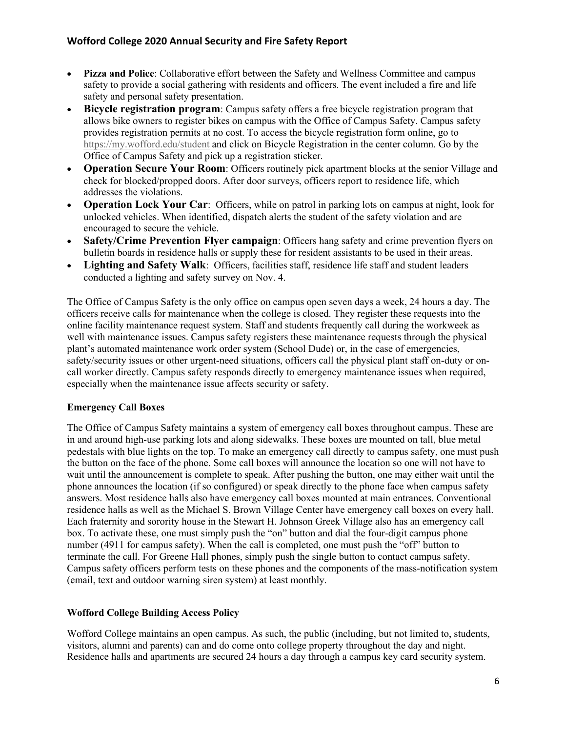- **Pizza and Police**: Collaborative effort between the Safety and Wellness Committee and campus safety to provide a social gathering with residents and officers. The event included a fire and life safety and personal safety presentation.
- **Bicycle registration program**: Campus safety offers a free bicycle registration program that allows bike owners to register bikes on campus with the Office of Campus Safety. Campus safety provides registration permits at no cost. To access the bicycle registration form online, go to https://my.wofford.edu/student and click on Bicycle Registration in the center column. Go by the Office of Campus Safety and pick up a registration sticker.
- **Operation Secure Your Room**: Officers routinely pick apartment blocks at the senior Village and check for blocked/propped doors. After door surveys, officers report to residence life, which addresses the violations.
- **Operation Lock Your Car**: Officers, while on patrol in parking lots on campus at night, look for unlocked vehicles. When identified, dispatch alerts the student of the safety violation and are encouraged to secure the vehicle.
- **Safety/Crime Prevention Flyer campaign**: Officers hang safety and crime prevention flyers on bulletin boards in residence halls or supply these for resident assistants to be used in their areas.
- **Lighting and Safety Walk**: Officers, facilities staff, residence life staff and student leaders conducted a lighting and safety survey on Nov. 4.

The Office of Campus Safety is the only office on campus open seven days a week, 24 hours a day. The officers receive calls for maintenance when the college is closed. They register these requests into the online facility maintenance request system. Staff and students frequently call during the workweek as well with maintenance issues. Campus safety registers these maintenance requests through the physical plant's automated maintenance work order system (School Dude) or, in the case of emergencies, safety/security issues or other urgent-need situations, officers call the physical plant staff on-duty or on-call worker directly. Campus safety responds directly to emergency maintenance issues when required, especially when the maintenance issue affects security or safety.

### Emergency Call Boxes

The Office of Campus Safety maintains a system of emergency call boxes throughout campus. These are in and around high-use parking lots and along sidewalks. These boxes are mounted on tall, blue metal pedestals with blue lights on the top. To make an emergency call directly to campus safety, one must push the button on the face of the phone. Some call boxes will announce the location so one will not have to wait until the announcement is complete to speak. After pushing the button, one may either wait until the phone announces the location (if so configured) or speak directly to the phone face when campus safety answers. Most residence halls also have emergency call boxes mounted at main entrances. Conventional residence halls as well as the Michael S. Brown Village Center have emergency call boxes on every hall. Each fraternity and sorority house in the Stewart H. Johnson Greek Village also has an emergency call box. To activate these, one must simply push the "on" button and dial the four-digit campus phone number (4911 for campus safety). When the call is completed, one must push the "off" button to terminate the call. For Greene Hall phones, simply push the single button to contact campus safety. Campus safety officers perform tests on these phones and the components of the mass-notification system (email, text and outdoor warning siren system) at least monthly.

### Wofford College Building Access Policy

Wofford College maintains an open campus. As such, the public (including, but not limited to, students, visitors, alumni and parents) can and do come onto college property throughout the day and night. Residence halls and apartments are secured 24 hours a day through a campus key card security system.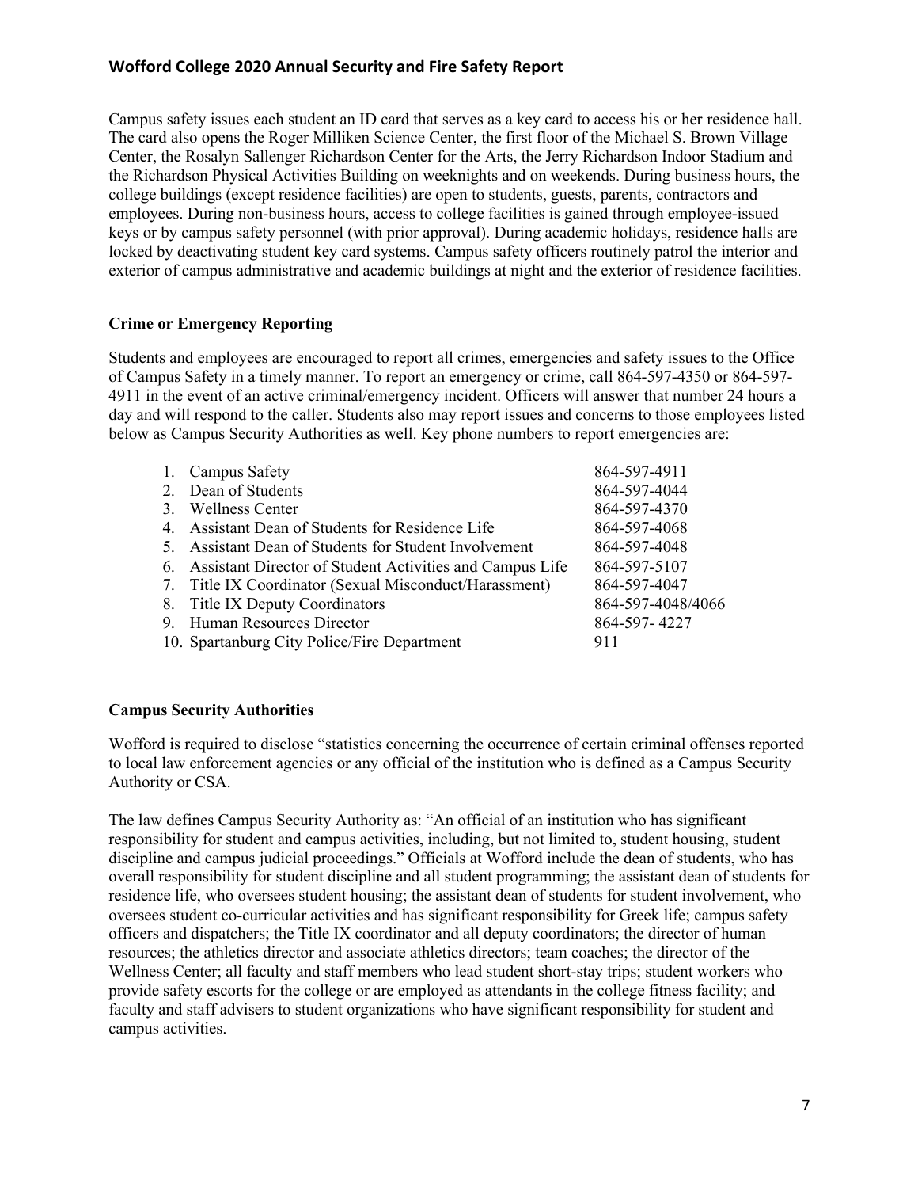Campus safety issues each student an ID card that serves as a key card to access his or her residence hall. The card also opens the Roger Milliken Science Center, the first floor of the Michael S. Brown Village Center, the Rosalyn Sallenger Richardson Center for the Arts, the Jerry Richardson Indoor Stadium and the Richardson Physical Activities Building on weeknights and on weekends. During business hours, the college buildings (except residence facilities) are open to students, guests, parents, contractors and employees. During non-business hours, access to college facilities is gained through employee-issued keys or by campus safety personnel (with prior approval). During academic holidays, residence halls are locked by deactivating student key card systems. Campus safety officers routinely patrol the interior and exterior of campus administrative and academic buildings at night and the exterior of residence facilities.

**Crime or Emergency Reporting**

Students and employees are encouraged to report all crimes, emergencies and safety issues to the Office of Campus Safety in a timely manner. To report an emergency or crime, call 864-597-4350 or 864-597-4911 in the event of an active criminal/emergency incident. Officers will answer that number 24 hours a day and will respond to the caller. Students also may report issues and concerns to those employees listed below as Campus Security Authorities as well. Key phone numbers to report emergencies are:

| | |
|---|---|
| 1. Campus Safety | 864-597-4911 |
| 2. Dean of Students | 864-597-4044 |
| 3. Wellness Center | 864-597-4370 |
| 4. Assistant Dean of Students for Residence Life | 864-597-4068 |
| 5. Assistant Dean of Students for Student Involvement | 864-597-4048 |
| 6. Assistant Director of Student Activities and Campus Life | 864-597-5107 |
| 7. Title IX Coordinator (Sexual Misconduct/Harassment) | 864-597-4047 |
| 8. Title IX Deputy Coordinators | 864-597-4048/4066 |
| 9. Human Resources Director | 864-597- 4227 |
| 10. Spartanburg City Police/Fire Department | 911 |

**Campus Security Authorities**

Wofford is required to disclose "statistics concerning the occurrence of certain criminal offenses reported to local law enforcement agencies or any official of the institution who is defined as a Campus Security Authority or CSA.

The law defines Campus Security Authority as: "An official of an institution who has significant responsibility for student and campus activities, including, but not limited to, student housing, student discipline and campus judicial proceedings." Officials at Wofford include the dean of students, who has overall responsibility for student discipline and all student programming; the assistant dean of students for residence life, who oversees student housing; the assistant dean of students for student involvement, who oversees student co-curricular activities and has significant responsibility for Greek life; campus safety officers and dispatchers; the Title IX coordinator and all deputy coordinators; the director of human resources; the athletics director and associate athletics directors; team coaches; the director of the Wellness Center; all faculty and staff members who lead student short-stay trips; student workers who provide safety escorts for the college or are employed as attendants in the college fitness facility; and faculty and staff advisers to student organizations who have significant responsibility for student and campus activities.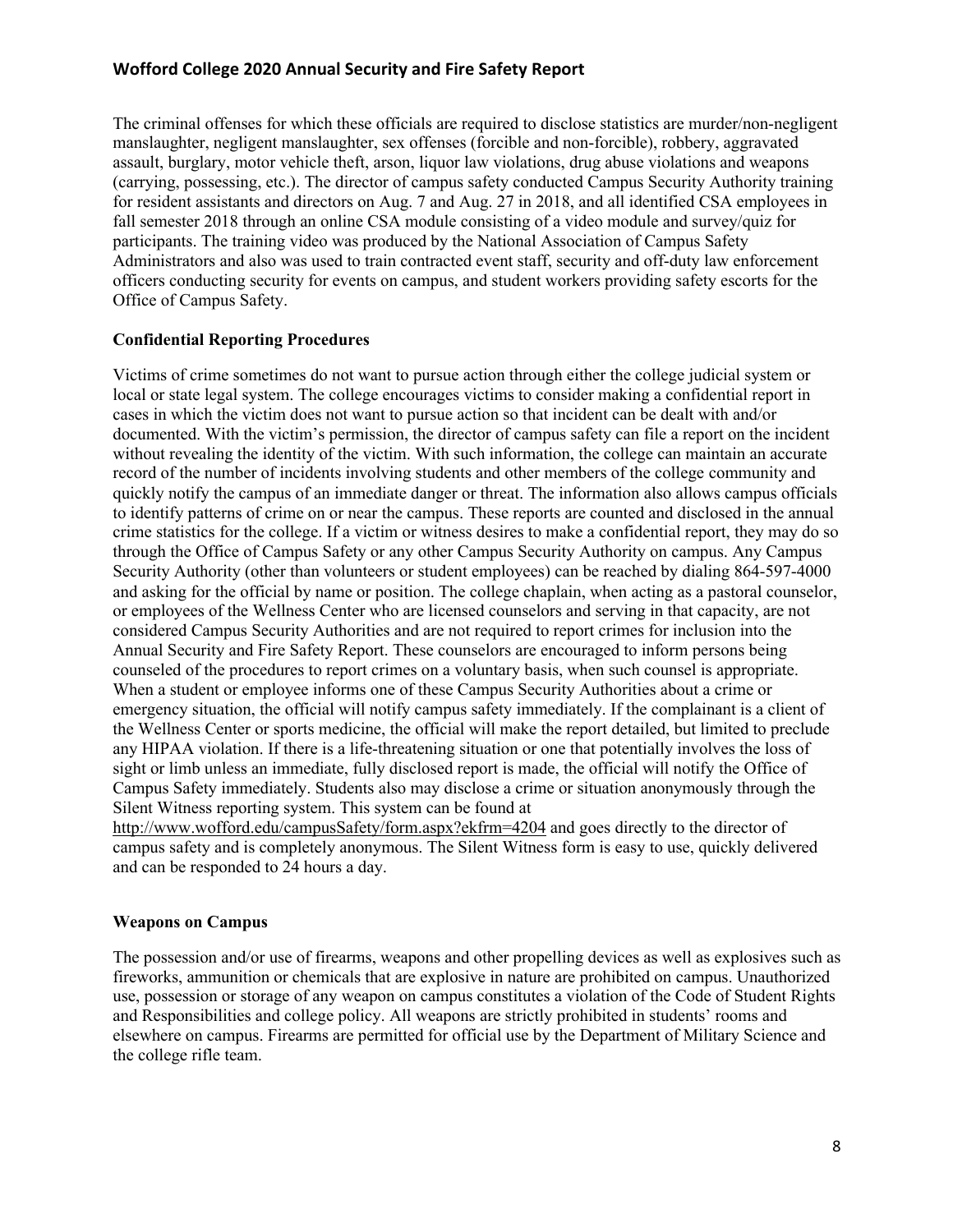The criminal offenses for which these officials are required to disclose statistics are murder/non-negligent manslaughter, negligent manslaughter, sex offenses (forcible and non-forcible), robbery, aggravated assault, burglary, motor vehicle theft, arson, liquor law violations, drug abuse violations and weapons (carrying, possessing, etc.). The director of campus safety conducted Campus Security Authority training for resident assistants and directors on Aug. 7 and Aug. 27 in 2018, and all identified CSA employees in fall semester 2018 through an online CSA module consisting of a video module and survey/quiz for participants. The training video was produced by the National Association of Campus Safety Administrators and also was used to train contracted event staff, security and off-duty law enforcement officers conducting security for events on campus, and student workers providing safety escorts for the Office of Campus Safety.

**Confidential Reporting Procedures**

Victims of crime sometimes do not want to pursue action through either the college judicial system or local or state legal system. The college encourages victims to consider making a confidential report in cases in which the victim does not want to pursue action so that incident can be dealt with and/or documented. With the victim's permission, the director of campus safety can file a report on the incident without revealing the identity of the victim. With such information, the college can maintain an accurate record of the number of incidents involving students and other members of the college community and quickly notify the campus of an immediate danger or threat. The information also allows campus officials to identify patterns of crime on or near the campus. These reports are counted and disclosed in the annual crime statistics for the college. If a victim or witness desires to make a confidential report, they may do so through the Office of Campus Safety or any other Campus Security Authority on campus. Any Campus Security Authority (other than volunteers or student employees) can be reached by dialing 864-597-4000 and asking for the official by name or position. The college chaplain, when acting as a pastoral counselor, or employees of the Wellness Center who are licensed counselors and serving in that capacity, are not considered Campus Security Authorities and are not required to report crimes for inclusion into the Annual Security and Fire Safety Report. These counselors are encouraged to inform persons being counseled of the procedures to report crimes on a voluntary basis, when such counsel is appropriate. When a student or employee informs one of these Campus Security Authorities about a crime or emergency situation, the official will notify campus safety immediately. If the complainant is a client of the Wellness Center or sports medicine, the official will make the report detailed, but limited to preclude any HIPAA violation. If there is a life-threatening situation or one that potentially involves the loss of sight or limb unless an immediate, fully disclosed report is made, the official will notify the Office of Campus Safety immediately. Students also may disclose a crime or situation anonymously through the Silent Witness reporting system. This system can be found at http://www.wofford.edu/campusSafety/form.aspx?ekfrm=4204 and goes directly to the director of campus safety and is completely anonymous. The Silent Witness form is easy to use, quickly delivered and can be responded to 24 hours a day.

**Weapons on Campus**

The possession and/or use of firearms, weapons and other propelling devices as well as explosives such as fireworks, ammunition or chemicals that are explosive in nature are prohibited on campus. Unauthorized use, possession or storage of any weapon on campus constitutes a violation of the Code of Student Rights and Responsibilities and college policy. All weapons are strictly prohibited in students' rooms and elsewhere on campus. Firearms are permitted for official use by the Department of Military Science and the college rifle team.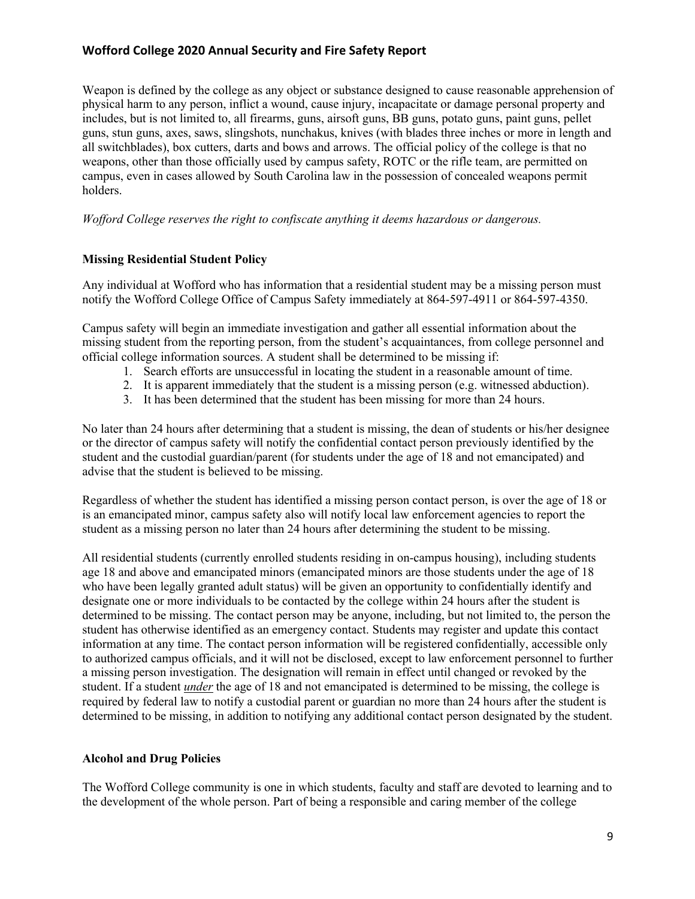Weapon is defined by the college as any object or substance designed to cause reasonable apprehension of physical harm to any person, inflict a wound, cause injury, incapacitate or damage personal property and includes, but is not limited to, all firearms, guns, airsoft guns, BB guns, potato guns, paint guns, pellet guns, stun guns, axes, saws, slingshots, nunchakus, knives (with blades three inches or more in length and all switchblades), box cutters, darts and bows and arrows. The official policy of the college is that no weapons, other than those officially used by campus safety, ROTC or the rifle team, are permitted on campus, even in cases allowed by South Carolina law in the possession of concealed weapons permit holders.

*Wofford College reserves the right to confiscate anything it deems hazardous or dangerous.*

**Missing Residential Student Policy**

Any individual at Wofford who has information that a residential student may be a missing person must notify the Wofford College Office of Campus Safety immediately at 864-597-4911 or 864-597-4350.

Campus safety will begin an immediate investigation and gather all essential information about the missing student from the reporting person, from the student's acquaintances, from college personnel and official college information sources. A student shall be determined to be missing if:

1. Search efforts are unsuccessful in locating the student in a reasonable amount of time.
2. It is apparent immediately that the student is a missing person (e.g. witnessed abduction).
3. It has been determined that the student has been missing for more than 24 hours.

No later than 24 hours after determining that a student is missing, the dean of students or his/her designee or the director of campus safety will notify the confidential contact person previously identified by the student and the custodial guardian/parent (for students under the age of 18 and not emancipated) and advise that the student is believed to be missing.

Regardless of whether the student has identified a missing person contact person, is over the age of 18 or is an emancipated minor, campus safety also will notify local law enforcement agencies to report the student as a missing person no later than 24 hours after determining the student to be missing.

All residential students (currently enrolled students residing in on-campus housing), including students age 18 and above and emancipated minors (emancipated minors are those students under the age of 18 who have been legally granted adult status) will be given an opportunity to confidentially identify and designate one or more individuals to be contacted by the college within 24 hours after the student is determined to be missing. The contact person may be anyone, including, but not limited to, the person the student has otherwise identified as an emergency contact. Students may register and update this contact information at any time. The contact person information will be registered confidentially, accessible only to authorized campus officials, and it will not be disclosed, except to law enforcement personnel to further a missing person investigation. The designation will remain in effect until changed or revoked by the student. If a student ***under*** the age of 18 and not emancipated is determined to be missing, the college is required by federal law to notify a custodial parent or guardian no more than 24 hours after the student is determined to be missing, in addition to notifying any additional contact person designated by the student.

**Alcohol and Drug Policies**

The Wofford College community is one in which students, faculty and staff are devoted to learning and to the development of the whole person. Part of being a responsible and caring member of the college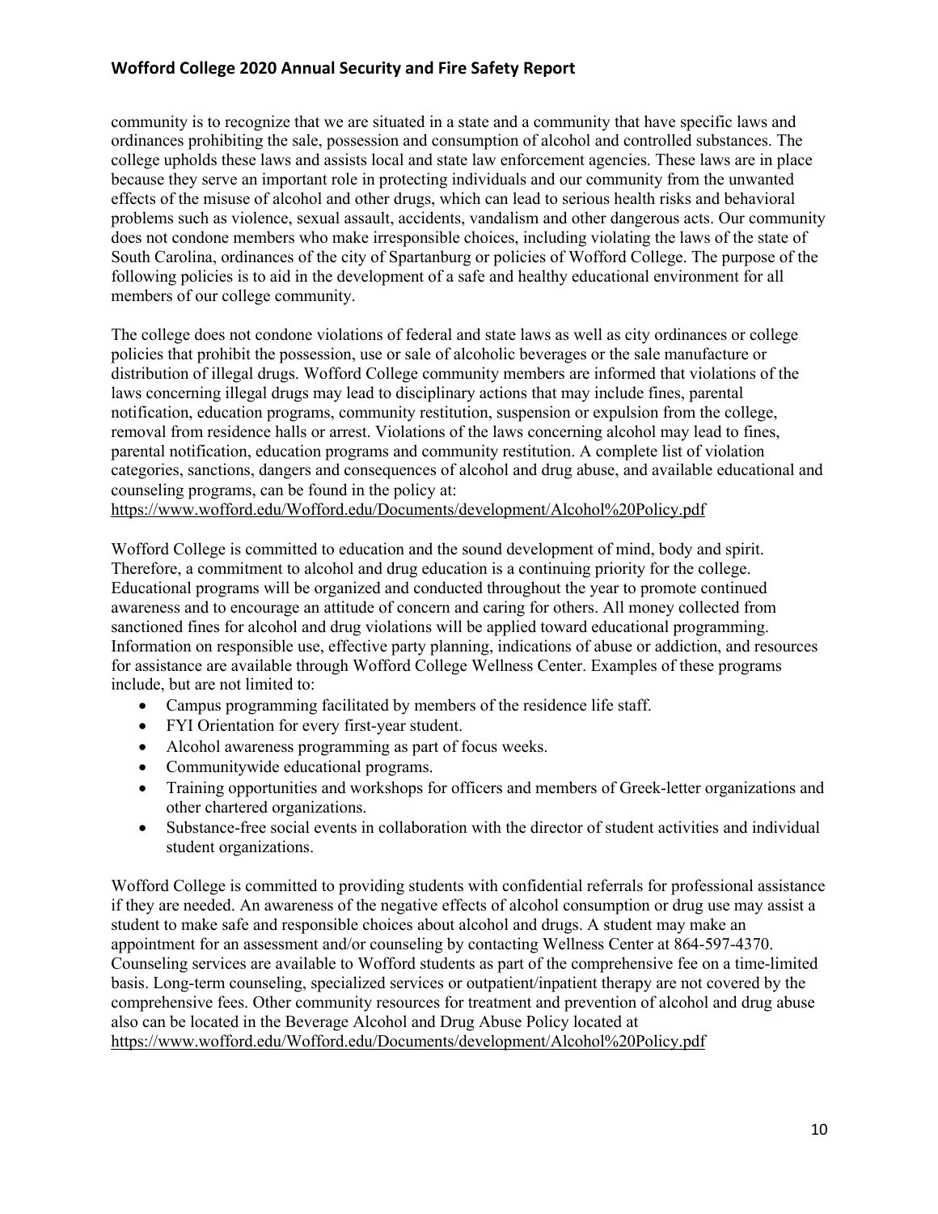community is to recognize that we are situated in a state and a community that have specific laws and ordinances prohibiting the sale, possession and consumption of alcohol and controlled substances. The college upholds these laws and assists local and state law enforcement agencies. These laws are in place because they serve an important role in protecting individuals and our community from the unwanted effects of the misuse of alcohol and other drugs, which can lead to serious health risks and behavioral problems such as violence, sexual assault, accidents, vandalism and other dangerous acts. Our community does not condone members who make irresponsible choices, including violating the laws of the state of South Carolina, ordinances of the city of Spartanburg or policies of Wofford College. The purpose of the following policies is to aid in the development of a safe and healthy educational environment for all members of our college community.

The college does not condone violations of federal and state laws as well as city ordinances or college policies that prohibit the possession, use or sale of alcoholic beverages or the sale manufacture or distribution of illegal drugs. Wofford College community members are informed that violations of the laws concerning illegal drugs may lead to disciplinary actions that may include fines, parental notification, education programs, community restitution, suspension or expulsion from the college, removal from residence halls or arrest. Violations of the laws concerning alcohol may lead to fines, parental notification, education programs and community restitution. A complete list of violation categories, sanctions, dangers and consequences of alcohol and drug abuse, and available educational and counseling programs, can be found in the policy at:
https://www.wofford.edu/Wofford.edu/Documents/development/Alcohol%20Policy.pdf

Wofford College is committed to education and the sound development of mind, body and spirit. Therefore, a commitment to alcohol and drug education is a continuing priority for the college. Educational programs will be organized and conducted throughout the year to promote continued awareness and to encourage an attitude of concern and caring for others. All money collected from sanctioned fines for alcohol and drug violations will be applied toward educational programming. Information on responsible use, effective party planning, indications of abuse or addiction, and resources for assistance are available through Wofford College Wellness Center. Examples of these programs include, but are not limited to:

- Campus programming facilitated by members of the residence life staff.
- FYI Orientation for every first-year student.
- Alcohol awareness programming as part of focus weeks.
- Communitywide educational programs.
- Training opportunities and workshops for officers and members of Greek-letter organizations and other chartered organizations.
- Substance-free social events in collaboration with the director of student activities and individual student organizations.

Wofford College is committed to providing students with confidential referrals for professional assistance if they are needed. An awareness of the negative effects of alcohol consumption or drug use may assist a student to make safe and responsible choices about alcohol and drugs. A student may make an appointment for an assessment and/or counseling by contacting Wellness Center at 864-597-4370. Counseling services are available to Wofford students as part of the comprehensive fee on a time-limited basis. Long-term counseling, specialized services or outpatient/inpatient therapy are not covered by the comprehensive fees. Other community resources for treatment and prevention of alcohol and drug abuse also can be located in the Beverage Alcohol and Drug Abuse Policy located at
https://www.wofford.edu/Wofford.edu/Documents/development/Alcohol%20Policy.pdf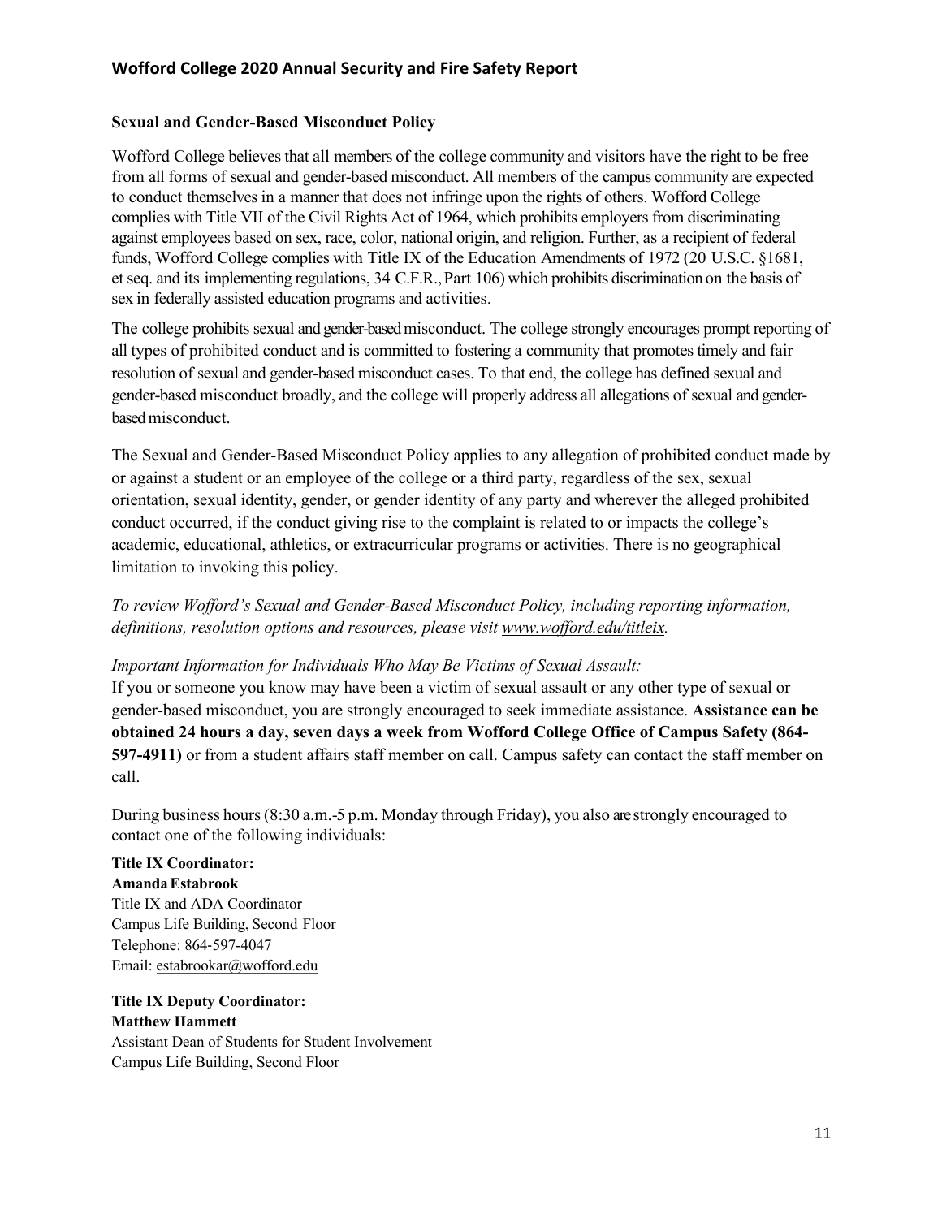## Sexual and Gender-Based Misconduct Policy

Wofford College believes that all members of the college community and visitors have the right to be free from all forms of sexual and gender-based misconduct. All members of the campus community are expected to conduct themselves in a manner that does not infringe upon the rights of others. Wofford College complies with Title VII of the Civil Rights Act of 1964, which prohibits employers from discriminating against employees based on sex, race, color, national origin, and religion. Further, as a recipient of federal funds, Wofford College complies with Title IX of the Education Amendments of 1972 (20 U.S.C. §1681, et seq. and its implementing regulations, 34 C.F.R., Part 106) which prohibits discrimination on the basis of sex in federally assisted education programs and activities.

The college prohibits sexual and gender-based misconduct. The college strongly encourages prompt reporting of all types of prohibited conduct and is committed to fostering a community that promotes timely and fair resolution of sexual and gender-based misconduct cases. To that end, the college has defined sexual and gender-based misconduct broadly, and the college will properly address all allegations of sexual and gender-based misconduct.

The Sexual and Gender-Based Misconduct Policy applies to any allegation of prohibited conduct made by or against a student or an employee of the college or a third party, regardless of the sex, sexual orientation, sexual identity, gender, or gender identity of any party and wherever the alleged prohibited conduct occurred, if the conduct giving rise to the complaint is related to or impacts the college's academic, educational, athletics, or extracurricular programs or activities. There is no geographical limitation to invoking this policy.

*To review Wofford's Sexual and Gender-Based Misconduct Policy, including reporting information, definitions, resolution options and resources, please visit www.wofford.edu/titleix.*

*Important Information for Individuals Who May Be Victims of Sexual Assault:*

If you or someone you know may have been a victim of sexual assault or any other type of sexual or gender-based misconduct, you are strongly encouraged to seek immediate assistance. **Assistance can be obtained 24 hours a day, seven days a week from Wofford College Office of Campus Safety (864-597-4911)** or from a student affairs staff member on call. Campus safety can contact the staff member on call.

During business hours (8:30 a.m.-5 p.m. Monday through Friday), you also are strongly encouraged to contact one of the following individuals:

**Title IX Coordinator:**
**Amanda Estabrook**
Title IX and ADA Coordinator
Campus Life Building, Second Floor
Telephone: 864-597-4047
Email: estabrookar@wofford.edu

**Title IX Deputy Coordinator:**
**Matthew Hammett**
Assistant Dean of Students for Student Involvement
Campus Life Building, Second Floor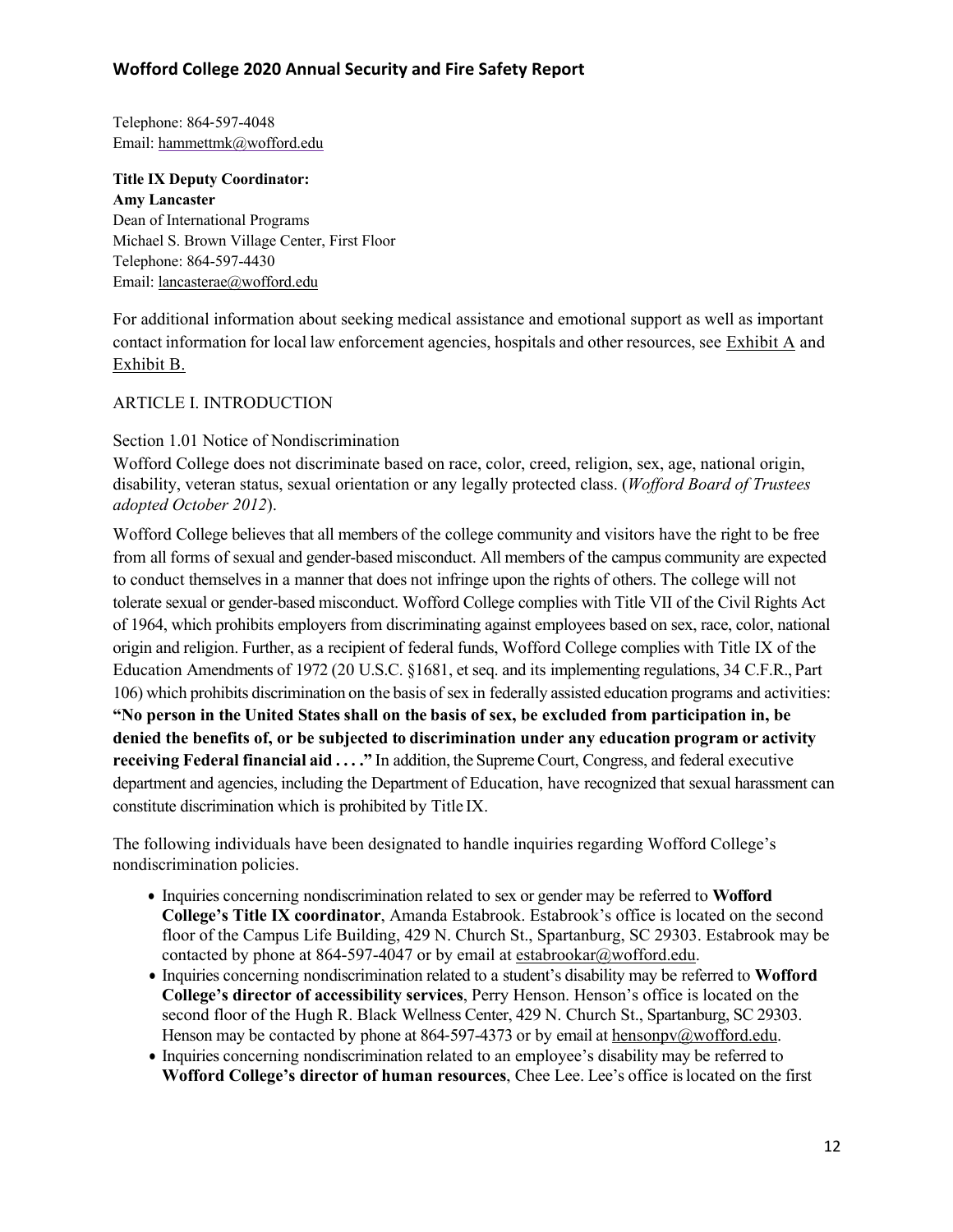Telephone: 864-597-4048
Email: hammettmk@wofford.edu

**Title IX Deputy Coordinator:**
**Amy Lancaster**
Dean of International Programs
Michael S. Brown Village Center, First Floor
Telephone: 864-597-4430
Email: lancasterae@wofford.edu

For additional information about seeking medical assistance and emotional support as well as important contact information for local law enforcement agencies, hospitals and other resources, see Exhibit A and Exhibit B.

## ARTICLE I. INTRODUCTION

### Section 1.01 Notice of Nondiscrimination

Wofford College does not discriminate based on race, color, creed, religion, sex, age, national origin, disability, veteran status, sexual orientation or any legally protected class. (*Wofford Board of Trustees adopted October 2012*).

Wofford College believes that all members of the college community and visitors have the right to be free from all forms of sexual and gender-based misconduct. All members of the campus community are expected to conduct themselves in a manner that does not infringe upon the rights of others. The college will not tolerate sexual or gender-based misconduct. Wofford College complies with Title VII of the Civil Rights Act of 1964, which prohibits employers from discriminating against employees based on sex, race, color, national origin and religion. Further, as a recipient of federal funds, Wofford College complies with Title IX of the Education Amendments of 1972 (20 U.S.C. §1681, et seq. and its implementing regulations, 34 C.F.R., Part 106) which prohibits discrimination on the basis of sex in federally assisted education programs and activities: **"No person in the United States shall on the basis of sex, be excluded from participation in, be denied the benefits of, or be subjected to discrimination under any education program or activity receiving Federal financial aid . . . ."** In addition, the Supreme Court, Congress, and federal executive department and agencies, including the Department of Education, have recognized that sexual harassment can constitute discrimination which is prohibited by Title IX.

The following individuals have been designated to handle inquiries regarding Wofford College's nondiscrimination policies.

- Inquiries concerning nondiscrimination related to sex or gender may be referred to **Wofford College's Title IX coordinator**, Amanda Estabrook. Estabrook's office is located on the second floor of the Campus Life Building, 429 N. Church St., Spartanburg, SC 29303. Estabrook may be contacted by phone at 864-597-4047 or by email at estabrookar@wofford.edu.
- Inquiries concerning nondiscrimination related to a student's disability may be referred to **Wofford College's director of accessibility services**, Perry Henson. Henson's office is located on the second floor of the Hugh R. Black Wellness Center, 429 N. Church St., Spartanburg, SC 29303. Henson may be contacted by phone at 864-597-4373 or by email at hensonpv@wofford.edu.
- Inquiries concerning nondiscrimination related to an employee's disability may be referred to **Wofford College's director of human resources**, Chee Lee. Lee's office is located on the first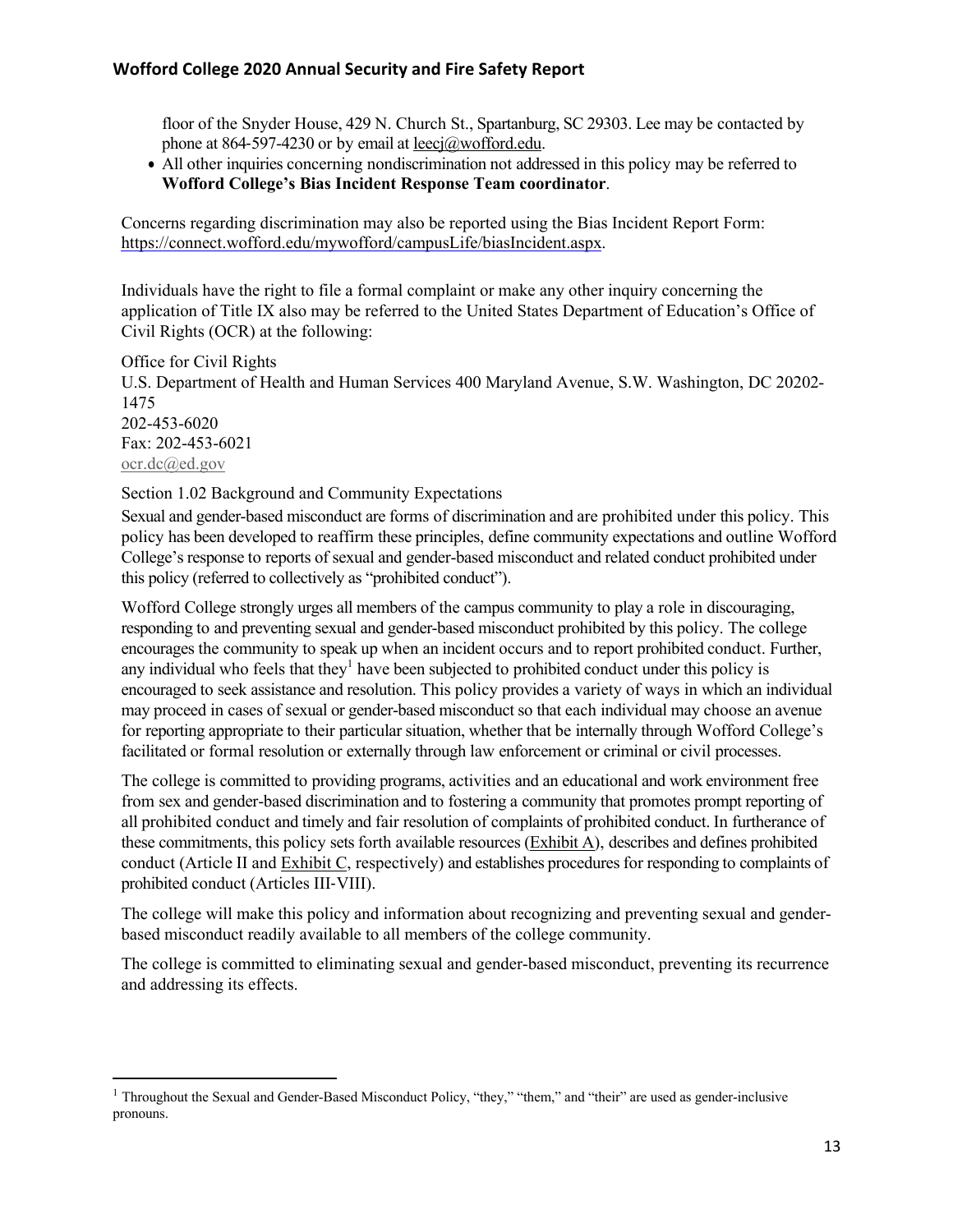floor of the Snyder House, 429 N. Church St., Spartanburg, SC 29303. Lee may be contacted by phone at 864-597-4230 or by email at leecj@wofford.edu.

- All other inquiries concerning nondiscrimination not addressed in this policy may be referred to **Wofford College's Bias Incident Response Team coordinator**.

Concerns regarding discrimination may also be reported using the Bias Incident Report Form: https://connect.wofford.edu/mywofford/campusLife/biasIncident.aspx.

Individuals have the right to file a formal complaint or make any other inquiry concerning the application of Title IX also may be referred to the United States Department of Education's Office of Civil Rights (OCR) at the following:

Office for Civil Rights
U.S. Department of Health and Human Services 400 Maryland Avenue, S.W. Washington, DC 20202-1475
202-453-6020
Fax: 202-453-6021
ocr.dc@ed.gov

Section 1.02 Background and Community Expectations

Sexual and gender-based misconduct are forms of discrimination and are prohibited under this policy. This policy has been developed to reaffirm these principles, define community expectations and outline Wofford College's response to reports of sexual and gender-based misconduct and related conduct prohibited under this policy (referred to collectively as "prohibited conduct").

Wofford College strongly urges all members of the campus community to play a role in discouraging, responding to and preventing sexual and gender-based misconduct prohibited by this policy. The college encourages the community to speak up when an incident occurs and to report prohibited conduct. Further, any individual who feels that they[1] have been subjected to prohibited conduct under this policy is encouraged to seek assistance and resolution. This policy provides a variety of ways in which an individual may proceed in cases of sexual or gender-based misconduct so that each individual may choose an avenue for reporting appropriate to their particular situation, whether that be internally through Wofford College's facilitated or formal resolution or externally through law enforcement or criminal or civil processes.

The college is committed to providing programs, activities and an educational and work environment free from sex and gender-based discrimination and to fostering a community that promotes prompt reporting of all prohibited conduct and timely and fair resolution of complaints of prohibited conduct. In furtherance of these commitments, this policy sets forth available resources (Exhibit A), describes and defines prohibited conduct (Article II and Exhibit C, respectively) and establishes procedures for responding to complaints of prohibited conduct (Articles III-VIII).

The college will make this policy and information about recognizing and preventing sexual and gender-based misconduct readily available to all members of the college community.

The college is committed to eliminating sexual and gender-based misconduct, preventing its recurrence and addressing its effects.

[1] Throughout the Sexual and Gender-Based Misconduct Policy, "they," "them," and "their" are used as gender-inclusive pronouns.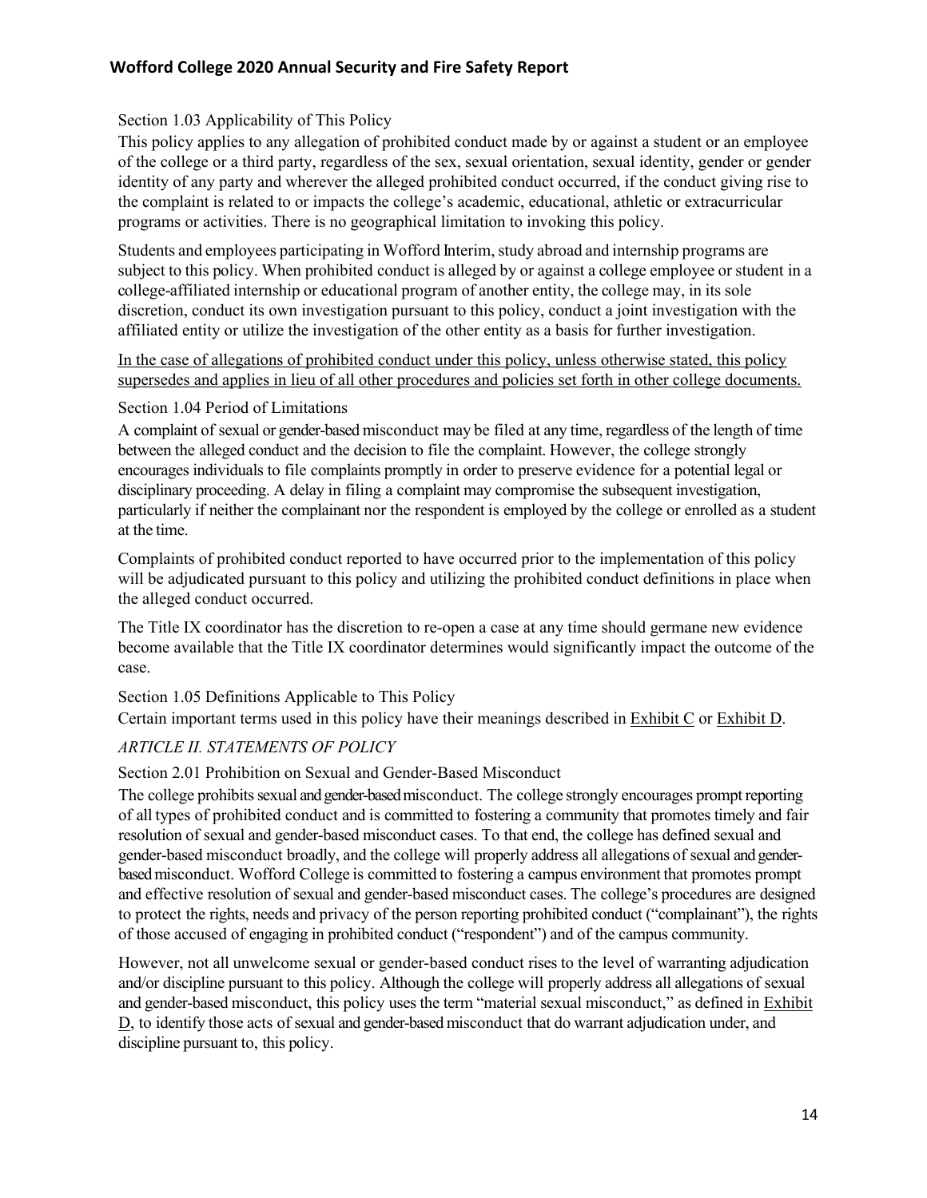### Section 1.03 Applicability of This Policy

This policy applies to any allegation of prohibited conduct made by or against a student or an employee of the college or a third party, regardless of the sex, sexual orientation, sexual identity, gender or gender identity of any party and wherever the alleged prohibited conduct occurred, if the conduct giving rise to the complaint is related to or impacts the college's academic, educational, athletic or extracurricular programs or activities. There is no geographical limitation to invoking this policy.

Students and employees participating in Wofford Interim, study abroad and internship programs are subject to this policy. When prohibited conduct is alleged by or against a college employee or student in a college-affiliated internship or educational program of another entity, the college may, in its sole discretion, conduct its own investigation pursuant to this policy, conduct a joint investigation with the affiliated entity or utilize the investigation of the other entity as a basis for further investigation.

<u>In the case of allegations of prohibited conduct under this policy, unless otherwise stated, this policy supersedes and applies in lieu of all other procedures and policies set forth in other college documents.</u>

### Section 1.04 Period of Limitations

A complaint of sexual or gender-based misconduct may be filed at any time, regardless of the length of time between the alleged conduct and the decision to file the complaint. However, the college strongly encourages individuals to file complaints promptly in order to preserve evidence for a potential legal or disciplinary proceeding. A delay in filing a complaint may compromise the subsequent investigation, particularly if neither the complainant nor the respondent is employed by the college or enrolled as a student at the time.

Complaints of prohibited conduct reported to have occurred prior to the implementation of this policy will be adjudicated pursuant to this policy and utilizing the prohibited conduct definitions in place when the alleged conduct occurred.

The Title IX coordinator has the discretion to re-open a case at any time should germane new evidence become available that the Title IX coordinator determines would significantly impact the outcome of the case.

### Section 1.05 Definitions Applicable to This Policy

Certain important terms used in this policy have their meanings described in <u>Exhibit C</u> or <u>Exhibit D</u>.

## *ARTICLE II. STATEMENTS OF POLICY*

### Section 2.01 Prohibition on Sexual and Gender-Based Misconduct

The college prohibits sexual and gender-based misconduct. The college strongly encourages prompt reporting of all types of prohibited conduct and is committed to fostering a community that promotes timely and fair resolution of sexual and gender-based misconduct cases. To that end, the college has defined sexual and gender-based misconduct broadly, and the college will properly address all allegations of sexual and gender-based misconduct. Wofford College is committed to fostering a campus environment that promotes prompt and effective resolution of sexual and gender-based misconduct cases. The college's procedures are designed to protect the rights, needs and privacy of the person reporting prohibited conduct ("complainant"), the rights of those accused of engaging in prohibited conduct ("respondent") and of the campus community.

However, not all unwelcome sexual or gender-based conduct rises to the level of warranting adjudication and/or discipline pursuant to this policy. Although the college will properly address all allegations of sexual and gender-based misconduct, this policy uses the term "material sexual misconduct," as defined in <u>Exhibit D</u>, to identify those acts of sexual and gender-based misconduct that do warrant adjudication under, and discipline pursuant to, this policy.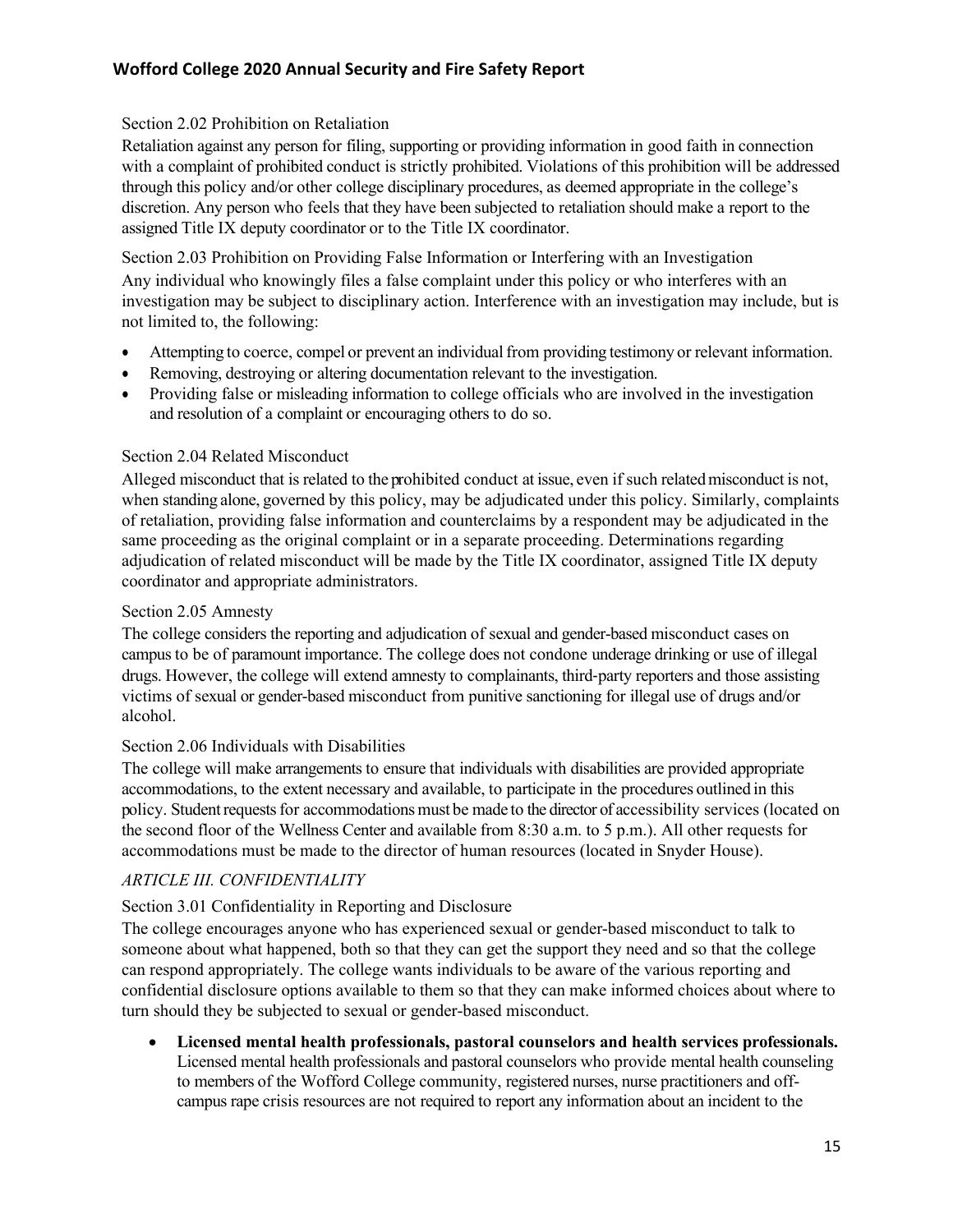### Section 2.02 Prohibition on Retaliation

Retaliation against any person for filing, supporting or providing information in good faith in connection with a complaint of prohibited conduct is strictly prohibited. Violations of this prohibition will be addressed through this policy and/or other college disciplinary procedures, as deemed appropriate in the college's discretion. Any person who feels that they have been subjected to retaliation should make a report to the assigned Title IX deputy coordinator or to the Title IX coordinator.

### Section 2.03 Prohibition on Providing False Information or Interfering with an Investigation

Any individual who knowingly files a false complaint under this policy or who interferes with an investigation may be subject to disciplinary action. Interference with an investigation may include, but is not limited to, the following:

- Attempting to coerce, compel or prevent an individual from providing testimony or relevant information.
- Removing, destroying or altering documentation relevant to the investigation.
- Providing false or misleading information to college officials who are involved in the investigation and resolution of a complaint or encouraging others to do so.

### Section 2.04 Related Misconduct

Alleged misconduct that is related to the prohibited conduct at issue, even if such related misconduct is not, when standing alone, governed by this policy, may be adjudicated under this policy. Similarly, complaints of retaliation, providing false information and counterclaims by a respondent may be adjudicated in the same proceeding as the original complaint or in a separate proceeding. Determinations regarding adjudication of related misconduct will be made by the Title IX coordinator, assigned Title IX deputy coordinator and appropriate administrators.

### Section 2.05 Amnesty

The college considers the reporting and adjudication of sexual and gender-based misconduct cases on campus to be of paramount importance. The college does not condone underage drinking or use of illegal drugs. However, the college will extend amnesty to complainants, third-party reporters and those assisting victims of sexual or gender-based misconduct from punitive sanctioning for illegal use of drugs and/or alcohol.

### Section 2.06 Individuals with Disabilities

The college will make arrangements to ensure that individuals with disabilities are provided appropriate accommodations, to the extent necessary and available, to participate in the procedures outlined in this policy. Student requests for accommodations must be made to the director of accessibility services (located on the second floor of the Wellness Center and available from 8:30 a.m. to 5 p.m.). All other requests for accommodations must be made to the director of human resources (located in Snyder House).

## *ARTICLE III. CONFIDENTIALITY*

### Section 3.01 Confidentiality in Reporting and Disclosure

The college encourages anyone who has experienced sexual or gender-based misconduct to talk to someone about what happened, both so that they can get the support they need and so that the college can respond appropriately. The college wants individuals to be aware of the various reporting and confidential disclosure options available to them so that they can make informed choices about where to turn should they be subjected to sexual or gender-based misconduct.

- **Licensed mental health professionals, pastoral counselors and health services professionals.** Licensed mental health professionals and pastoral counselors who provide mental health counseling to members of the Wofford College community, registered nurses, nurse practitioners and off-campus rape crisis resources are not required to report any information about an incident to the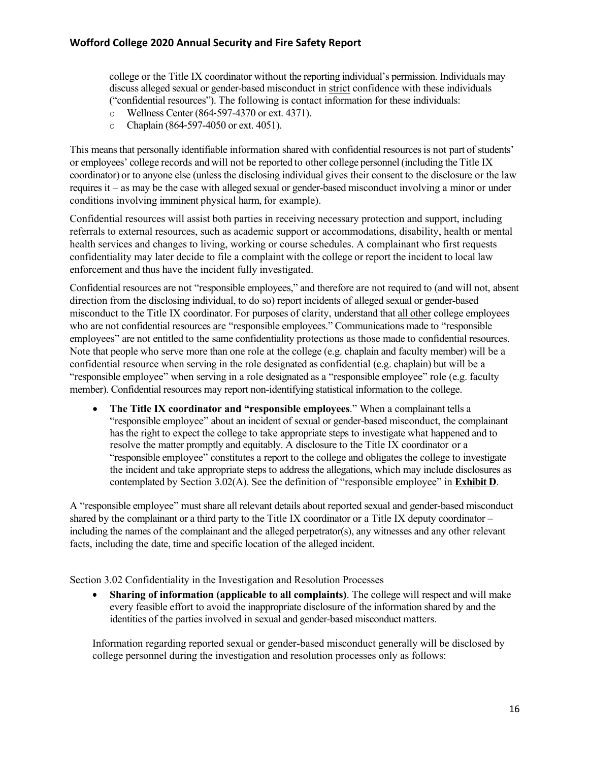college or the Title IX coordinator without the reporting individual's permission. Individuals may discuss alleged sexual or gender-based misconduct in strict confidence with these individuals ("confidential resources"). The following is contact information for these individuals:

- Wellness Center (864-597-4370 or ext. 4371).
- Chaplain (864-597-4050 or ext. 4051).

This means that personally identifiable information shared with confidential resources is not part of students' or employees' college records and will not be reported to other college personnel (including the Title IX coordinator) or to anyone else (unless the disclosing individual gives their consent to the disclosure or the law requires it – as may be the case with alleged sexual or gender-based misconduct involving a minor or under conditions involving imminent physical harm, for example).

Confidential resources will assist both parties in receiving necessary protection and support, including referrals to external resources, such as academic support or accommodations, disability, health or mental health services and changes to living, working or course schedules. A complainant who first requests confidentiality may later decide to file a complaint with the college or report the incident to local law enforcement and thus have the incident fully investigated.

Confidential resources are not "responsible employees," and therefore are not required to (and will not, absent direction from the disclosing individual, to do so) report incidents of alleged sexual or gender-based misconduct to the Title IX coordinator. For purposes of clarity, understand that all other college employees who are not confidential resources are "responsible employees." Communications made to "responsible employees" are not entitled to the same confidentiality protections as those made to confidential resources. Note that people who serve more than one role at the college (e.g. chaplain and faculty member) will be a confidential resource when serving in the role designated as confidential (e.g. chaplain) but will be a "responsible employee" when serving in a role designated as a "responsible employee" role (e.g. faculty member). Confidential resources may report non-identifying statistical information to the college.

- **The Title IX coordinator and "responsible employees**." When a complainant tells a "responsible employee" about an incident of sexual or gender-based misconduct, the complainant has the right to expect the college to take appropriate steps to investigate what happened and to resolve the matter promptly and equitably. A disclosure to the Title IX coordinator or a "responsible employee" constitutes a report to the college and obligates the college to investigate the incident and take appropriate steps to address the allegations, which may include disclosures as contemplated by Section 3.02(A). See the definition of "responsible employee" in **Exhibit D**.

A "responsible employee" must share all relevant details about reported sexual and gender-based misconduct shared by the complainant or a third party to the Title IX coordinator or a Title IX deputy coordinator – including the names of the complainant and the alleged perpetrator(s), any witnesses and any other relevant facts, including the date, time and specific location of the alleged incident.

Section 3.02 Confidentiality in the Investigation and Resolution Processes

- **Sharing of information (applicable to all complaints)**. The college will respect and will make every feasible effort to avoid the inappropriate disclosure of the information shared by and the identities of the parties involved in sexual and gender-based misconduct matters.

Information regarding reported sexual or gender-based misconduct generally will be disclosed by college personnel during the investigation and resolution processes only as follows: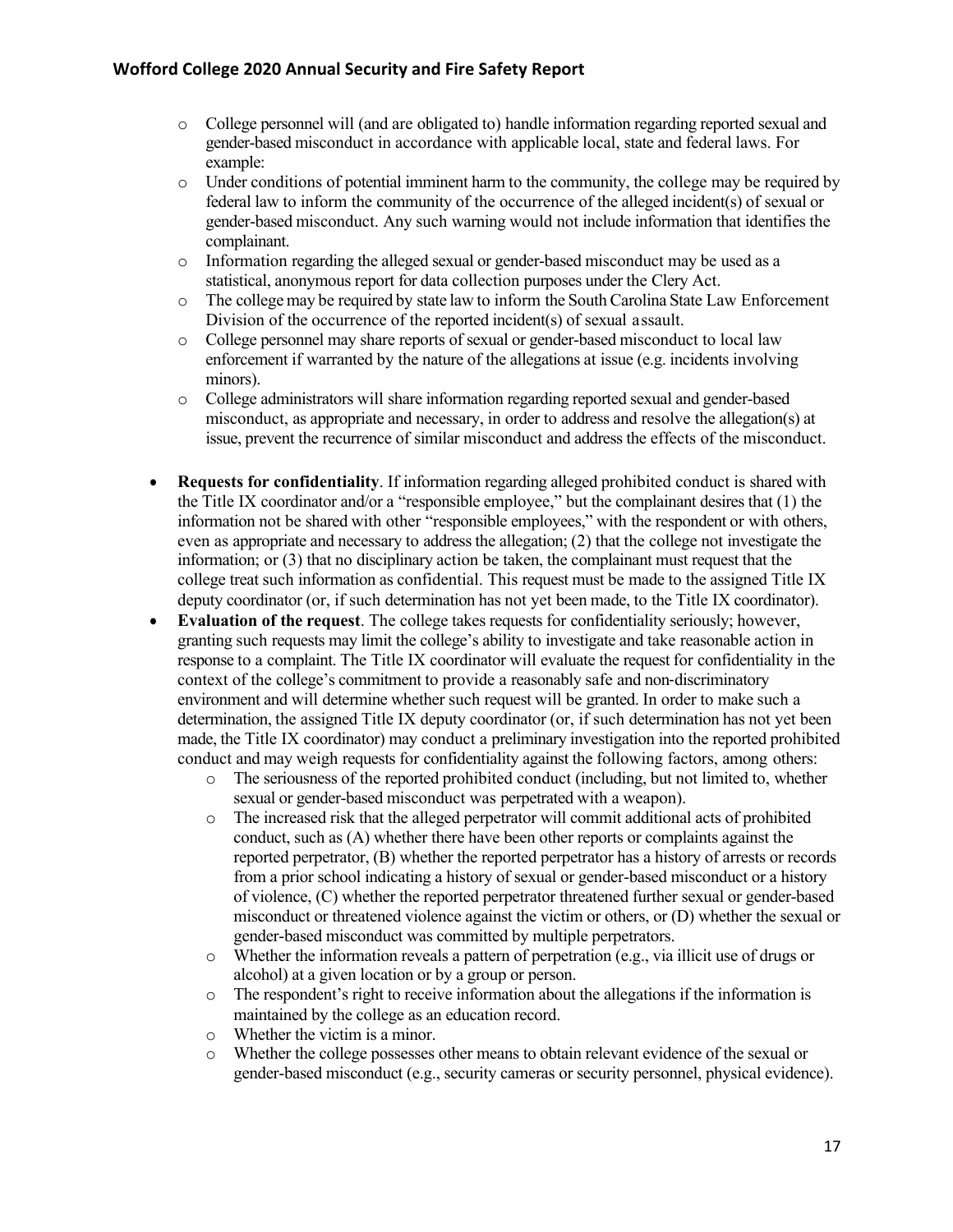- College personnel will (and are obligated to) handle information regarding reported sexual and gender-based misconduct in accordance with applicable local, state and federal laws. For example:
- Under conditions of potential imminent harm to the community, the college may be required by federal law to inform the community of the occurrence of the alleged incident(s) of sexual or gender-based misconduct. Any such warning would not include information that identifies the complainant.
- Information regarding the alleged sexual or gender-based misconduct may be used as a statistical, anonymous report for data collection purposes under the Clery Act.
- The college may be required by state law to inform the South Carolina State Law Enforcement Division of the occurrence of the reported incident(s) of sexual assault.
- College personnel may share reports of sexual or gender-based misconduct to local law enforcement if warranted by the nature of the allegations at issue (e.g. incidents involving minors).
- College administrators will share information regarding reported sexual and gender-based misconduct, as appropriate and necessary, in order to address and resolve the allegation(s) at issue, prevent the recurrence of similar misconduct and address the effects of the misconduct.

- **Requests for confidentiality**. If information regarding alleged prohibited conduct is shared with the Title IX coordinator and/or a "responsible employee," but the complainant desires that (1) the information not be shared with other "responsible employees," with the respondent or with others, even as appropriate and necessary to address the allegation; (2) that the college not investigate the information; or (3) that no disciplinary action be taken, the complainant must request that the college treat such information as confidential. This request must be made to the assigned Title IX deputy coordinator (or, if such determination has not yet been made, to the Title IX coordinator).
- **Evaluation of the request**. The college takes requests for confidentiality seriously; however, granting such requests may limit the college's ability to investigate and take reasonable action in response to a complaint. The Title IX coordinator will evaluate the request for confidentiality in the context of the college's commitment to provide a reasonably safe and non-discriminatory environment and will determine whether such request will be granted. In order to make such a determination, the assigned Title IX deputy coordinator (or, if such determination has not yet been made, the Title IX coordinator) may conduct a preliminary investigation into the reported prohibited conduct and may weigh requests for confidentiality against the following factors, among others:
  - The seriousness of the reported prohibited conduct (including, but not limited to, whether sexual or gender-based misconduct was perpetrated with a weapon).
  - The increased risk that the alleged perpetrator will commit additional acts of prohibited conduct, such as (A) whether there have been other reports or complaints against the reported perpetrator, (B) whether the reported perpetrator has a history of arrests or records from a prior school indicating a history of sexual or gender-based misconduct or a history of violence, (C) whether the reported perpetrator threatened further sexual or gender-based misconduct or threatened violence against the victim or others, or (D) whether the sexual or gender-based misconduct was committed by multiple perpetrators.
  - Whether the information reveals a pattern of perpetration (e.g., via illicit use of drugs or alcohol) at a given location or by a group or person.
  - The respondent's right to receive information about the allegations if the information is maintained by the college as an education record.
  - Whether the victim is a minor.
  - Whether the college possesses other means to obtain relevant evidence of the sexual or gender-based misconduct (e.g., security cameras or security personnel, physical evidence).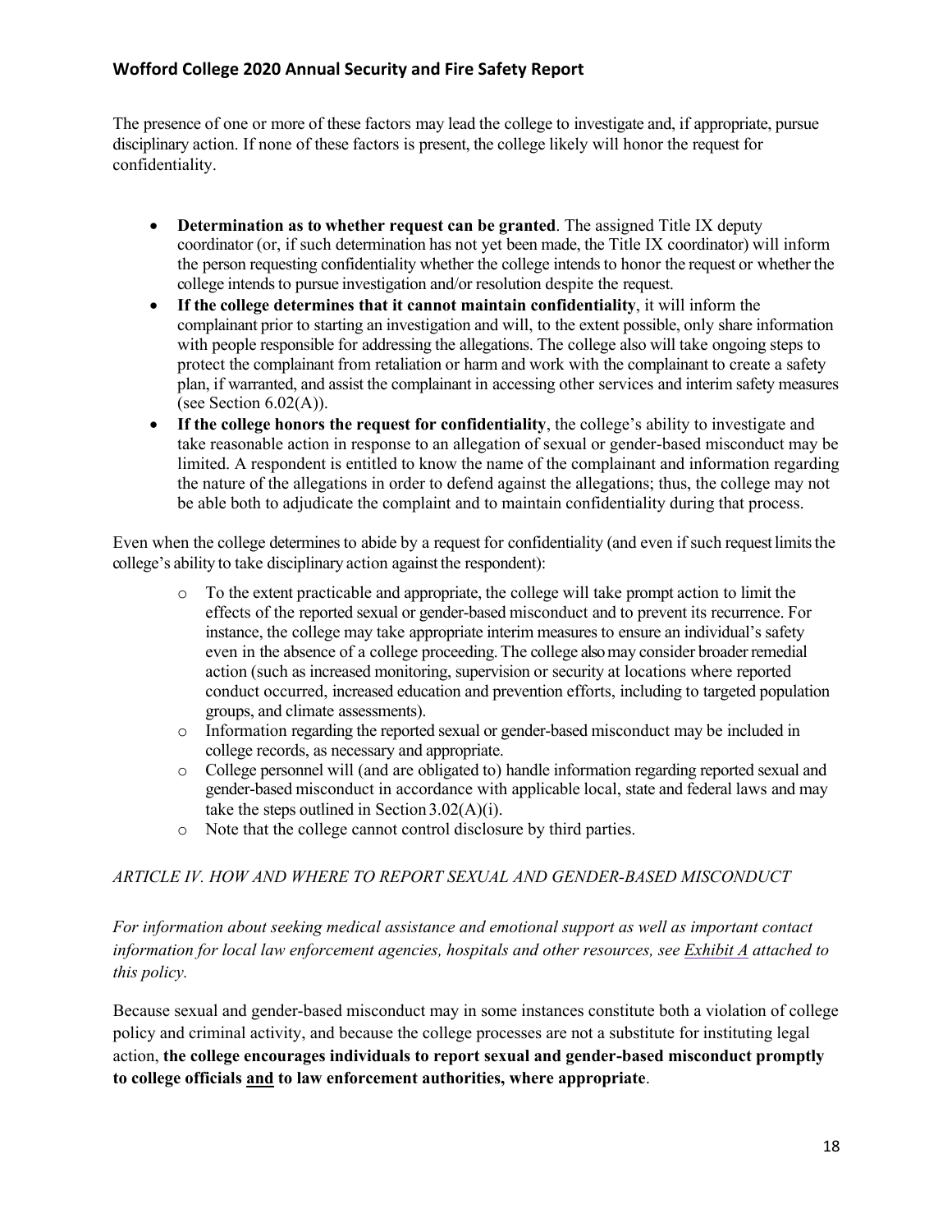The presence of one or more of these factors may lead the college to investigate and, if appropriate, pursue disciplinary action. If none of these factors is present, the college likely will honor the request for confidentiality.

- **Determination as to whether request can be granted**. The assigned Title IX deputy coordinator (or, if such determination has not yet been made, the Title IX coordinator) will inform the person requesting confidentiality whether the college intends to honor the request or whether the college intends to pursue investigation and/or resolution despite the request.
- **If the college determines that it cannot maintain confidentiality**, it will inform the complainant prior to starting an investigation and will, to the extent possible, only share information with people responsible for addressing the allegations. The college also will take ongoing steps to protect the complainant from retaliation or harm and work with the complainant to create a safety plan, if warranted, and assist the complainant in accessing other services and interim safety measures (see Section 6.02(A)).
- **If the college honors the request for confidentiality**, the college's ability to investigate and take reasonable action in response to an allegation of sexual or gender-based misconduct may be limited. A respondent is entitled to know the name of the complainant and information regarding the nature of the allegations in order to defend against the allegations; thus, the college may not be able both to adjudicate the complaint and to maintain confidentiality during that process.

Even when the college determines to abide by a request for confidentiality (and even if such request limits the college's ability to take disciplinary action against the respondent):

- To the extent practicable and appropriate, the college will take prompt action to limit the effects of the reported sexual or gender-based misconduct and to prevent its recurrence. For instance, the college may take appropriate interim measures to ensure an individual's safety even in the absence of a college proceeding. The college also may consider broader remedial action (such as increased monitoring, supervision or security at locations where reported conduct occurred, increased education and prevention efforts, including to targeted population groups, and climate assessments).
- Information regarding the reported sexual or gender-based misconduct may be included in college records, as necessary and appropriate.
- College personnel will (and are obligated to) handle information regarding reported sexual and gender-based misconduct in accordance with applicable local, state and federal laws and may take the steps outlined in Section 3.02(A)(i).
- Note that the college cannot control disclosure by third parties.

## *ARTICLE IV. HOW AND WHERE TO REPORT SEXUAL AND GENDER-BASED MISCONDUCT*

*For information about seeking medical assistance and emotional support as well as important contact information for local law enforcement agencies, hospitals and other resources, see Exhibit A attached to this policy.*

Because sexual and gender-based misconduct may in some instances constitute both a violation of college policy and criminal activity, and because the college processes are not a substitute for instituting legal action, **the college encourages individuals to report sexual and gender-based misconduct promptly to college officials and to law enforcement authorities, where appropriate**.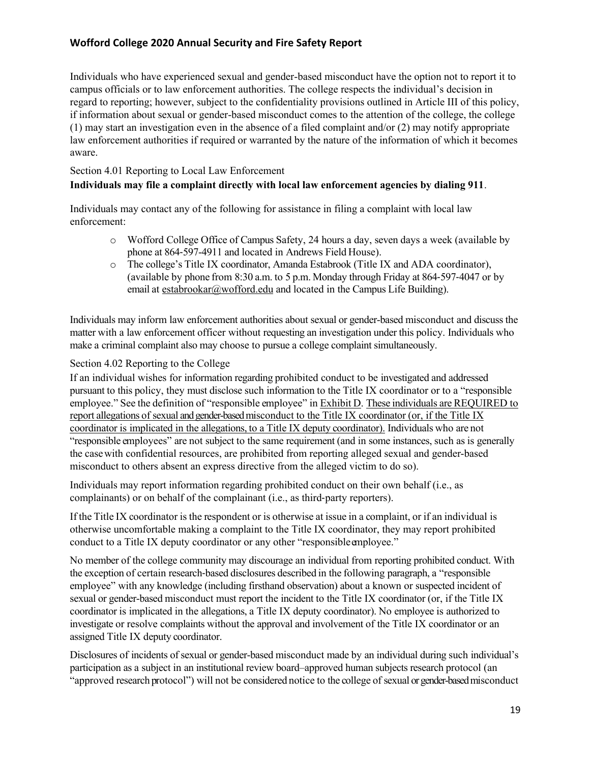Individuals who have experienced sexual and gender-based misconduct have the option not to report it to campus officials or to law enforcement authorities. The college respects the individual's decision in regard to reporting; however, subject to the confidentiality provisions outlined in Article III of this policy, if information about sexual or gender-based misconduct comes to the attention of the college, the college (1) may start an investigation even in the absence of a filed complaint and/or (2) may notify appropriate law enforcement authorities if required or warranted by the nature of the information of which it becomes aware.

### Section 4.01 Reporting to Local Law Enforcement

**Individuals may file a complaint directly with local law enforcement agencies by dialing 911**.

Individuals may contact any of the following for assistance in filing a complaint with local law enforcement:

- Wofford College Office of Campus Safety, 24 hours a day, seven days a week (available by phone at 864-597-4911 and located in Andrews Field House).
- The college's Title IX coordinator, Amanda Estabrook (Title IX and ADA coordinator), (available by phone from 8:30 a.m. to 5 p.m. Monday through Friday at 864-597-4047 or by email at estabrookar@wofford.edu and located in the Campus Life Building).

Individuals may inform law enforcement authorities about sexual or gender-based misconduct and discuss the matter with a law enforcement officer without requesting an investigation under this policy. Individuals who make a criminal complaint also may choose to pursue a college complaint simultaneously.

### Section 4.02 Reporting to the College

If an individual wishes for information regarding prohibited conduct to be investigated and addressed pursuant to this policy, they must disclose such information to the Title IX coordinator or to a "responsible employee." See the definition of "responsible employee" in Exhibit D. These individuals are REQUIRED to report allegations of sexual and gender-based misconduct to the Title IX coordinator (or, if the Title IX coordinator is implicated in the allegations, to a Title IX deputy coordinator). Individuals who are not "responsible employees" are not subject to the same requirement (and in some instances, such as is generally the case with confidential resources, are prohibited from reporting alleged sexual and gender-based misconduct to others absent an express directive from the alleged victim to do so).

Individuals may report information regarding prohibited conduct on their own behalf (i.e., as complainants) or on behalf of the complainant (i.e., as third-party reporters).

If the Title IX coordinator is the respondent or is otherwise at issue in a complaint, or if an individual is otherwise uncomfortable making a complaint to the Title IX coordinator, they may report prohibited conduct to a Title IX deputy coordinator or any other "responsible employee."

No member of the college community may discourage an individual from reporting prohibited conduct. With the exception of certain research-based disclosures described in the following paragraph, a "responsible employee" with any knowledge (including firsthand observation) about a known or suspected incident of sexual or gender-based misconduct must report the incident to the Title IX coordinator (or, if the Title IX coordinator is implicated in the allegations, a Title IX deputy coordinator). No employee is authorized to investigate or resolve complaints without the approval and involvement of the Title IX coordinator or an assigned Title IX deputy coordinator.

Disclosures of incidents of sexual or gender-based misconduct made by an individual during such individual's participation as a subject in an institutional review board–approved human subjects research protocol (an "approved research protocol") will not be considered notice to the college of sexual or gender-based misconduct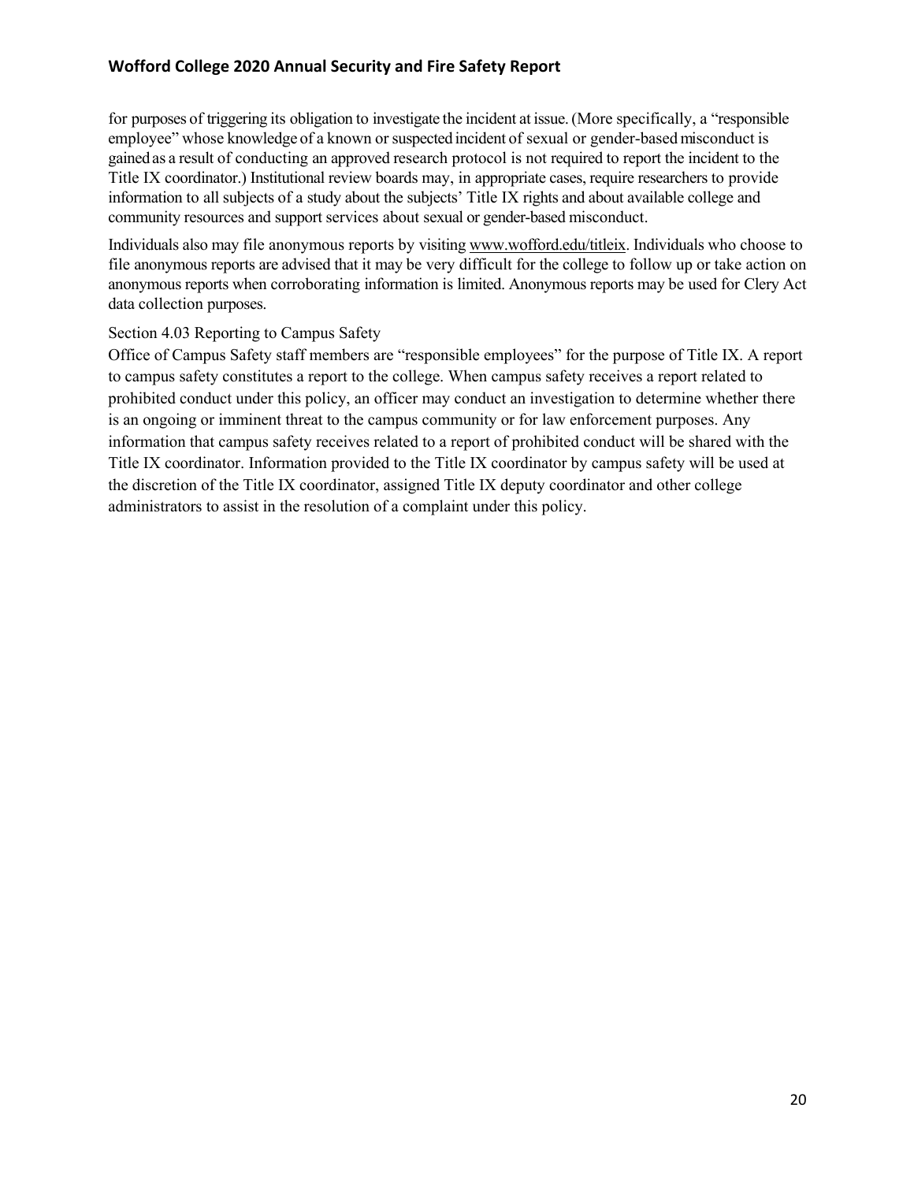for purposes of triggering its obligation to investigate the incident at issue. (More specifically, a "responsible employee" whose knowledge of a known or suspected incident of sexual or gender-based misconduct is gained as a result of conducting an approved research protocol is not required to report the incident to the Title IX coordinator.) Institutional review boards may, in appropriate cases, require researchers to provide information to all subjects of a study about the subjects' Title IX rights and about available college and community resources and support services about sexual or gender-based misconduct.

Individuals also may file anonymous reports by visiting www.wofford.edu/titleix. Individuals who choose to file anonymous reports are advised that it may be very difficult for the college to follow up or take action on anonymous reports when corroborating information is limited. Anonymous reports may be used for Clery Act data collection purposes.

### Section 4.03 Reporting to Campus Safety

Office of Campus Safety staff members are "responsible employees" for the purpose of Title IX. A report to campus safety constitutes a report to the college. When campus safety receives a report related to prohibited conduct under this policy, an officer may conduct an investigation to determine whether there is an ongoing or imminent threat to the campus community or for law enforcement purposes. Any information that campus safety receives related to a report of prohibited conduct will be shared with the Title IX coordinator. Information provided to the Title IX coordinator by campus safety will be used at the discretion of the Title IX coordinator, assigned Title IX deputy coordinator and other college administrators to assist in the resolution of a complaint under this policy.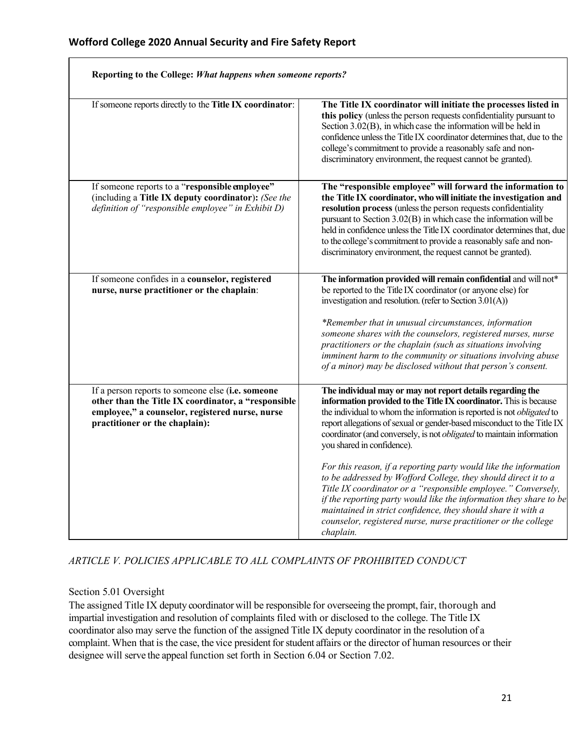| Reporting to the College: *What happens when someone reports?* | |
|---|---|
| If someone reports directly to the **Title IX coordinator**: | **The Title IX coordinator will initiate the processes listed in this policy** (unless the person requests confidentiality pursuant to Section 3.02(B), in which case the information will be held in confidence unless the Title IX coordinator determines that, due to the college's commitment to provide a reasonably safe and non-discriminatory environment, the request cannot be granted). |
| If someone reports to a "**responsible employee**" (including a **Title IX deputy coordinator**): *(See the definition of "responsible employee" in Exhibit D)* | **The "responsible employee" will forward the information to the Title IX coordinator, who will initiate the investigation and resolution process** (unless the person requests confidentiality pursuant to Section 3.02(B) in which case the information will be held in confidence unless the Title IX coordinator determines that, due to the college's commitment to provide a reasonably safe and non-discriminatory environment, the request cannot be granted). |
| If someone confides in a **counselor, registered nurse, nurse practitioner or the chaplain**: | **The information provided will remain confidential** and will not* be reported to the Title IX coordinator (or anyone else) for investigation and resolution. (refer to Section 3.01(A))<br><br>*\*Remember that in unusual circumstances, information someone shares with the counselors, registered nurses, nurse practitioners or the chaplain (such as situations involving imminent harm to the community or situations involving abuse of a minor) may be disclosed without that person's consent.* |
| If a person reports to someone else (**i.e. someone other than the Title IX coordinator, a "responsible employee," a counselor, registered nurse, nurse practitioner or the chaplain):** | **The individual may or may not report details regarding the information provided to the Title IX coordinator.** This is because the individual to whom the information is reported is not *obligated* to report allegations of sexual or gender-based misconduct to the Title IX coordinator (and conversely, is not *obligated* to maintain information you shared in confidence).<br><br>*For this reason, if a reporting party would like the information to be addressed by Wofford College, they should direct it to a Title IX coordinator or a "responsible employee." Conversely, if the reporting party would like the information they share to be maintained in strict confidence, they should share it with a counselor, registered nurse, nurse practitioner or the college chaplain.* |

*ARTICLE V. POLICIES APPLICABLE TO ALL COMPLAINTS OF PROHIBITED CONDUCT*

Section 5.01 Oversight

The assigned Title IX deputy coordinator will be responsible for overseeing the prompt, fair, thorough and impartial investigation and resolution of complaints filed with or disclosed to the college. The Title IX coordinator also may serve the function of the assigned Title IX deputy coordinator in the resolution of a complaint. When that is the case, the vice president for student affairs or the director of human resources or their designee will serve the appeal function set forth in Section 6.04 or Section 7.02.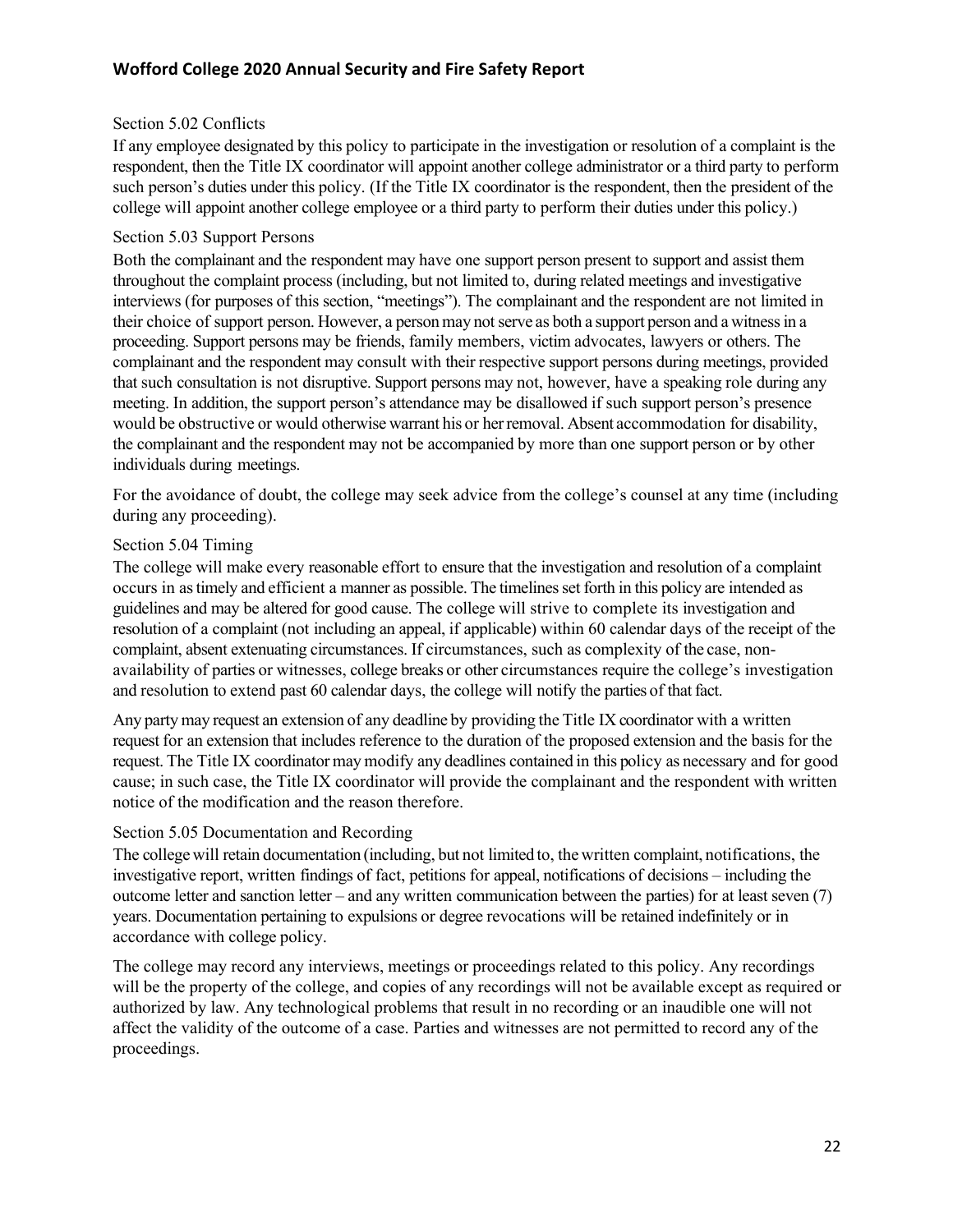### Section 5.02 Conflicts

If any employee designated by this policy to participate in the investigation or resolution of a complaint is the respondent, then the Title IX coordinator will appoint another college administrator or a third party to perform such person's duties under this policy. (If the Title IX coordinator is the respondent, then the president of the college will appoint another college employee or a third party to perform their duties under this policy.)

### Section 5.03 Support Persons

Both the complainant and the respondent may have one support person present to support and assist them throughout the complaint process (including, but not limited to, during related meetings and investigative interviews (for purposes of this section, "meetings"). The complainant and the respondent are not limited in their choice of support person. However, a person may not serve as both a support person and a witness in a proceeding. Support persons may be friends, family members, victim advocates, lawyers or others. The complainant and the respondent may consult with their respective support persons during meetings, provided that such consultation is not disruptive. Support persons may not, however, have a speaking role during any meeting. In addition, the support person's attendance may be disallowed if such support person's presence would be obstructive or would otherwise warrant his or her removal. Absent accommodation for disability, the complainant and the respondent may not be accompanied by more than one support person or by other individuals during meetings.

For the avoidance of doubt, the college may seek advice from the college's counsel at any time (including during any proceeding).

### Section 5.04 Timing

The college will make every reasonable effort to ensure that the investigation and resolution of a complaint occurs in as timely and efficient a manner as possible. The timelines set forth in this policy are intended as guidelines and may be altered for good cause. The college will strive to complete its investigation and resolution of a complaint (not including an appeal, if applicable) within 60 calendar days of the receipt of the complaint, absent extenuating circumstances. If circumstances, such as complexity of the case, non-availability of parties or witnesses, college breaks or other circumstances require the college's investigation and resolution to extend past 60 calendar days, the college will notify the parties of that fact.

Any party may request an extension of any deadline by providing the Title IX coordinator with a written request for an extension that includes reference to the duration of the proposed extension and the basis for the request. The Title IX coordinator may modify any deadlines contained in this policy as necessary and for good cause; in such case, the Title IX coordinator will provide the complainant and the respondent with written notice of the modification and the reason therefore.

### Section 5.05 Documentation and Recording

The college will retain documentation (including, but not limited to, the written complaint, notifications, the investigative report, written findings of fact, petitions for appeal, notifications of decisions – including the outcome letter and sanction letter – and any written communication between the parties) for at least seven (7) years. Documentation pertaining to expulsions or degree revocations will be retained indefinitely or in accordance with college policy.

The college may record any interviews, meetings or proceedings related to this policy. Any recordings will be the property of the college, and copies of any recordings will not be available except as required or authorized by law. Any technological problems that result in no recording or an inaudible one will not affect the validity of the outcome of a case. Parties and witnesses are not permitted to record any of the proceedings.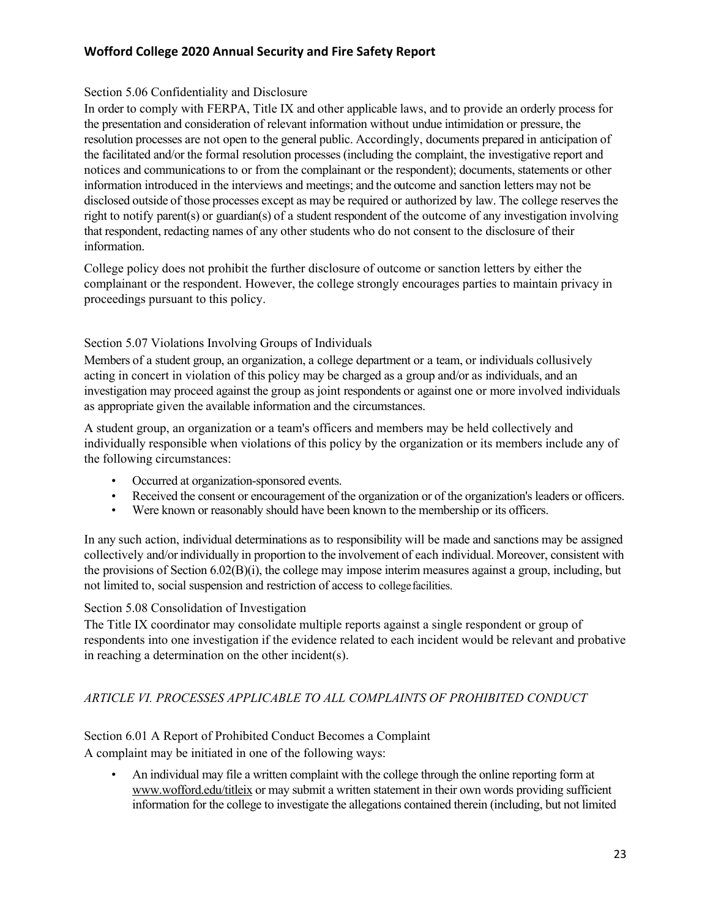### Section 5.06 Confidentiality and Disclosure

In order to comply with FERPA, Title IX and other applicable laws, and to provide an orderly process for the presentation and consideration of relevant information without undue intimidation or pressure, the resolution processes are not open to the general public. Accordingly, documents prepared in anticipation of the facilitated and/or the formal resolution processes (including the complaint, the investigative report and notices and communications to or from the complainant or the respondent); documents, statements or other information introduced in the interviews and meetings; and the outcome and sanction letters may not be disclosed outside of those processes except as may be required or authorized by law. The college reserves the right to notify parent(s) or guardian(s) of a student respondent of the outcome of any investigation involving that respondent, redacting names of any other students who do not consent to the disclosure of their information.

College policy does not prohibit the further disclosure of outcome or sanction letters by either the complainant or the respondent. However, the college strongly encourages parties to maintain privacy in proceedings pursuant to this policy.

### Section 5.07 Violations Involving Groups of Individuals

Members of a student group, an organization, a college department or a team, or individuals collusively acting in concert in violation of this policy may be charged as a group and/or as individuals, and an investigation may proceed against the group as joint respondents or against one or more involved individuals as appropriate given the available information and the circumstances.

A student group, an organization or a team's officers and members may be held collectively and individually responsible when violations of this policy by the organization or its members include any of the following circumstances:

- Occurred at organization-sponsored events.
- Received the consent or encouragement of the organization or of the organization's leaders or officers.
- Were known or reasonably should have been known to the membership or its officers.

In any such action, individual determinations as to responsibility will be made and sanctions may be assigned collectively and/or individually in proportion to the involvement of each individual. Moreover, consistent with the provisions of Section 6.02(B)(i), the college may impose interim measures against a group, including, but not limited to, social suspension and restriction of access to college facilities.

### Section 5.08 Consolidation of Investigation

The Title IX coordinator may consolidate multiple reports against a single respondent or group of respondents into one investigation if the evidence related to each incident would be relevant and probative in reaching a determination on the other incident(s).

## *ARTICLE VI. PROCESSES APPLICABLE TO ALL COMPLAINTS OF PROHIBITED CONDUCT*

### Section 6.01 A Report of Prohibited Conduct Becomes a Complaint

A complaint may be initiated in one of the following ways:

- An individual may file a written complaint with the college through the online reporting form at www.wofford.edu/titleix or may submit a written statement in their own words providing sufficient information for the college to investigate the allegations contained therein (including, but not limited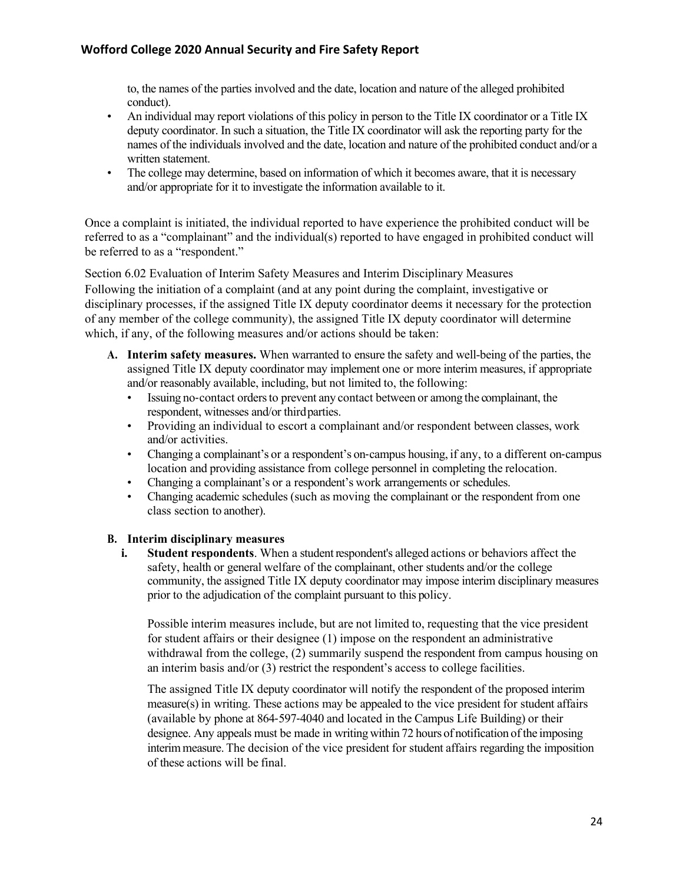to, the names of the parties involved and the date, location and nature of the alleged prohibited conduct).

- An individual may report violations of this policy in person to the Title IX coordinator or a Title IX deputy coordinator. In such a situation, the Title IX coordinator will ask the reporting party for the names of the individuals involved and the date, location and nature of the prohibited conduct and/or a written statement.
- The college may determine, based on information of which it becomes aware, that it is necessary and/or appropriate for it to investigate the information available to it.

Once a complaint is initiated, the individual reported to have experience the prohibited conduct will be referred to as a "complainant" and the individual(s) reported to have engaged in prohibited conduct will be referred to as a "respondent."

Section 6.02 Evaluation of Interim Safety Measures and Interim Disciplinary Measures

Following the initiation of a complaint (and at any point during the complaint, investigative or disciplinary processes, if the assigned Title IX deputy coordinator deems it necessary for the protection of any member of the college community), the assigned Title IX deputy coordinator will determine which, if any, of the following measures and/or actions should be taken:

**A. Interim safety measures.** When warranted to ensure the safety and well-being of the parties, the assigned Title IX deputy coordinator may implement one or more interim measures, if appropriate and/or reasonably available, including, but not limited to, the following:

- Issuing no-contact orders to prevent any contact between or among the complainant, the respondent, witnesses and/or third parties.
- Providing an individual to escort a complainant and/or respondent between classes, work and/or activities.
- Changing a complainant's or a respondent's on-campus housing, if any, to a different on-campus location and providing assistance from college personnel in completing the relocation.
- Changing a complainant's or a respondent's work arrangements or schedules.
- Changing academic schedules (such as moving the complainant or the respondent from one class section to another).

**B. Interim disciplinary measures**

**i. Student respondents**. When a student respondent's alleged actions or behaviors affect the safety, health or general welfare of the complainant, other students and/or the college community, the assigned Title IX deputy coordinator may impose interim disciplinary measures prior to the adjudication of the complaint pursuant to this policy.

Possible interim measures include, but are not limited to, requesting that the vice president for student affairs or their designee (1) impose on the respondent an administrative withdrawal from the college, (2) summarily suspend the respondent from campus housing on an interim basis and/or (3) restrict the respondent's access to college facilities.

The assigned Title IX deputy coordinator will notify the respondent of the proposed interim measure(s) in writing. These actions may be appealed to the vice president for student affairs (available by phone at 864-597-4040 and located in the Campus Life Building) or their designee. Any appeals must be made in writing within 72 hours of notification of the imposing interim measure. The decision of the vice president for student affairs regarding the imposition of these actions will be final.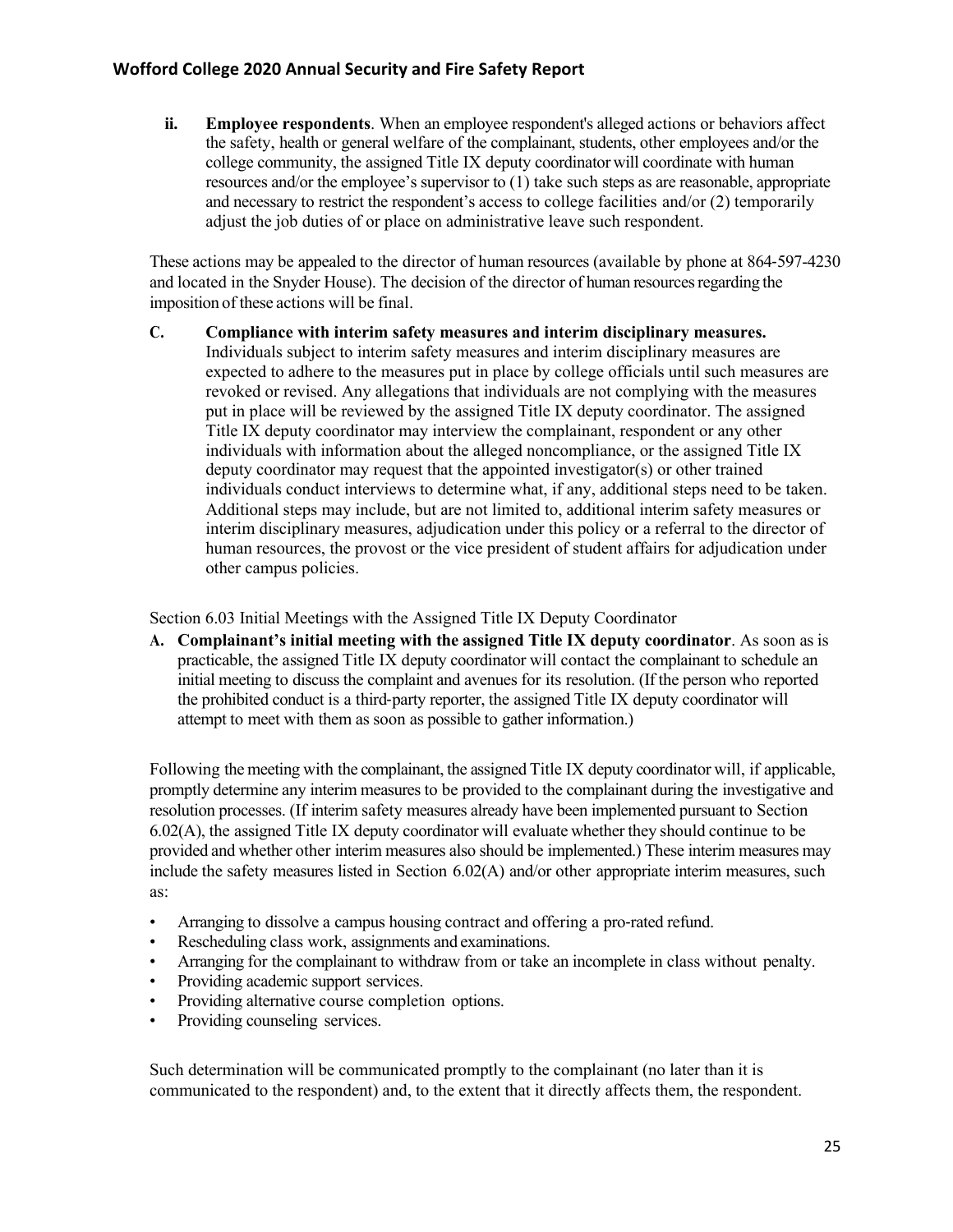ii. **Employee respondents**. When an employee respondent's alleged actions or behaviors affect the safety, health or general welfare of the complainant, students, other employees and/or the college community, the assigned Title IX deputy coordinator will coordinate with human resources and/or the employee's supervisor to (1) take such steps as are reasonable, appropriate and necessary to restrict the respondent's access to college facilities and/or (2) temporarily adjust the job duties of or place on administrative leave such respondent.

These actions may be appealed to the director of human resources (available by phone at 864-597-4230 and located in the Snyder House). The decision of the director of human resources regarding the imposition of these actions will be final.

**C. Compliance with interim safety measures and interim disciplinary measures.** Individuals subject to interim safety measures and interim disciplinary measures are expected to adhere to the measures put in place by college officials until such measures are revoked or revised. Any allegations that individuals are not complying with the measures put in place will be reviewed by the assigned Title IX deputy coordinator. The assigned Title IX deputy coordinator may interview the complainant, respondent or any other individuals with information about the alleged noncompliance, or the assigned Title IX deputy coordinator may request that the appointed investigator(s) or other trained individuals conduct interviews to determine what, if any, additional steps need to be taken. Additional steps may include, but are not limited to, additional interim safety measures or interim disciplinary measures, adjudication under this policy or a referral to the director of human resources, the provost or the vice president of student affairs for adjudication under other campus policies.

Section 6.03 Initial Meetings with the Assigned Title IX Deputy Coordinator

**A. Complainant's initial meeting with the assigned Title IX deputy coordinator**. As soon as is practicable, the assigned Title IX deputy coordinator will contact the complainant to schedule an initial meeting to discuss the complaint and avenues for its resolution. (If the person who reported the prohibited conduct is a third-party reporter, the assigned Title IX deputy coordinator will attempt to meet with them as soon as possible to gather information.)

Following the meeting with the complainant, the assigned Title IX deputy coordinator will, if applicable, promptly determine any interim measures to be provided to the complainant during the investigative and resolution processes. (If interim safety measures already have been implemented pursuant to Section 6.02(A), the assigned Title IX deputy coordinator will evaluate whether they should continue to be provided and whether other interim measures also should be implemented.) These interim measures may include the safety measures listed in Section 6.02(A) and/or other appropriate interim measures, such as:

- Arranging to dissolve a campus housing contract and offering a pro-rated refund.
- Rescheduling class work, assignments and examinations.
- Arranging for the complainant to withdraw from or take an incomplete in class without penalty.
- Providing academic support services.
- Providing alternative course completion options.
- Providing counseling services.

Such determination will be communicated promptly to the complainant (no later than it is communicated to the respondent) and, to the extent that it directly affects them, the respondent.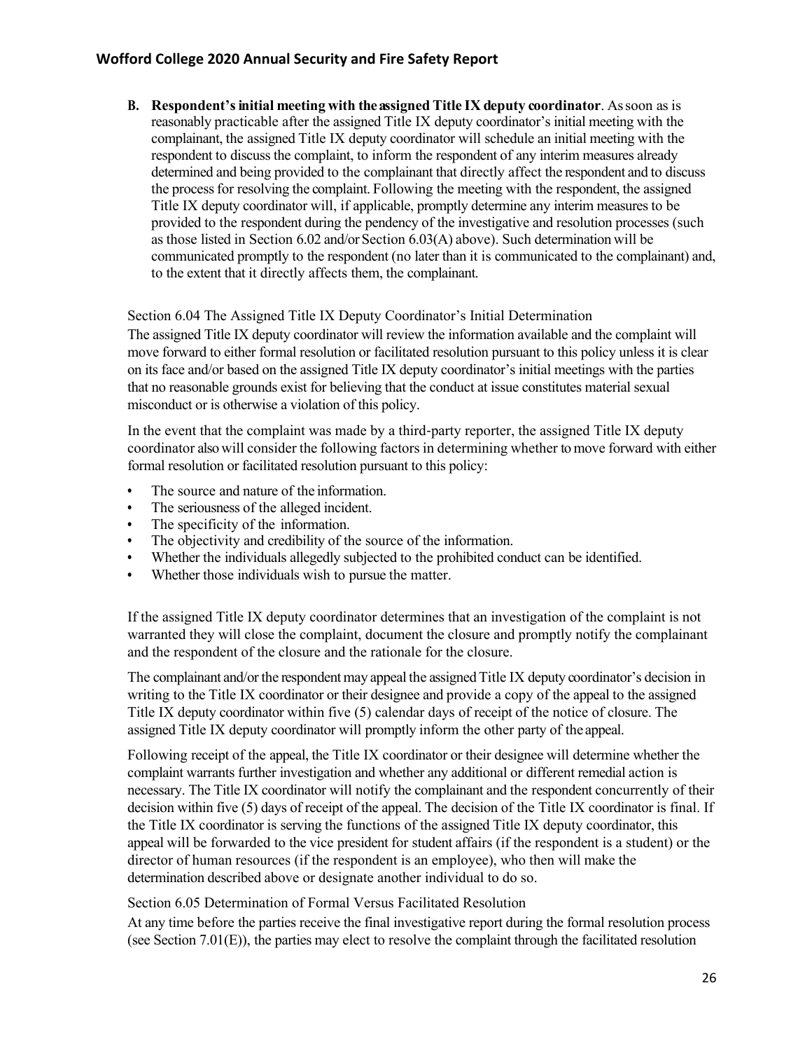**B. Respondent's initial meeting with the assigned Title IX deputy coordinator**. As soon as is reasonably practicable after the assigned Title IX deputy coordinator's initial meeting with the complainant, the assigned Title IX deputy coordinator will schedule an initial meeting with the respondent to discuss the complaint, to inform the respondent of any interim measures already determined and being provided to the complainant that directly affect the respondent and to discuss the process for resolving the complaint. Following the meeting with the respondent, the assigned Title IX deputy coordinator will, if applicable, promptly determine any interim measures to be provided to the respondent during the pendency of the investigative and resolution processes (such as those listed in Section 6.02 and/or Section 6.03(A) above). Such determination will be communicated promptly to the respondent (no later than it is communicated to the complainant) and, to the extent that it directly affects them, the complainant.

Section 6.04 The Assigned Title IX Deputy Coordinator's Initial Determination

The assigned Title IX deputy coordinator will review the information available and the complaint will move forward to either formal resolution or facilitated resolution pursuant to this policy unless it is clear on its face and/or based on the assigned Title IX deputy coordinator's initial meetings with the parties that no reasonable grounds exist for believing that the conduct at issue constitutes material sexual misconduct or is otherwise a violation of this policy.

In the event that the complaint was made by a third-party reporter, the assigned Title IX deputy coordinator also will consider the following factors in determining whether to move forward with either formal resolution or facilitated resolution pursuant to this policy:

- The source and nature of the information.
- The seriousness of the alleged incident.
- The specificity of the information.
- The objectivity and credibility of the source of the information.
- Whether the individuals allegedly subjected to the prohibited conduct can be identified.
- Whether those individuals wish to pursue the matter.

If the assigned Title IX deputy coordinator determines that an investigation of the complaint is not warranted they will close the complaint, document the closure and promptly notify the complainant and the respondent of the closure and the rationale for the closure.

The complainant and/or the respondent may appeal the assigned Title IX deputy coordinator's decision in writing to the Title IX coordinator or their designee and provide a copy of the appeal to the assigned Title IX deputy coordinator within five (5) calendar days of receipt of the notice of closure. The assigned Title IX deputy coordinator will promptly inform the other party of the appeal.

Following receipt of the appeal, the Title IX coordinator or their designee will determine whether the complaint warrants further investigation and whether any additional or different remedial action is necessary. The Title IX coordinator will notify the complainant and the respondent concurrently of their decision within five (5) days of receipt of the appeal. The decision of the Title IX coordinator is final. If the Title IX coordinator is serving the functions of the assigned Title IX deputy coordinator, this appeal will be forwarded to the vice president for student affairs (if the respondent is a student) or the director of human resources (if the respondent is an employee), who then will make the determination described above or designate another individual to do so.

Section 6.05 Determination of Formal Versus Facilitated Resolution

At any time before the parties receive the final investigative report during the formal resolution process (see Section 7.01(E)), the parties may elect to resolve the complaint through the facilitated resolution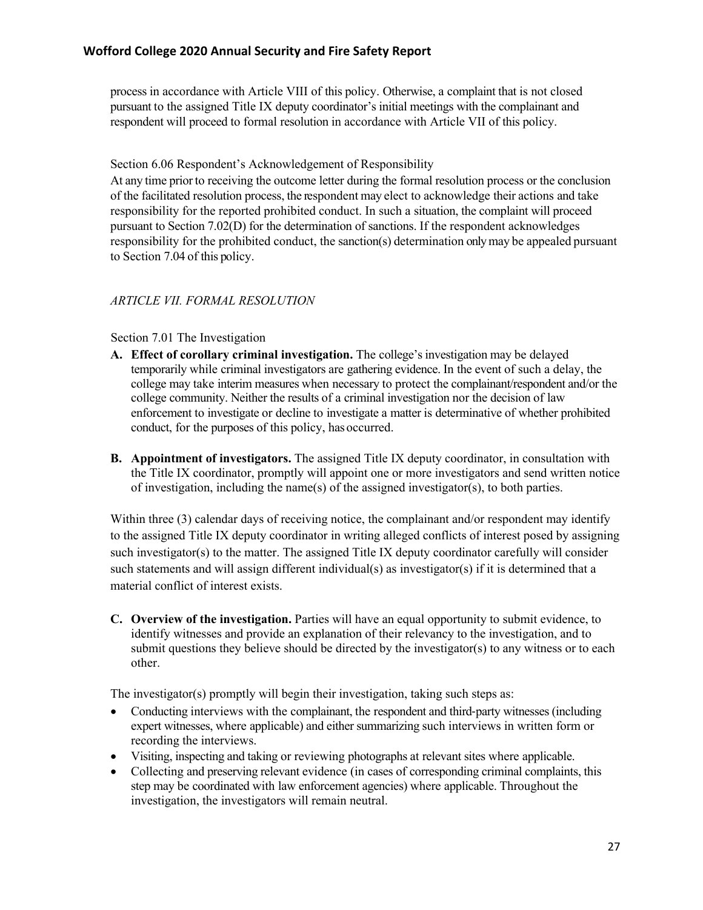process in accordance with Article VIII of this policy. Otherwise, a complaint that is not closed pursuant to the assigned Title IX deputy coordinator's initial meetings with the complainant and respondent will proceed to formal resolution in accordance with Article VII of this policy.

Section 6.06 Respondent's Acknowledgement of Responsibility

At any time prior to receiving the outcome letter during the formal resolution process or the conclusion of the facilitated resolution process, the respondent may elect to acknowledge their actions and take responsibility for the reported prohibited conduct. In such a situation, the complaint will proceed pursuant to Section 7.02(D) for the determination of sanctions. If the respondent acknowledges responsibility for the prohibited conduct, the sanction(s) determination only may be appealed pursuant to Section 7.04 of this policy.

*ARTICLE VII. FORMAL RESOLUTION*

Section 7.01 The Investigation

**A. Effect of corollary criminal investigation.** The college's investigation may be delayed temporarily while criminal investigators are gathering evidence. In the event of such a delay, the college may take interim measures when necessary to protect the complainant/respondent and/or the college community. Neither the results of a criminal investigation nor the decision of law enforcement to investigate or decline to investigate a matter is determinative of whether prohibited conduct, for the purposes of this policy, has occurred.

**B. Appointment of investigators.** The assigned Title IX deputy coordinator, in consultation with the Title IX coordinator, promptly will appoint one or more investigators and send written notice of investigation, including the name(s) of the assigned investigator(s), to both parties.

Within three (3) calendar days of receiving notice, the complainant and/or respondent may identify to the assigned Title IX deputy coordinator in writing alleged conflicts of interest posed by assigning such investigator(s) to the matter. The assigned Title IX deputy coordinator carefully will consider such statements and will assign different individual(s) as investigator(s) if it is determined that a material conflict of interest exists.

**C. Overview of the investigation.** Parties will have an equal opportunity to submit evidence, to identify witnesses and provide an explanation of their relevancy to the investigation, and to submit questions they believe should be directed by the investigator(s) to any witness or to each other.

The investigator(s) promptly will begin their investigation, taking such steps as:

- Conducting interviews with the complainant, the respondent and third-party witnesses (including expert witnesses, where applicable) and either summarizing such interviews in written form or recording the interviews.
- Visiting, inspecting and taking or reviewing photographs at relevant sites where applicable.
- Collecting and preserving relevant evidence (in cases of corresponding criminal complaints, this step may be coordinated with law enforcement agencies) where applicable. Throughout the investigation, the investigators will remain neutral.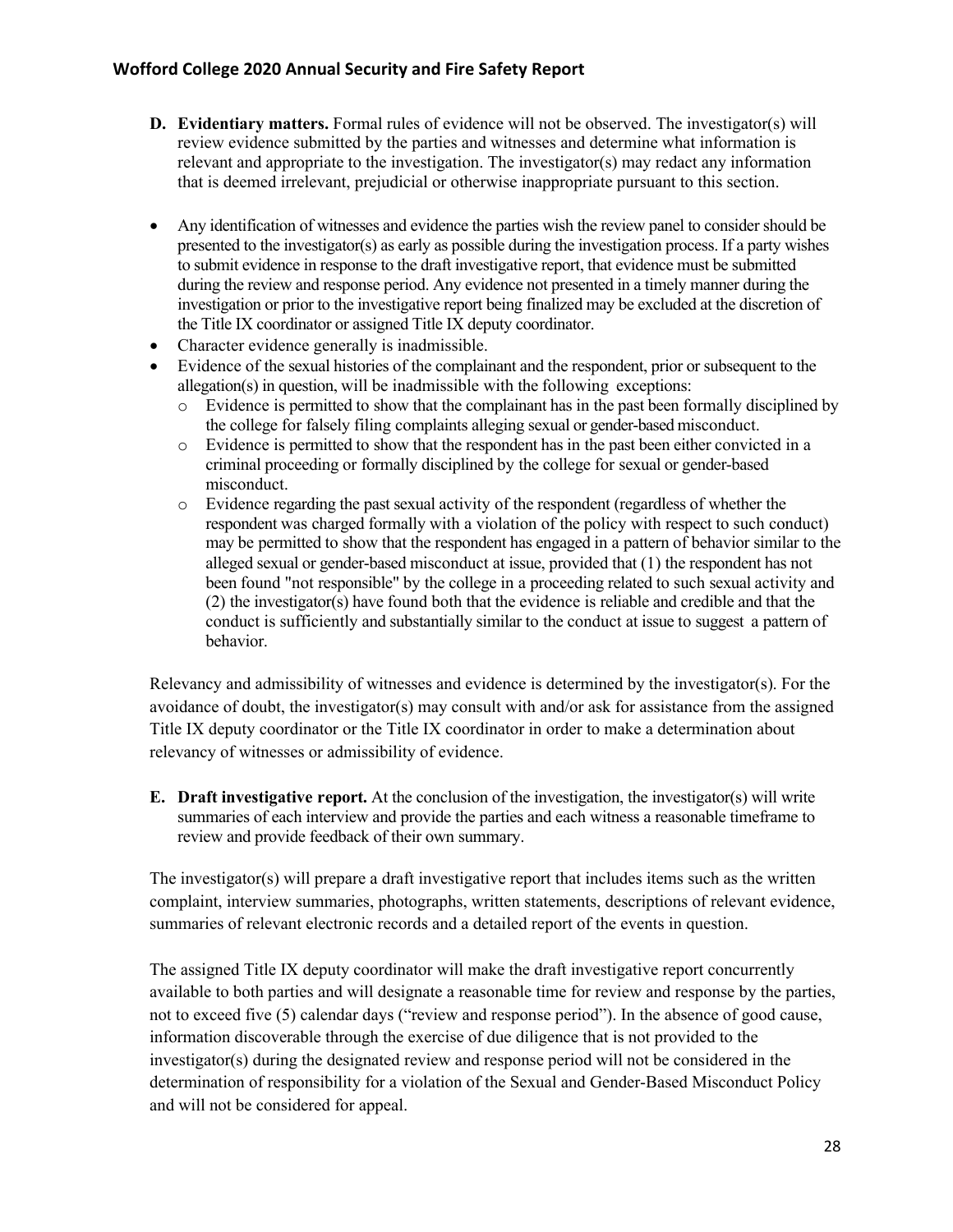**D. Evidentiary matters.** Formal rules of evidence will not be observed. The investigator(s) will review evidence submitted by the parties and witnesses and determine what information is relevant and appropriate to the investigation. The investigator(s) may redact any information that is deemed irrelevant, prejudicial or otherwise inappropriate pursuant to this section.

- Any identification of witnesses and evidence the parties wish the review panel to consider should be presented to the investigator(s) as early as possible during the investigation process. If a party wishes to submit evidence in response to the draft investigative report, that evidence must be submitted during the review and response period. Any evidence not presented in a timely manner during the investigation or prior to the investigative report being finalized may be excluded at the discretion of the Title IX coordinator or assigned Title IX deputy coordinator.
- Character evidence generally is inadmissible.
- Evidence of the sexual histories of the complainant and the respondent, prior or subsequent to the allegation(s) in question, will be inadmissible with the following exceptions:
    - Evidence is permitted to show that the complainant has in the past been formally disciplined by the college for falsely filing complaints alleging sexual or gender-based misconduct.
    - Evidence is permitted to show that the respondent has in the past been either convicted in a criminal proceeding or formally disciplined by the college for sexual or gender-based misconduct.
    - Evidence regarding the past sexual activity of the respondent (regardless of whether the respondent was charged formally with a violation of the policy with respect to such conduct) may be permitted to show that the respondent has engaged in a pattern of behavior similar to the alleged sexual or gender-based misconduct at issue, provided that (1) the respondent has not been found "not responsible" by the college in a proceeding related to such sexual activity and (2) the investigator(s) have found both that the evidence is reliable and credible and that the conduct is sufficiently and substantially similar to the conduct at issue to suggest a pattern of behavior.

Relevancy and admissibility of witnesses and evidence is determined by the investigator(s). For the avoidance of doubt, the investigator(s) may consult with and/or ask for assistance from the assigned Title IX deputy coordinator or the Title IX coordinator in order to make a determination about relevancy of witnesses or admissibility of evidence.

**E. Draft investigative report.** At the conclusion of the investigation, the investigator(s) will write summaries of each interview and provide the parties and each witness a reasonable timeframe to review and provide feedback of their own summary.

The investigator(s) will prepare a draft investigative report that includes items such as the written complaint, interview summaries, photographs, written statements, descriptions of relevant evidence, summaries of relevant electronic records and a detailed report of the events in question.

The assigned Title IX deputy coordinator will make the draft investigative report concurrently available to both parties and will designate a reasonable time for review and response by the parties, not to exceed five (5) calendar days ("review and response period"). In the absence of good cause, information discoverable through the exercise of due diligence that is not provided to the investigator(s) during the designated review and response period will not be considered in the determination of responsibility for a violation of the Sexual and Gender-Based Misconduct Policy and will not be considered for appeal.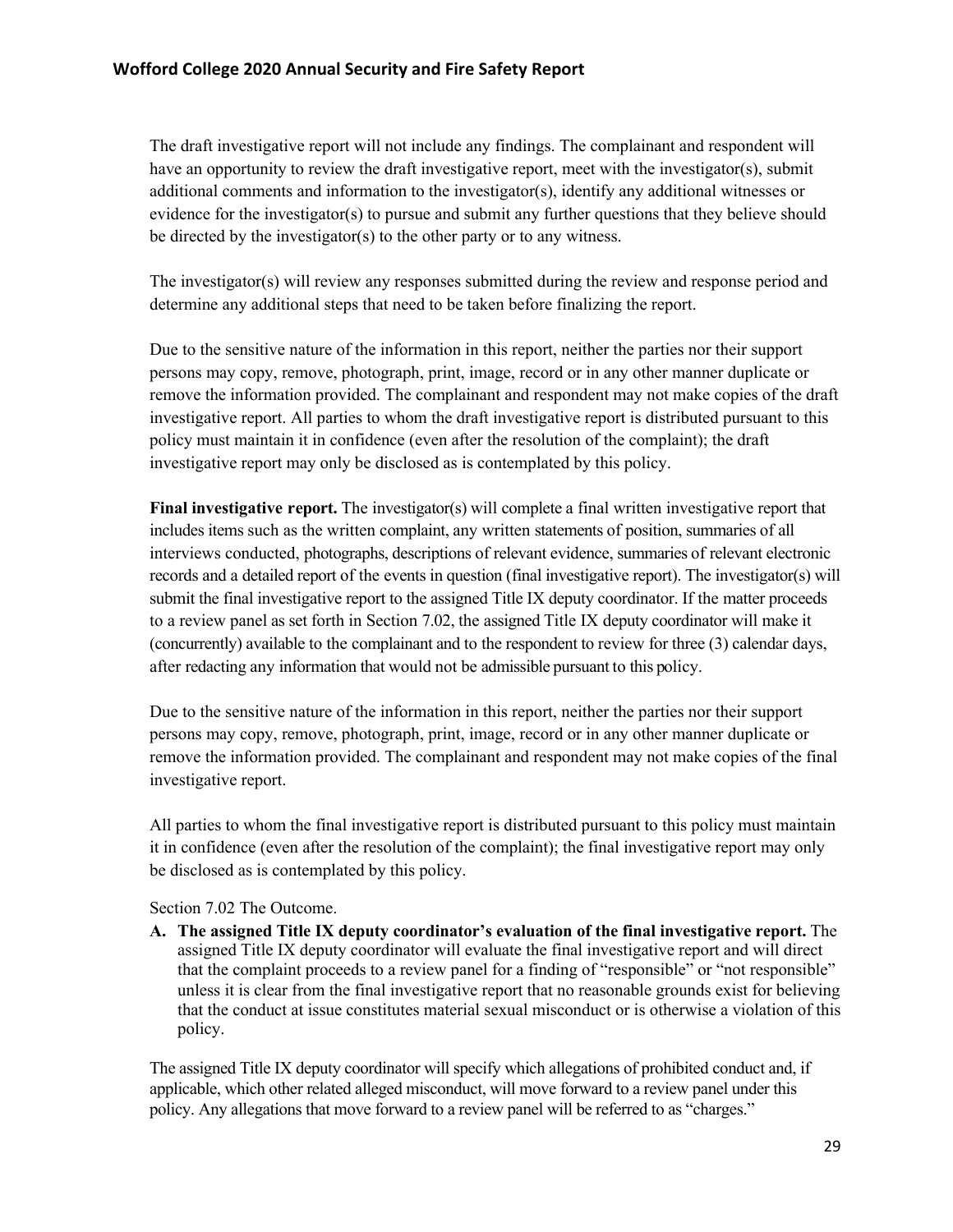The draft investigative report will not include any findings. The complainant and respondent will have an opportunity to review the draft investigative report, meet with the investigator(s), submit additional comments and information to the investigator(s), identify any additional witnesses or evidence for the investigator(s) to pursue and submit any further questions that they believe should be directed by the investigator(s) to the other party or to any witness.

The investigator(s) will review any responses submitted during the review and response period and determine any additional steps that need to be taken before finalizing the report.

Due to the sensitive nature of the information in this report, neither the parties nor their support persons may copy, remove, photograph, print, image, record or in any other manner duplicate or remove the information provided. The complainant and respondent may not make copies of the draft investigative report. All parties to whom the draft investigative report is distributed pursuant to this policy must maintain it in confidence (even after the resolution of the complaint); the draft investigative report may only be disclosed as is contemplated by this policy.

**Final investigative report.** The investigator(s) will complete a final written investigative report that includes items such as the written complaint, any written statements of position, summaries of all interviews conducted, photographs, descriptions of relevant evidence, summaries of relevant electronic records and a detailed report of the events in question (final investigative report). The investigator(s) will submit the final investigative report to the assigned Title IX deputy coordinator. If the matter proceeds to a review panel as set forth in Section 7.02, the assigned Title IX deputy coordinator will make it (concurrently) available to the complainant and to the respondent to review for three (3) calendar days, after redacting any information that would not be admissible pursuant to this policy.

Due to the sensitive nature of the information in this report, neither the parties nor their support persons may copy, remove, photograph, print, image, record or in any other manner duplicate or remove the information provided. The complainant and respondent may not make copies of the final investigative report.

All parties to whom the final investigative report is distributed pursuant to this policy must maintain it in confidence (even after the resolution of the complaint); the final investigative report may only be disclosed as is contemplated by this policy.

Section 7.02 The Outcome.

**A. The assigned Title IX deputy coordinator's evaluation of the final investigative report.** The assigned Title IX deputy coordinator will evaluate the final investigative report and will direct that the complaint proceeds to a review panel for a finding of "responsible" or "not responsible" unless it is clear from the final investigative report that no reasonable grounds exist for believing that the conduct at issue constitutes material sexual misconduct or is otherwise a violation of this policy.

The assigned Title IX deputy coordinator will specify which allegations of prohibited conduct and, if applicable, which other related alleged misconduct, will move forward to a review panel under this policy. Any allegations that move forward to a review panel will be referred to as "charges."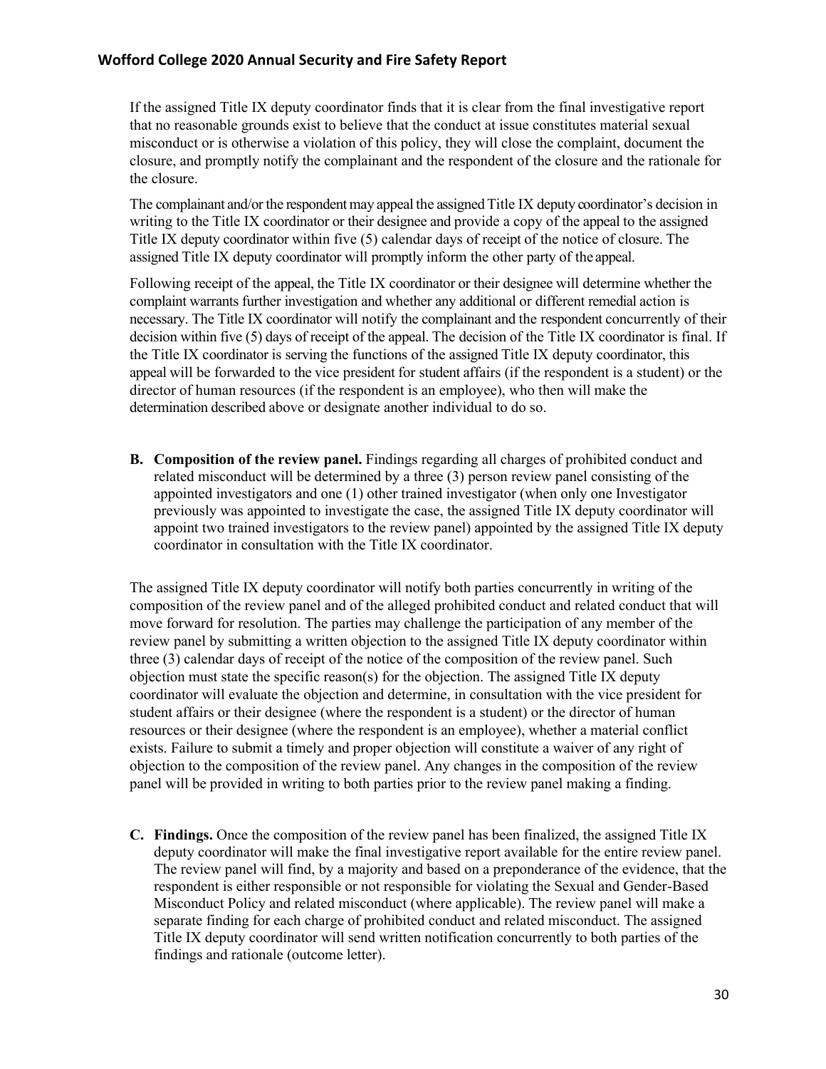If the assigned Title IX deputy coordinator finds that it is clear from the final investigative report that no reasonable grounds exist to believe that the conduct at issue constitutes material sexual misconduct or is otherwise a violation of this policy, they will close the complaint, document the closure, and promptly notify the complainant and the respondent of the closure and the rationale for the closure.

The complainant and/or the respondent may appeal the assigned Title IX deputy coordinator's decision in writing to the Title IX coordinator or their designee and provide a copy of the appeal to the assigned Title IX deputy coordinator within five (5) calendar days of receipt of the notice of closure. The assigned Title IX deputy coordinator will promptly inform the other party of the appeal.

Following receipt of the appeal, the Title IX coordinator or their designee will determine whether the complaint warrants further investigation and whether any additional or different remedial action is necessary. The Title IX coordinator will notify the complainant and the respondent concurrently of their decision within five (5) days of receipt of the appeal. The decision of the Title IX coordinator is final. If the Title IX coordinator is serving the functions of the assigned Title IX deputy coordinator, this appeal will be forwarded to the vice president for student affairs (if the respondent is a student) or the director of human resources (if the respondent is an employee), who then will make the determination described above or designate another individual to do so.

**B. Composition of the review panel.** Findings regarding all charges of prohibited conduct and related misconduct will be determined by a three (3) person review panel consisting of the appointed investigators and one (1) other trained investigator (when only one Investigator previously was appointed to investigate the case, the assigned Title IX deputy coordinator will appoint two trained investigators to the review panel) appointed by the assigned Title IX deputy coordinator in consultation with the Title IX coordinator.

The assigned Title IX deputy coordinator will notify both parties concurrently in writing of the composition of the review panel and of the alleged prohibited conduct and related conduct that will move forward for resolution. The parties may challenge the participation of any member of the review panel by submitting a written objection to the assigned Title IX deputy coordinator within three (3) calendar days of receipt of the notice of the composition of the review panel. Such objection must state the specific reason(s) for the objection. The assigned Title IX deputy coordinator will evaluate the objection and determine, in consultation with the vice president for student affairs or their designee (where the respondent is a student) or the director of human resources or their designee (where the respondent is an employee), whether a material conflict exists. Failure to submit a timely and proper objection will constitute a waiver of any right of objection to the composition of the review panel. Any changes in the composition of the review panel will be provided in writing to both parties prior to the review panel making a finding.

**C. Findings.** Once the composition of the review panel has been finalized, the assigned Title IX deputy coordinator will make the final investigative report available for the entire review panel. The review panel will find, by a majority and based on a preponderance of the evidence, that the respondent is either responsible or not responsible for violating the Sexual and Gender-Based Misconduct Policy and related misconduct (where applicable). The review panel will make a separate finding for each charge of prohibited conduct and related misconduct. The assigned Title IX deputy coordinator will send written notification concurrently to both parties of the findings and rationale (outcome letter).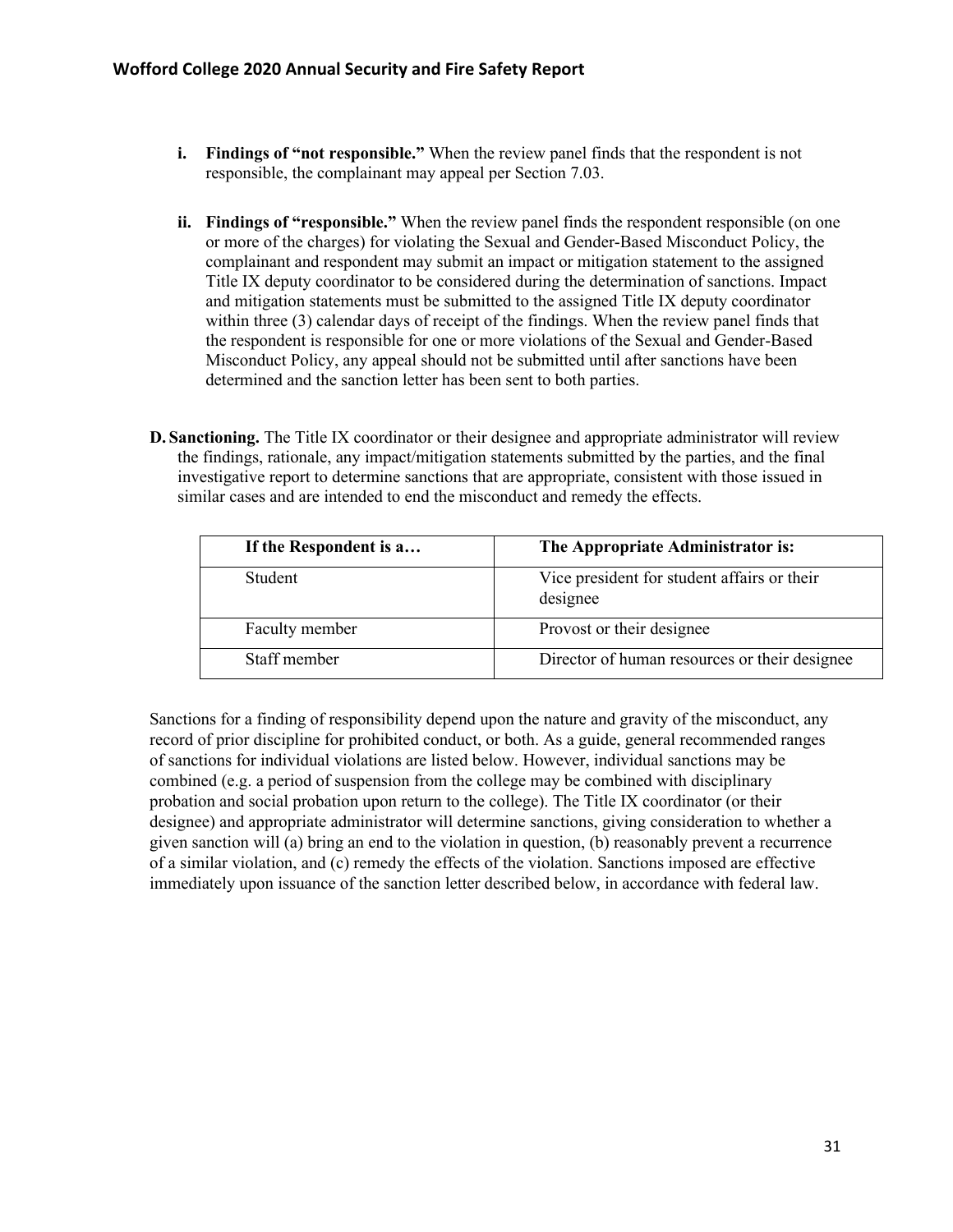i. **Findings of "not responsible."** When the review panel finds that the respondent is not responsible, the complainant may appeal per Section 7.03.

ii. **Findings of "responsible."** When the review panel finds the respondent responsible (on one or more of the charges) for violating the Sexual and Gender-Based Misconduct Policy, the complainant and respondent may submit an impact or mitigation statement to the assigned Title IX deputy coordinator to be considered during the determination of sanctions. Impact and mitigation statements must be submitted to the assigned Title IX deputy coordinator within three (3) calendar days of receipt of the findings. When the review panel finds that the respondent is responsible for one or more violations of the Sexual and Gender-Based Misconduct Policy, any appeal should not be submitted until after sanctions have been determined and the sanction letter has been sent to both parties.

**D. Sanctioning.** The Title IX coordinator or their designee and appropriate administrator will review the findings, rationale, any impact/mitigation statements submitted by the parties, and the final investigative report to determine sanctions that are appropriate, consistent with those issued in similar cases and are intended to end the misconduct and remedy the effects.

| If the Respondent is a… | The Appropriate Administrator is: |
|---|---|
| Student | Vice president for student affairs or their designee |
| Faculty member | Provost or their designee |
| Staff member | Director of human resources or their designee |

Sanctions for a finding of responsibility depend upon the nature and gravity of the misconduct, any record of prior discipline for prohibited conduct, or both. As a guide, general recommended ranges of sanctions for individual violations are listed below. However, individual sanctions may be combined (e.g. a period of suspension from the college may be combined with disciplinary probation and social probation upon return to the college). The Title IX coordinator (or their designee) and appropriate administrator will determine sanctions, giving consideration to whether a given sanction will (a) bring an end to the violation in question, (b) reasonably prevent a recurrence of a similar violation, and (c) remedy the effects of the violation. Sanctions imposed are effective immediately upon issuance of the sanction letter described below, in accordance with federal law.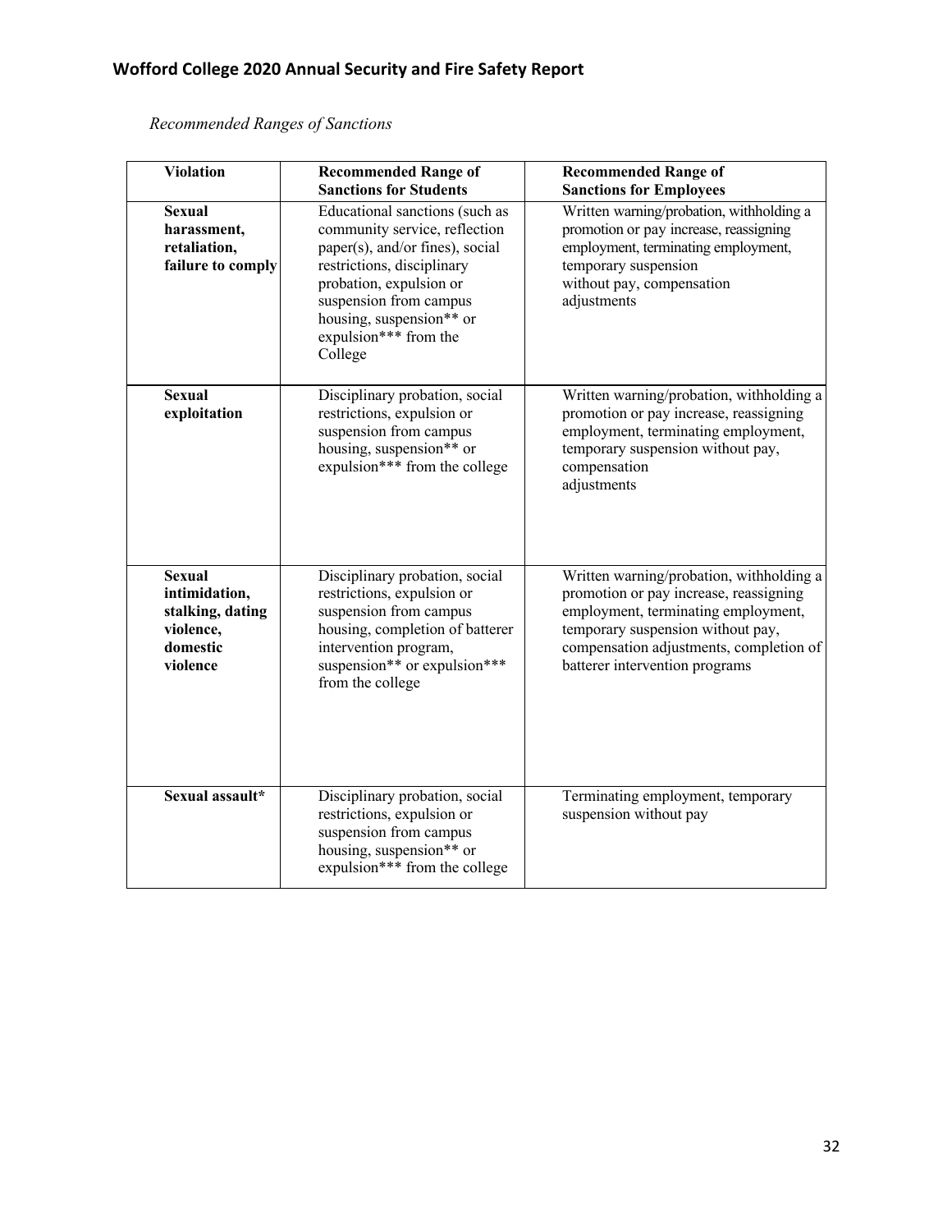*Recommended Ranges of Sanctions*

| Violation | Recommended Range of Sanctions for Students | Recommended Range of Sanctions for Employees |
|---|---|---|
| **Sexual harassment, retaliation, failure to comply** | Educational sanctions (such as community service, reflection paper(s), and/or fines), social restrictions, disciplinary probation, expulsion or suspension from campus housing, suspension** or expulsion*** from the College | Written warning/probation, withholding a promotion or pay increase, reassigning employment, terminating employment, temporary suspension without pay, compensation adjustments |
| **Sexual exploitation** | Disciplinary probation, social restrictions, expulsion or suspension from campus housing, suspension** or expulsion*** from the college | Written warning/probation, withholding a promotion or pay increase, reassigning employment, terminating employment, temporary suspension without pay, compensation adjustments |
| **Sexual intimidation, stalking, dating violence, domestic violence** | Disciplinary probation, social restrictions, expulsion or suspension from campus housing, completion of batterer intervention program, suspension** or expulsion*** from the college | Written warning/probation, withholding a promotion or pay increase, reassigning employment, terminating employment, temporary suspension without pay, compensation adjustments, completion of batterer intervention programs |
| **Sexual assault*** | Disciplinary probation, social restrictions, expulsion or suspension from campus housing, suspension** or expulsion*** from the college | Terminating employment, temporary suspension without pay |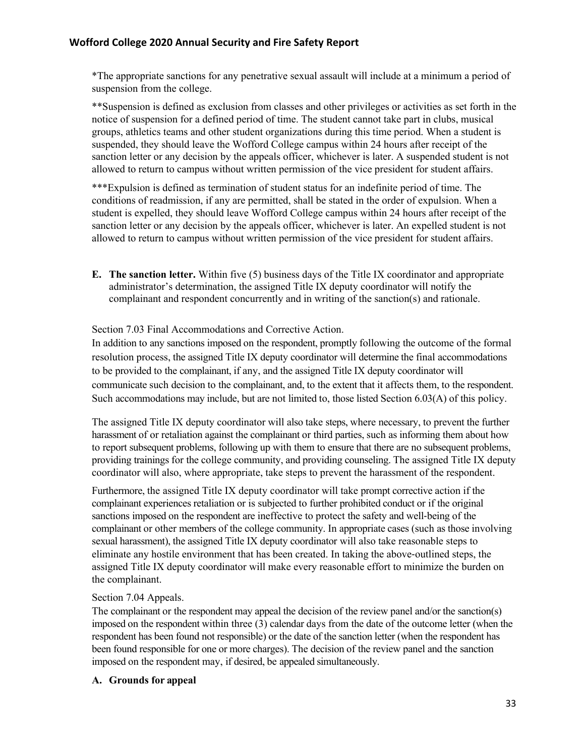*The appropriate sanctions for any penetrative sexual assault will include at a minimum a period of suspension from the college.

**Suspension is defined as exclusion from classes and other privileges or activities as set forth in the notice of suspension for a defined period of time. The student cannot take part in clubs, musical groups, athletics teams and other student organizations during this time period. When a student is suspended, they should leave the Wofford College campus within 24 hours after receipt of the sanction letter or any decision by the appeals officer, whichever is later. A suspended student is not allowed to return to campus without written permission of the vice president for student affairs.

***Expulsion is defined as termination of student status for an indefinite period of time. The conditions of readmission, if any are permitted, shall be stated in the order of expulsion. When a student is expelled, they should leave Wofford College campus within 24 hours after receipt of the sanction letter or any decision by the appeals officer, whichever is later. An expelled student is not allowed to return to campus without written permission of the vice president for student affairs.

**E. The sanction letter.** Within five (5) business days of the Title IX coordinator and appropriate administrator's determination, the assigned Title IX deputy coordinator will notify the complainant and respondent concurrently and in writing of the sanction(s) and rationale.

Section 7.03 Final Accommodations and Corrective Action.

In addition to any sanctions imposed on the respondent, promptly following the outcome of the formal resolution process, the assigned Title IX deputy coordinator will determine the final accommodations to be provided to the complainant, if any, and the assigned Title IX deputy coordinator will communicate such decision to the complainant, and, to the extent that it affects them, to the respondent. Such accommodations may include, but are not limited to, those listed Section 6.03(A) of this policy.

The assigned Title IX deputy coordinator will also take steps, where necessary, to prevent the further harassment of or retaliation against the complainant or third parties, such as informing them about how to report subsequent problems, following up with them to ensure that there are no subsequent problems, providing trainings for the college community, and providing counseling. The assigned Title IX deputy coordinator will also, where appropriate, take steps to prevent the harassment of the respondent.

Furthermore, the assigned Title IX deputy coordinator will take prompt corrective action if the complainant experiences retaliation or is subjected to further prohibited conduct or if the original sanctions imposed on the respondent are ineffective to protect the safety and well-being of the complainant or other members of the college community. In appropriate cases (such as those involving sexual harassment), the assigned Title IX deputy coordinator will also take reasonable steps to eliminate any hostile environment that has been created. In taking the above-outlined steps, the assigned Title IX deputy coordinator will make every reasonable effort to minimize the burden on the complainant.

Section 7.04 Appeals.

The complainant or the respondent may appeal the decision of the review panel and/or the sanction(s) imposed on the respondent within three (3) calendar days from the date of the outcome letter (when the respondent has been found not responsible) or the date of the sanction letter (when the respondent has been found responsible for one or more charges). The decision of the review panel and the sanction imposed on the respondent may, if desired, be appealed simultaneously.

**A. Grounds for appeal**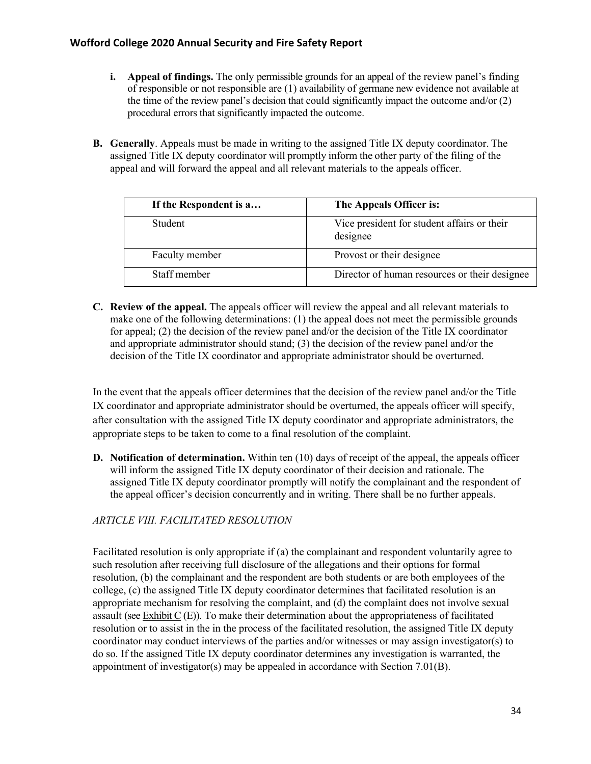i. **Appeal of findings.** The only permissible grounds for an appeal of the review panel's finding of responsible or not responsible are (1) availability of germane new evidence not available at the time of the review panel's decision that could significantly impact the outcome and/or (2) procedural errors that significantly impacted the outcome.

**B. Generally**. Appeals must be made in writing to the assigned Title IX deputy coordinator. The assigned Title IX deputy coordinator will promptly inform the other party of the filing of the appeal and will forward the appeal and all relevant materials to the appeals officer.

| If the Respondent is a… | The Appeals Officer is: |
| --- | --- |
| Student | Vice president for student affairs or their designee |
| Faculty member | Provost or their designee |
| Staff member | Director of human resources or their designee |

**C. Review of the appeal.** The appeals officer will review the appeal and all relevant materials to make one of the following determinations: (1) the appeal does not meet the permissible grounds for appeal; (2) the decision of the review panel and/or the decision of the Title IX coordinator and appropriate administrator should stand; (3) the decision of the review panel and/or the decision of the Title IX coordinator and appropriate administrator should be overturned.

In the event that the appeals officer determines that the decision of the review panel and/or the Title IX coordinator and appropriate administrator should be overturned, the appeals officer will specify, after consultation with the assigned Title IX deputy coordinator and appropriate administrators, the appropriate steps to be taken to come to a final resolution of the complaint.

**D. Notification of determination.** Within ten (10) days of receipt of the appeal, the appeals officer will inform the assigned Title IX deputy coordinator of their decision and rationale. The assigned Title IX deputy coordinator promptly will notify the complainant and the respondent of the appeal officer's decision concurrently and in writing. There shall be no further appeals.

*ARTICLE VIII. FACILITATED RESOLUTION*

Facilitated resolution is only appropriate if (a) the complainant and respondent voluntarily agree to such resolution after receiving full disclosure of the allegations and their options for formal resolution, (b) the complainant and the respondent are both students or are both employees of the college, (c) the assigned Title IX deputy coordinator determines that facilitated resolution is an appropriate mechanism for resolving the complaint, and (d) the complaint does not involve sexual assault (see Exhibit C (E)). To make their determination about the appropriateness of facilitated resolution or to assist in the in the process of the facilitated resolution, the assigned Title IX deputy coordinator may conduct interviews of the parties and/or witnesses or may assign investigator(s) to do so. If the assigned Title IX deputy coordinator determines any investigation is warranted, the appointment of investigator(s) may be appealed in accordance with Section 7.01(B).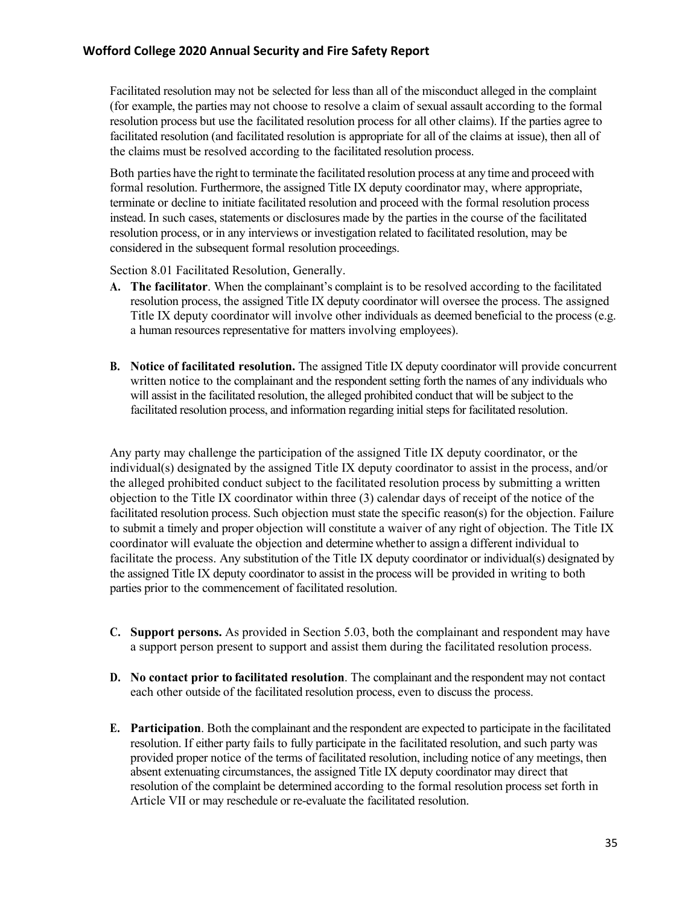Facilitated resolution may not be selected for less than all of the misconduct alleged in the complaint (for example, the parties may not choose to resolve a claim of sexual assault according to the formal resolution process but use the facilitated resolution process for all other claims). If the parties agree to facilitated resolution (and facilitated resolution is appropriate for all of the claims at issue), then all of the claims must be resolved according to the facilitated resolution process.

Both parties have the right to terminate the facilitated resolution process at any time and proceed with formal resolution. Furthermore, the assigned Title IX deputy coordinator may, where appropriate, terminate or decline to initiate facilitated resolution and proceed with the formal resolution process instead. In such cases, statements or disclosures made by the parties in the course of the facilitated resolution process, or in any interviews or investigation related to facilitated resolution, may be considered in the subsequent formal resolution proceedings.

Section 8.01 Facilitated Resolution, Generally.

**A. The facilitator**. When the complainant's complaint is to be resolved according to the facilitated resolution process, the assigned Title IX deputy coordinator will oversee the process. The assigned Title IX deputy coordinator will involve other individuals as deemed beneficial to the process (e.g. a human resources representative for matters involving employees).

**B. Notice of facilitated resolution.** The assigned Title IX deputy coordinator will provide concurrent written notice to the complainant and the respondent setting forth the names of any individuals who will assist in the facilitated resolution, the alleged prohibited conduct that will be subject to the facilitated resolution process, and information regarding initial steps for facilitated resolution.

Any party may challenge the participation of the assigned Title IX deputy coordinator, or the individual(s) designated by the assigned Title IX deputy coordinator to assist in the process, and/or the alleged prohibited conduct subject to the facilitated resolution process by submitting a written objection to the Title IX coordinator within three (3) calendar days of receipt of the notice of the facilitated resolution process. Such objection must state the specific reason(s) for the objection. Failure to submit a timely and proper objection will constitute a waiver of any right of objection. The Title IX coordinator will evaluate the objection and determine whether to assign a different individual to facilitate the process. Any substitution of the Title IX deputy coordinator or individual(s) designated by the assigned Title IX deputy coordinator to assist in the process will be provided in writing to both parties prior to the commencement of facilitated resolution.

**C. Support persons.** As provided in Section 5.03, both the complainant and respondent may have a support person present to support and assist them during the facilitated resolution process.

**D. No contact prior to facilitated resolution**. The complainant and the respondent may not contact each other outside of the facilitated resolution process, even to discuss the process.

**E. Participation**. Both the complainant and the respondent are expected to participate in the facilitated resolution. If either party fails to fully participate in the facilitated resolution, and such party was provided proper notice of the terms of facilitated resolution, including notice of any meetings, then absent extenuating circumstances, the assigned Title IX deputy coordinator may direct that resolution of the complaint be determined according to the formal resolution process set forth in Article VII or may reschedule or re-evaluate the facilitated resolution.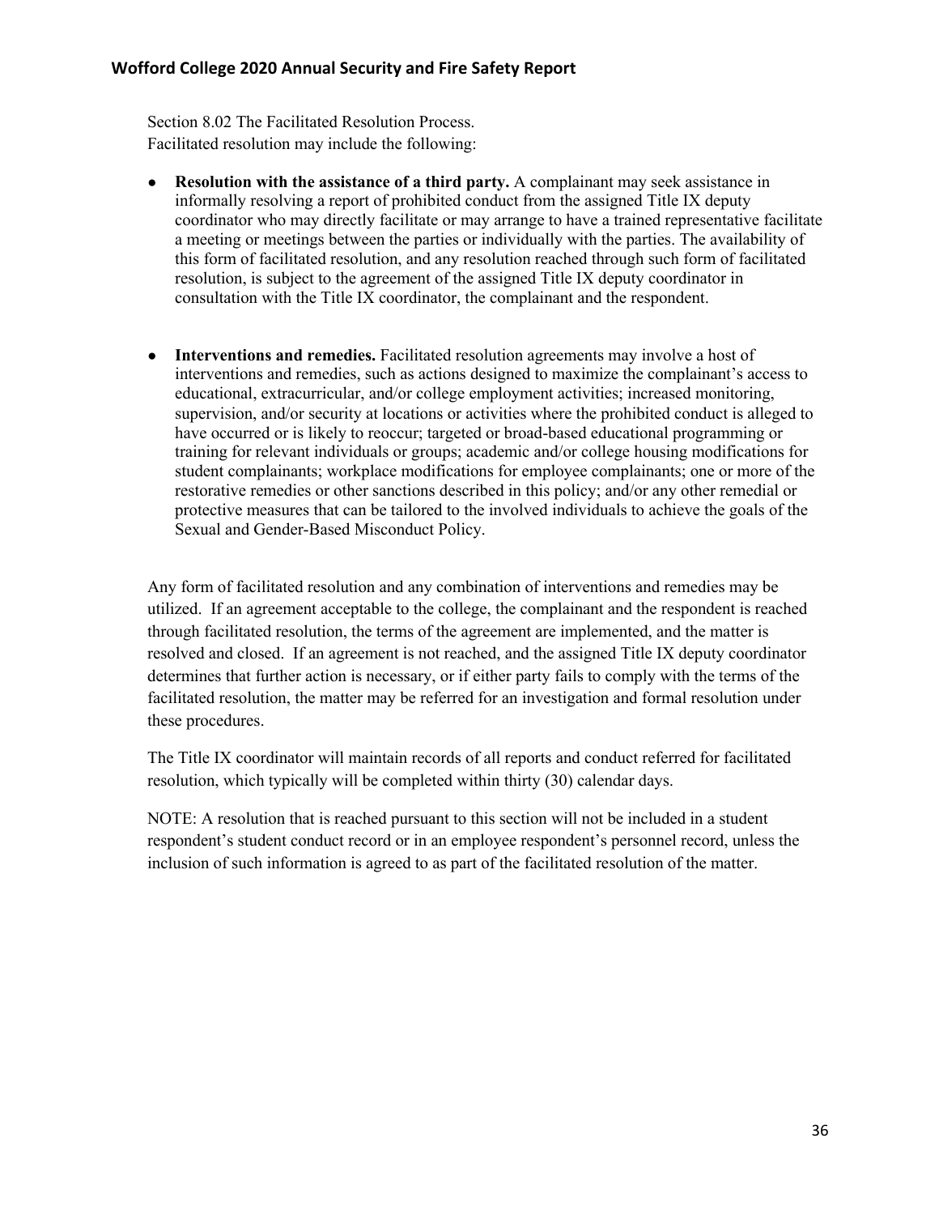Section 8.02 The Facilitated Resolution Process.
Facilitated resolution may include the following:

- **Resolution with the assistance of a third party.** A complainant may seek assistance in informally resolving a report of prohibited conduct from the assigned Title IX deputy coordinator who may directly facilitate or may arrange to have a trained representative facilitate a meeting or meetings between the parties or individually with the parties. The availability of this form of facilitated resolution, and any resolution reached through such form of facilitated resolution, is subject to the agreement of the assigned Title IX deputy coordinator in consultation with the Title IX coordinator, the complainant and the respondent.

- **Interventions and remedies.** Facilitated resolution agreements may involve a host of interventions and remedies, such as actions designed to maximize the complainant's access to educational, extracurricular, and/or college employment activities; increased monitoring, supervision, and/or security at locations or activities where the prohibited conduct is alleged to have occurred or is likely to reoccur; targeted or broad-based educational programming or training for relevant individuals or groups; academic and/or college housing modifications for student complainants; workplace modifications for employee complainants; one or more of the restorative remedies or other sanctions described in this policy; and/or any other remedial or protective measures that can be tailored to the involved individuals to achieve the goals of the Sexual and Gender-Based Misconduct Policy.

Any form of facilitated resolution and any combination of interventions and remedies may be utilized. If an agreement acceptable to the college, the complainant and the respondent is reached through facilitated resolution, the terms of the agreement are implemented, and the matter is resolved and closed. If an agreement is not reached, and the assigned Title IX deputy coordinator determines that further action is necessary, or if either party fails to comply with the terms of the facilitated resolution, the matter may be referred for an investigation and formal resolution under these procedures.

The Title IX coordinator will maintain records of all reports and conduct referred for facilitated resolution, which typically will be completed within thirty (30) calendar days.

NOTE: A resolution that is reached pursuant to this section will not be included in a student respondent's student conduct record or in an employee respondent's personnel record, unless the inclusion of such information is agreed to as part of the facilitated resolution of the matter.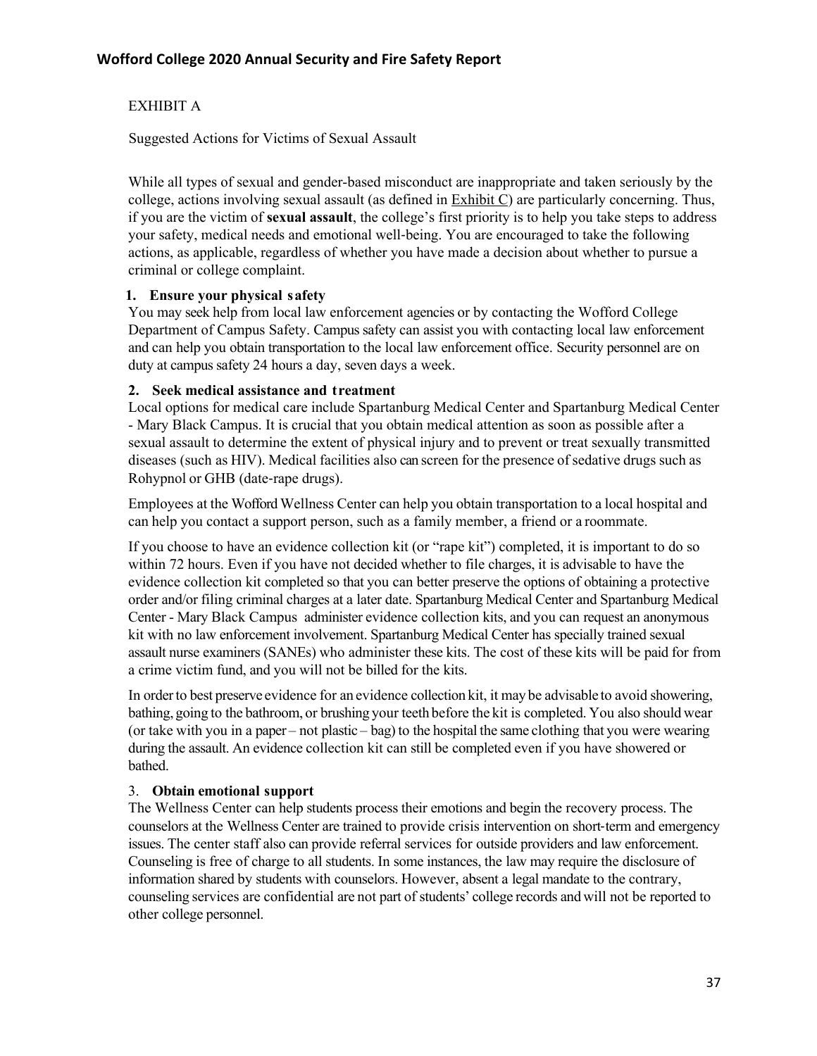EXHIBIT A

Suggested Actions for Victims of Sexual Assault

While all types of sexual and gender-based misconduct are inappropriate and taken seriously by the college, actions involving sexual assault (as defined in Exhibit C) are particularly concerning. Thus, if you are the victim of **sexual assault**, the college's first priority is to help you take steps to address your safety, medical needs and emotional well-being. You are encouraged to take the following actions, as applicable, regardless of whether you have made a decision about whether to pursue a criminal or college complaint.

1. **Ensure your physical safety**

You may seek help from local law enforcement agencies or by contacting the Wofford College Department of Campus Safety. Campus safety can assist you with contacting local law enforcement and can help you obtain transportation to the local law enforcement office. Security personnel are on duty at campus safety 24 hours a day, seven days a week.

2. **Seek medical assistance and treatment**

Local options for medical care include Spartanburg Medical Center and Spartanburg Medical Center - Mary Black Campus. It is crucial that you obtain medical attention as soon as possible after a sexual assault to determine the extent of physical injury and to prevent or treat sexually transmitted diseases (such as HIV). Medical facilities also can screen for the presence of sedative drugs such as Rohypnol or GHB (date-rape drugs).

Employees at the Wofford Wellness Center can help you obtain transportation to a local hospital and can help you contact a support person, such as a family member, a friend or a roommate.

If you choose to have an evidence collection kit (or "rape kit") completed, it is important to do so within 72 hours. Even if you have not decided whether to file charges, it is advisable to have the evidence collection kit completed so that you can better preserve the options of obtaining a protective order and/or filing criminal charges at a later date. Spartanburg Medical Center and Spartanburg Medical Center - Mary Black Campus administer evidence collection kits, and you can request an anonymous kit with no law enforcement involvement. Spartanburg Medical Center has specially trained sexual assault nurse examiners (SANEs) who administer these kits. The cost of these kits will be paid for from a crime victim fund, and you will not be billed for the kits.

In order to best preserve evidence for an evidence collection kit, it may be advisable to avoid showering, bathing, going to the bathroom, or brushing your teeth before the kit is completed. You also should wear (or take with you in a paper – not plastic – bag) to the hospital the same clothing that you were wearing during the assault. An evidence collection kit can still be completed even if you have showered or bathed.

3. **Obtain emotional support**

The Wellness Center can help students process their emotions and begin the recovery process. The counselors at the Wellness Center are trained to provide crisis intervention on short-term and emergency issues. The center staff also can provide referral services for outside providers and law enforcement. Counseling is free of charge to all students. In some instances, the law may require the disclosure of information shared by students with counselors. However, absent a legal mandate to the contrary, counseling services are confidential are not part of students' college records and will not be reported to other college personnel.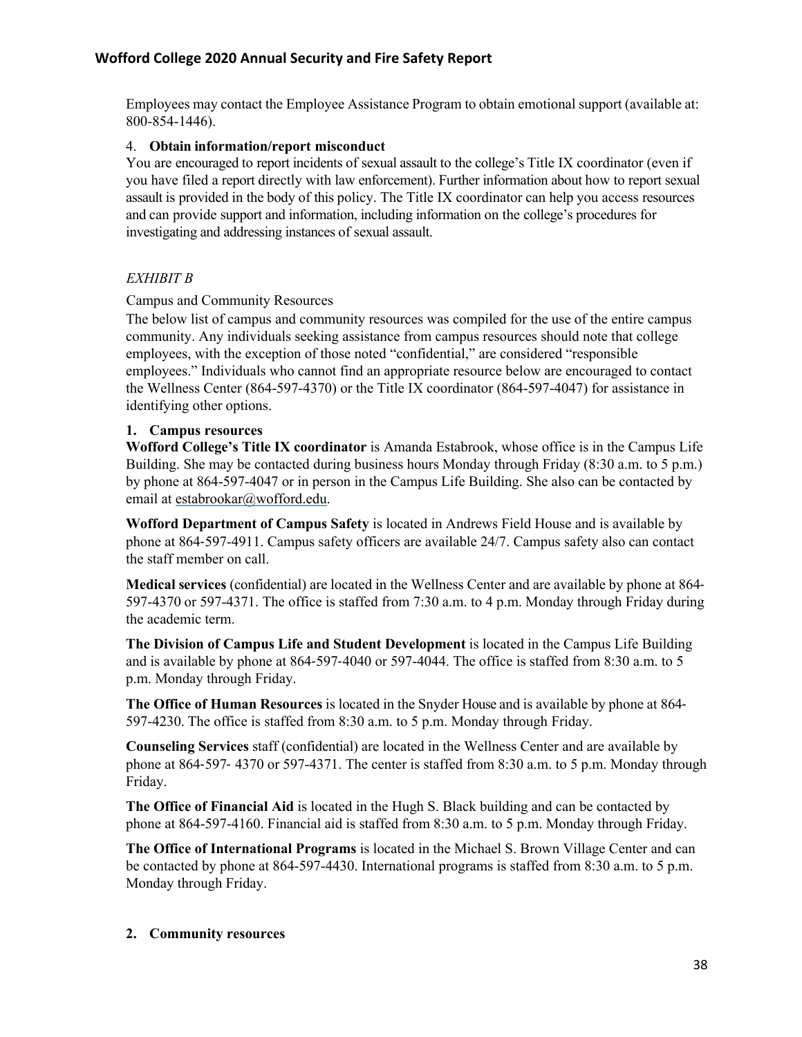Employees may contact the Employee Assistance Program to obtain emotional support (available at: 800-854-1446).

4. **Obtain information/report misconduct**

You are encouraged to report incidents of sexual assault to the college's Title IX coordinator (even if you have filed a report directly with law enforcement). Further information about how to report sexual assault is provided in the body of this policy. The Title IX coordinator can help you access resources and can provide support and information, including information on the college's procedures for investigating and addressing instances of sexual assault.

*EXHIBIT B*

Campus and Community Resources

The below list of campus and community resources was compiled for the use of the entire campus community. Any individuals seeking assistance from campus resources should note that college employees, with the exception of those noted "confidential," are considered "responsible employees." Individuals who cannot find an appropriate resource below are encouraged to contact the Wellness Center (864-597-4370) or the Title IX coordinator (864-597-4047) for assistance in identifying other options.

**1. Campus resources**

**Wofford College's Title IX coordinator** is Amanda Estabrook, whose office is in the Campus Life Building. She may be contacted during business hours Monday through Friday (8:30 a.m. to 5 p.m.) by phone at 864-597-4047 or in person in the Campus Life Building. She also can be contacted by email at estabrookar@wofford.edu.

**Wofford Department of Campus Safety** is located in Andrews Field House and is available by phone at 864-597-4911. Campus safety officers are available 24/7. Campus safety also can contact the staff member on call.

**Medical services** (confidential) are located in the Wellness Center and are available by phone at 864-597-4370 or 597-4371. The office is staffed from 7:30 a.m. to 4 p.m. Monday through Friday during the academic term.

**The Division of Campus Life and Student Development** is located in the Campus Life Building and is available by phone at 864-597-4040 or 597-4044. The office is staffed from 8:30 a.m. to 5 p.m. Monday through Friday.

**The Office of Human Resources** is located in the Snyder House and is available by phone at 864-597-4230. The office is staffed from 8:30 a.m. to 5 p.m. Monday through Friday.

**Counseling Services** staff (confidential) are located in the Wellness Center and are available by phone at 864-597- 4370 or 597-4371. The center is staffed from 8:30 a.m. to 5 p.m. Monday through Friday.

**The Office of Financial Aid** is located in the Hugh S. Black building and can be contacted by phone at 864-597-4160. Financial aid is staffed from 8:30 a.m. to 5 p.m. Monday through Friday.

**The Office of International Programs** is located in the Michael S. Brown Village Center and can be contacted by phone at 864-597-4430. International programs is staffed from 8:30 a.m. to 5 p.m. Monday through Friday.

**2. Community resources**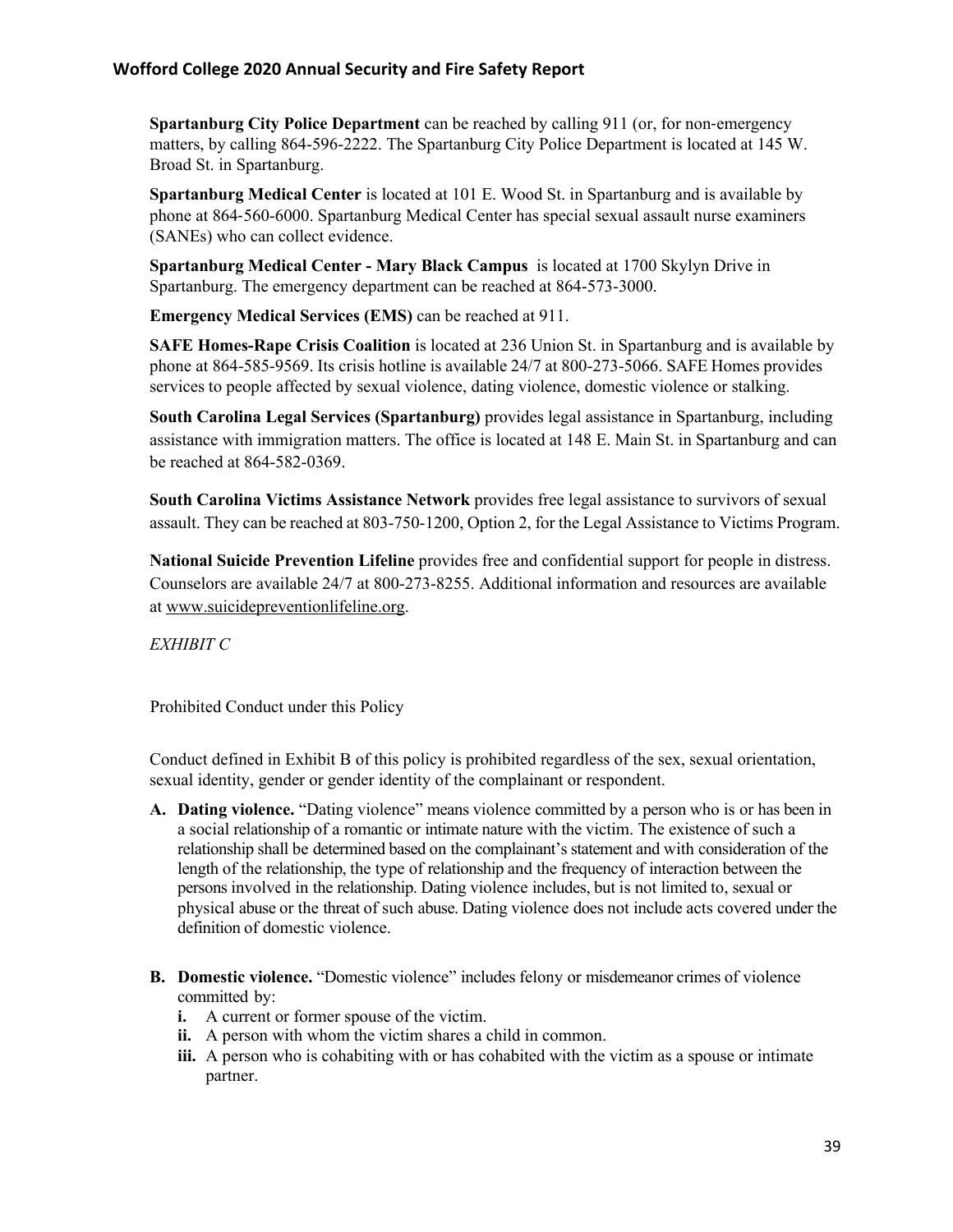**Spartanburg City Police Department** can be reached by calling 911 (or, for non-emergency matters, by calling 864-596-2222. The Spartanburg City Police Department is located at 145 W. Broad St. in Spartanburg.

**Spartanburg Medical Center** is located at 101 E. Wood St. in Spartanburg and is available by phone at 864-560-6000. Spartanburg Medical Center has special sexual assault nurse examiners (SANEs) who can collect evidence.

**Spartanburg Medical Center - Mary Black Campus** is located at 1700 Skylyn Drive in Spartanburg. The emergency department can be reached at 864-573-3000.

**Emergency Medical Services (EMS)** can be reached at 911.

**SAFE Homes-Rape Crisis Coalition** is located at 236 Union St. in Spartanburg and is available by phone at 864-585-9569. Its crisis hotline is available 24/7 at 800-273-5066. SAFE Homes provides services to people affected by sexual violence, dating violence, domestic violence or stalking.

**South Carolina Legal Services (Spartanburg)** provides legal assistance in Spartanburg, including assistance with immigration matters. The office is located at 148 E. Main St. in Spartanburg and can be reached at 864-582-0369.

**South Carolina Victims Assistance Network** provides free legal assistance to survivors of sexual assault. They can be reached at 803-750-1200, Option 2, for the Legal Assistance to Victims Program.

**National Suicide Prevention Lifeline** provides free and confidential support for people in distress. Counselors are available 24/7 at 800-273-8255. Additional information and resources are available at www.suicidepreventionlifeline.org.

*EXHIBIT C*

Prohibited Conduct under this Policy

Conduct defined in Exhibit B of this policy is prohibited regardless of the sex, sexual orientation, sexual identity, gender or gender identity of the complainant or respondent.

**A. Dating violence.** "Dating violence" means violence committed by a person who is or has been in a social relationship of a romantic or intimate nature with the victim. The existence of such a relationship shall be determined based on the complainant's statement and with consideration of the length of the relationship, the type of relationship and the frequency of interaction between the persons involved in the relationship. Dating violence includes, but is not limited to, sexual or physical abuse or the threat of such abuse. Dating violence does not include acts covered under the definition of domestic violence.

**B. Domestic violence.** "Domestic violence" includes felony or misdemeanor crimes of violence committed by:
   - **i.** A current or former spouse of the victim.
   - **ii.** A person with whom the victim shares a child in common.
   - **iii.** A person who is cohabiting with or has cohabited with the victim as a spouse or intimate partner.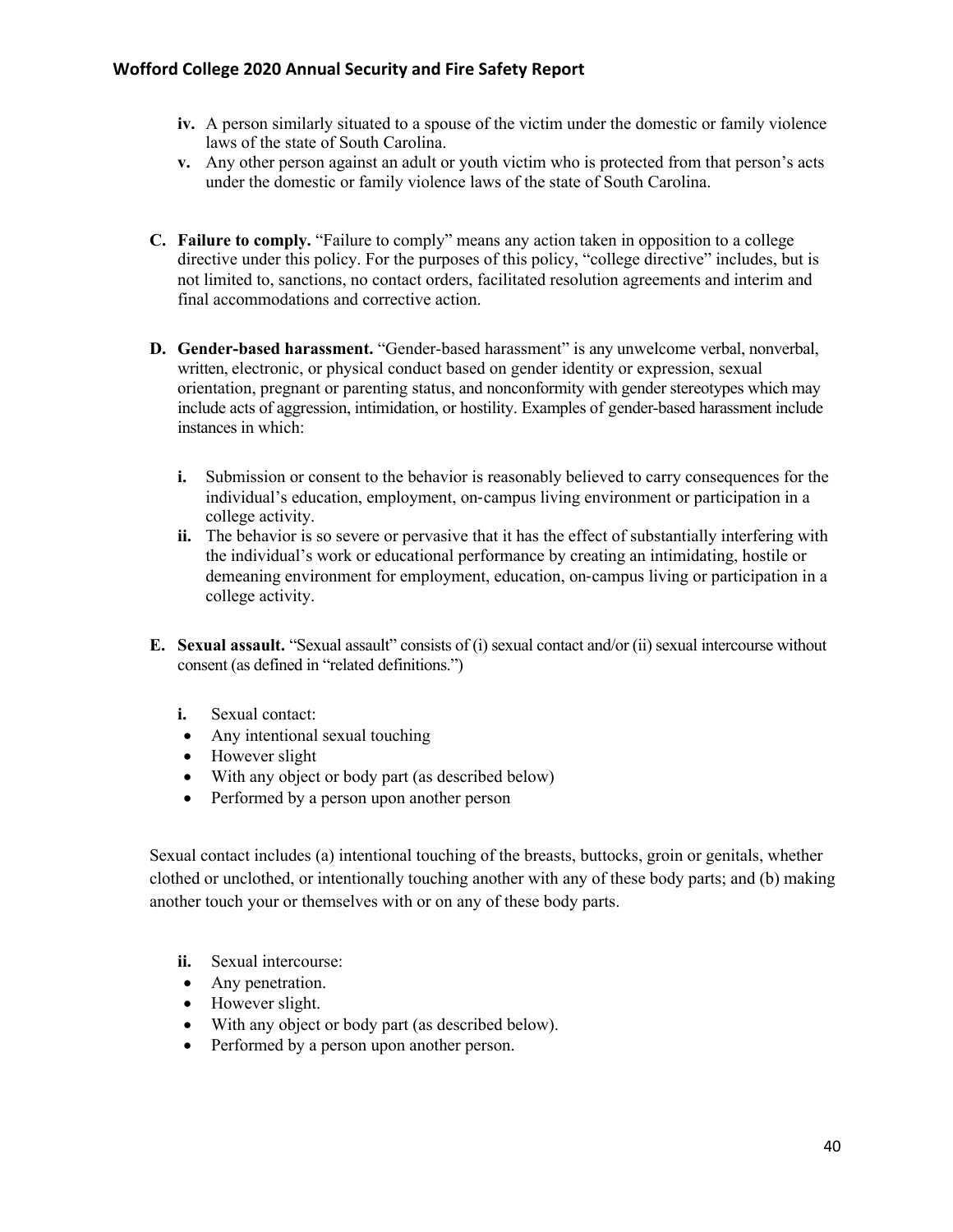- **iv.** A person similarly situated to a spouse of the victim under the domestic or family violence laws of the state of South Carolina.
- **v.** Any other person against an adult or youth victim who is protected from that person's acts under the domestic or family violence laws of the state of South Carolina.

**C. Failure to comply.** "Failure to comply" means any action taken in opposition to a college directive under this policy. For the purposes of this policy, "college directive" includes, but is not limited to, sanctions, no contact orders, facilitated resolution agreements and interim and final accommodations and corrective action.

**D. Gender-based harassment.** "Gender-based harassment" is any unwelcome verbal, nonverbal, written, electronic, or physical conduct based on gender identity or expression, sexual orientation, pregnant or parenting status, and nonconformity with gender stereotypes which may include acts of aggression, intimidation, or hostility. Examples of gender-based harassment include instances in which:

- **i.** Submission or consent to the behavior is reasonably believed to carry consequences for the individual's education, employment, on-campus living environment or participation in a college activity.
- **ii.** The behavior is so severe or pervasive that it has the effect of substantially interfering with the individual's work or educational performance by creating an intimidating, hostile or demeaning environment for employment, education, on-campus living or participation in a college activity.

**E. Sexual assault.** "Sexual assault" consists of (i) sexual contact and/or (ii) sexual intercourse without consent (as defined in "related definitions.")

**i.** Sexual contact:

- Any intentional sexual touching
- However slight
- With any object or body part (as described below)
- Performed by a person upon another person

Sexual contact includes (a) intentional touching of the breasts, buttocks, groin or genitals, whether clothed or unclothed, or intentionally touching another with any of these body parts; and (b) making another touch your or themselves with or on any of these body parts.

**ii.** Sexual intercourse:

- Any penetration.
- However slight.
- With any object or body part (as described below).
- Performed by a person upon another person.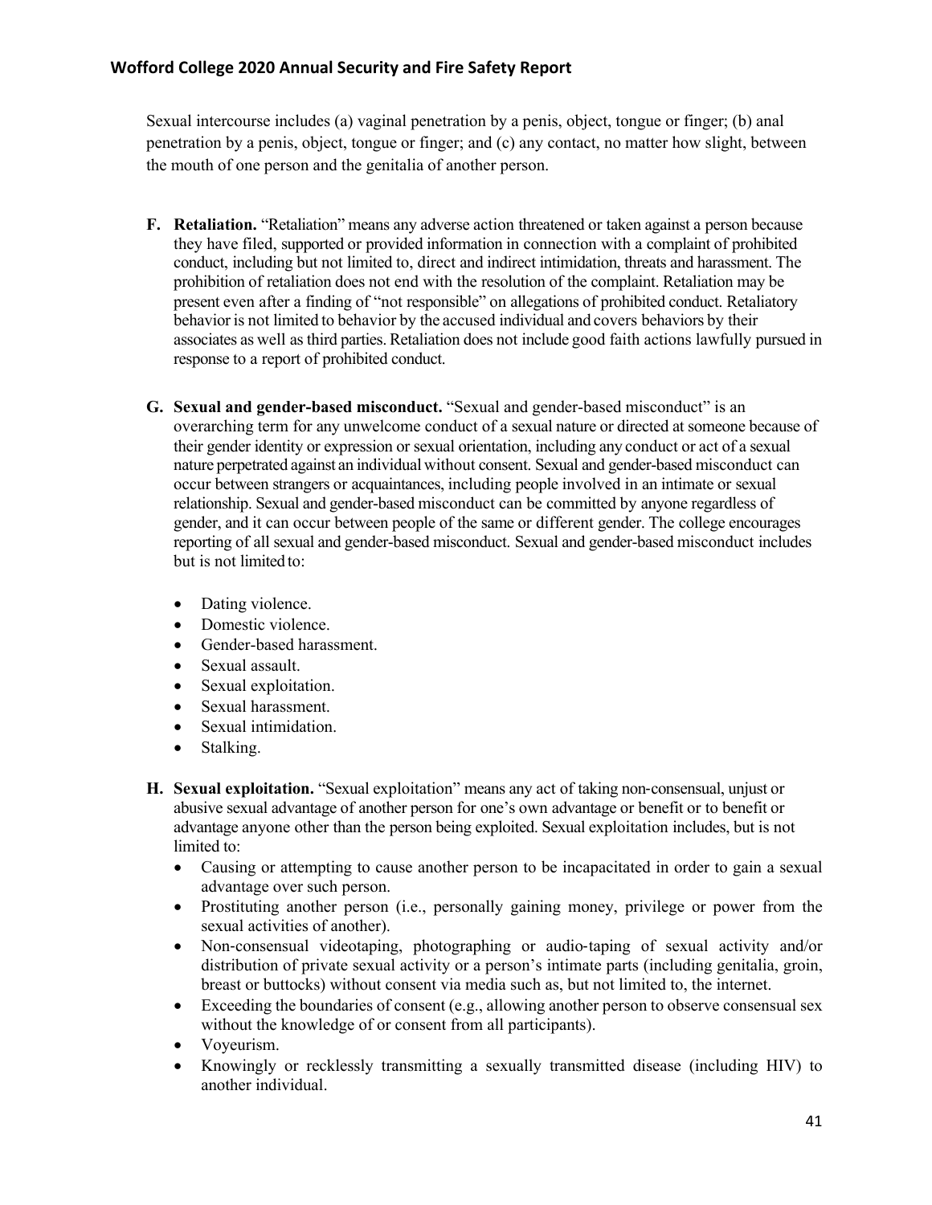Sexual intercourse includes (a) vaginal penetration by a penis, object, tongue or finger; (b) anal penetration by a penis, object, tongue or finger; and (c) any contact, no matter how slight, between the mouth of one person and the genitalia of another person.

**F. Retaliation.** "Retaliation" means any adverse action threatened or taken against a person because they have filed, supported or provided information in connection with a complaint of prohibited conduct, including but not limited to, direct and indirect intimidation, threats and harassment. The prohibition of retaliation does not end with the resolution of the complaint. Retaliation may be present even after a finding of "not responsible" on allegations of prohibited conduct. Retaliatory behavior is not limited to behavior by the accused individual and covers behaviors by their associates as well as third parties. Retaliation does not include good faith actions lawfully pursued in response to a report of prohibited conduct.

**G. Sexual and gender-based misconduct.** "Sexual and gender-based misconduct" is an overarching term for any unwelcome conduct of a sexual nature or directed at someone because of their gender identity or expression or sexual orientation, including any conduct or act of a sexual nature perpetrated against an individual without consent. Sexual and gender-based misconduct can occur between strangers or acquaintances, including people involved in an intimate or sexual relationship. Sexual and gender-based misconduct can be committed by anyone regardless of gender, and it can occur between people of the same or different gender. The college encourages reporting of all sexual and gender-based misconduct. Sexual and gender-based misconduct includes but is not limited to:

- Dating violence.
- Domestic violence.
- Gender-based harassment.
- Sexual assault.
- Sexual exploitation.
- Sexual harassment.
- Sexual intimidation.
- Stalking.

**H. Sexual exploitation.** "Sexual exploitation" means any act of taking non-consensual, unjust or abusive sexual advantage of another person for one's own advantage or benefit or to benefit or advantage anyone other than the person being exploited. Sexual exploitation includes, but is not limited to:

- Causing or attempting to cause another person to be incapacitated in order to gain a sexual advantage over such person.
- Prostituting another person (i.e., personally gaining money, privilege or power from the sexual activities of another).
- Non-consensual videotaping, photographing or audio-taping of sexual activity and/or distribution of private sexual activity or a person's intimate parts (including genitalia, groin, breast or buttocks) without consent via media such as, but not limited to, the internet.
- Exceeding the boundaries of consent (e.g., allowing another person to observe consensual sex without the knowledge of or consent from all participants).
- Voyeurism.
- Knowingly or recklessly transmitting a sexually transmitted disease (including HIV) to another individual.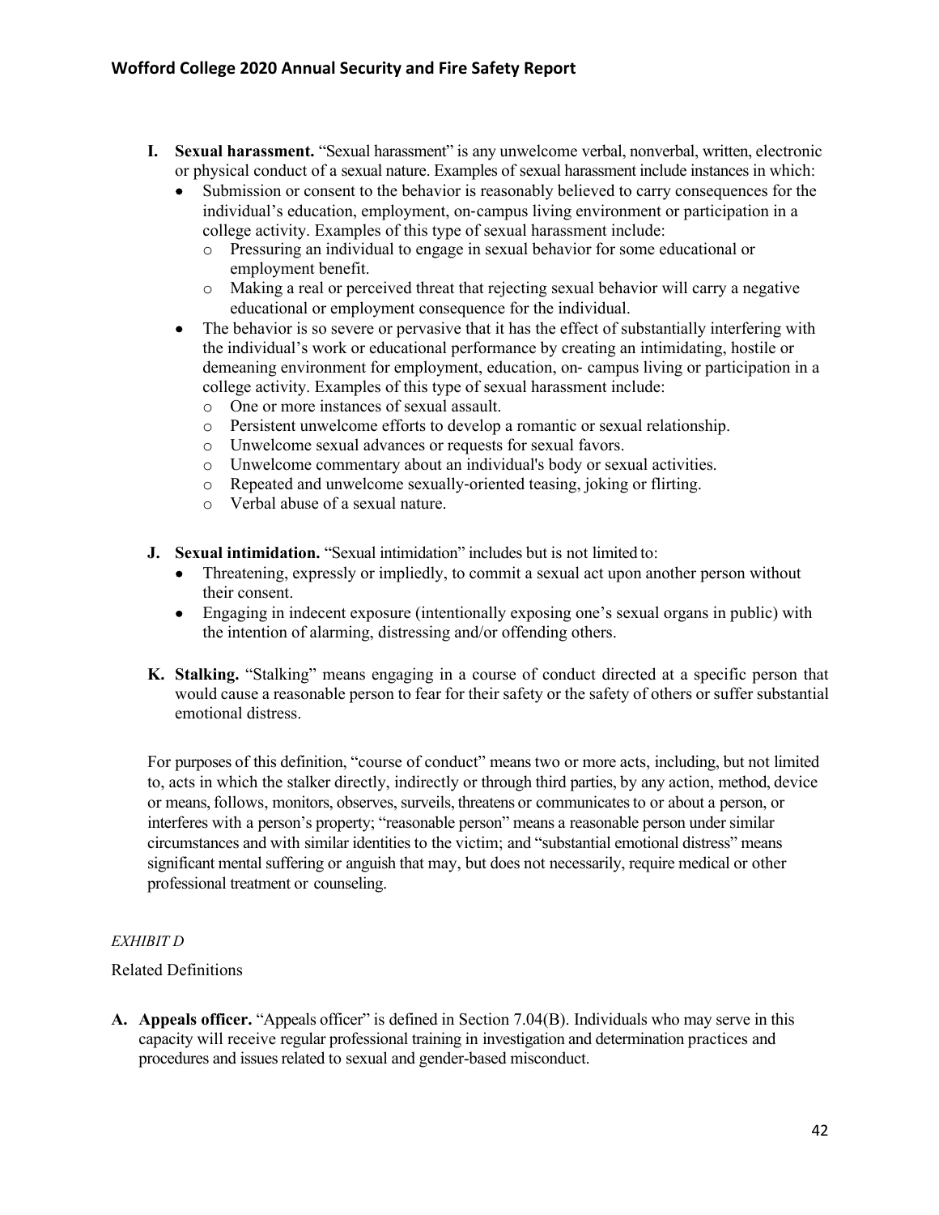**I. Sexual harassment.** "Sexual harassment" is any unwelcome verbal, nonverbal, written, electronic or physical conduct of a sexual nature. Examples of sexual harassment include instances in which:

- Submission or consent to the behavior is reasonably believed to carry consequences for the individual's education, employment, on-campus living environment or participation in a college activity. Examples of this type of sexual harassment include:
  - Pressuring an individual to engage in sexual behavior for some educational or employment benefit.
  - Making a real or perceived threat that rejecting sexual behavior will carry a negative educational or employment consequence for the individual.
- The behavior is so severe or pervasive that it has the effect of substantially interfering with the individual's work or educational performance by creating an intimidating, hostile or demeaning environment for employment, education, on- campus living or participation in a college activity. Examples of this type of sexual harassment include:
  - One or more instances of sexual assault.
  - Persistent unwelcome efforts to develop a romantic or sexual relationship.
  - Unwelcome sexual advances or requests for sexual favors.
  - Unwelcome commentary about an individual's body or sexual activities.
  - Repeated and unwelcome sexually-oriented teasing, joking or flirting.
  - Verbal abuse of a sexual nature.

**J. Sexual intimidation.** "Sexual intimidation" includes but is not limited to:

- Threatening, expressly or impliedly, to commit a sexual act upon another person without their consent.
- Engaging in indecent exposure (intentionally exposing one's sexual organs in public) with the intention of alarming, distressing and/or offending others.

**K. Stalking.** "Stalking" means engaging in a course of conduct directed at a specific person that would cause a reasonable person to fear for their safety or the safety of others or suffer substantial emotional distress.

For purposes of this definition, "course of conduct" means two or more acts, including, but not limited to, acts in which the stalker directly, indirectly or through third parties, by any action, method, device or means, follows, monitors, observes, surveils, threatens or communicates to or about a person, or interferes with a person's property; "reasonable person" means a reasonable person under similar circumstances and with similar identities to the victim; and "substantial emotional distress" means significant mental suffering or anguish that may, but does not necessarily, require medical or other professional treatment or counseling.

*EXHIBIT D*

Related Definitions

**A. Appeals officer.** "Appeals officer" is defined in Section 7.04(B). Individuals who may serve in this capacity will receive regular professional training in investigation and determination practices and procedures and issues related to sexual and gender-based misconduct.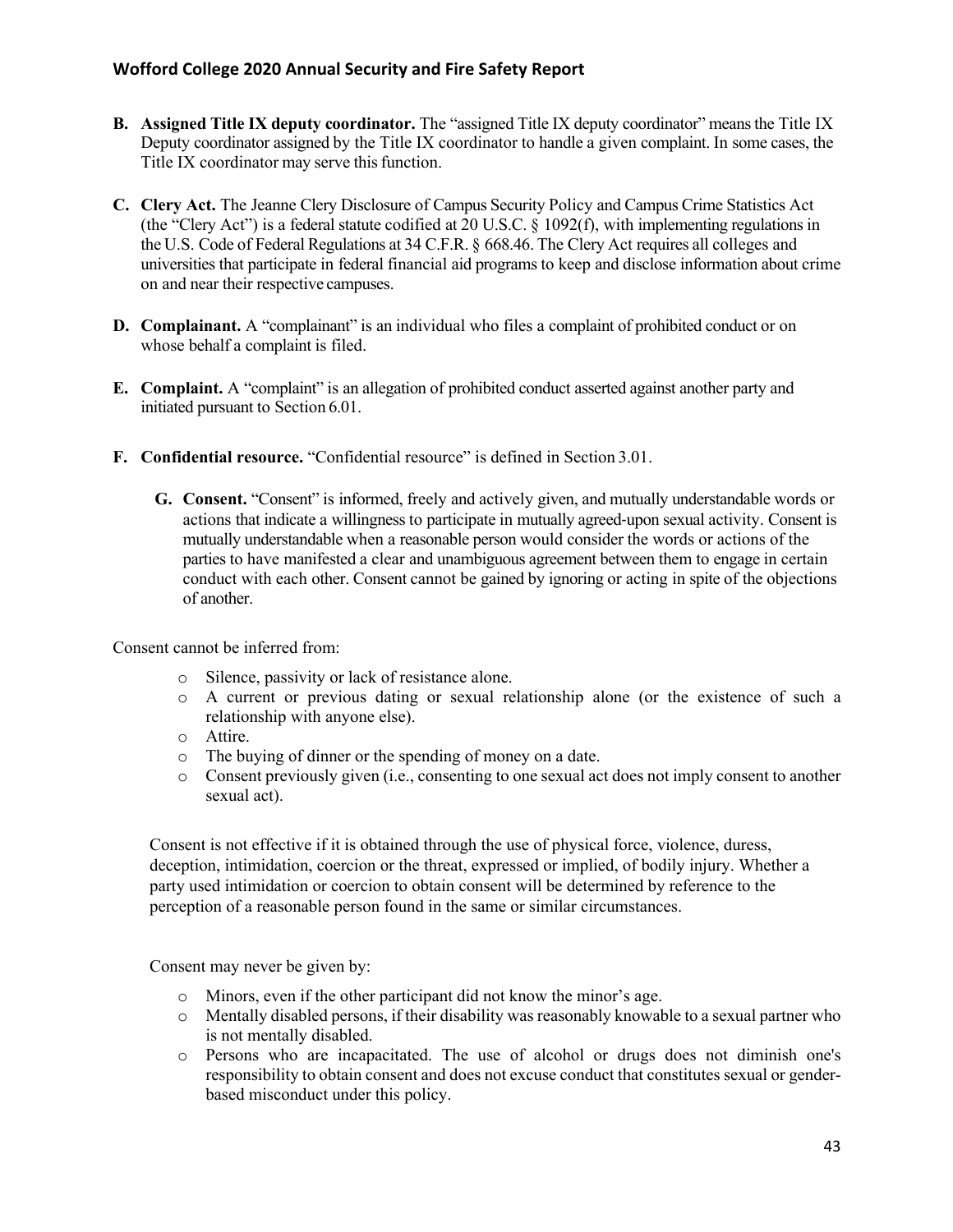**B. Assigned Title IX deputy coordinator.** The "assigned Title IX deputy coordinator" means the Title IX Deputy coordinator assigned by the Title IX coordinator to handle a given complaint. In some cases, the Title IX coordinator may serve this function.

**C. Clery Act.** The Jeanne Clery Disclosure of Campus Security Policy and Campus Crime Statistics Act (the "Clery Act") is a federal statute codified at 20 U.S.C. § 1092(f), with implementing regulations in the U.S. Code of Federal Regulations at 34 C.F.R. § 668.46. The Clery Act requires all colleges and universities that participate in federal financial aid programs to keep and disclose information about crime on and near their respective campuses.

**D. Complainant.** A "complainant" is an individual who files a complaint of prohibited conduct or on whose behalf a complaint is filed.

**E. Complaint.** A "complaint" is an allegation of prohibited conduct asserted against another party and initiated pursuant to Section 6.01.

**F. Confidential resource.** "Confidential resource" is defined in Section 3.01.

**G. Consent.** "Consent" is informed, freely and actively given, and mutually understandable words or actions that indicate a willingness to participate in mutually agreed-upon sexual activity. Consent is mutually understandable when a reasonable person would consider the words or actions of the parties to have manifested a clear and unambiguous agreement between them to engage in certain conduct with each other. Consent cannot be gained by ignoring or acting in spite of the objections of another.

Consent cannot be inferred from:

- Silence, passivity or lack of resistance alone.
- A current or previous dating or sexual relationship alone (or the existence of such a relationship with anyone else).
- Attire.
- The buying of dinner or the spending of money on a date.
- Consent previously given (i.e., consenting to one sexual act does not imply consent to another sexual act).

Consent is not effective if it is obtained through the use of physical force, violence, duress, deception, intimidation, coercion or the threat, expressed or implied, of bodily injury. Whether a party used intimidation or coercion to obtain consent will be determined by reference to the perception of a reasonable person found in the same or similar circumstances.

Consent may never be given by:

- Minors, even if the other participant did not know the minor's age.
- Mentally disabled persons, if their disability was reasonably knowable to a sexual partner who is not mentally disabled.
- Persons who are incapacitated. The use of alcohol or drugs does not diminish one's responsibility to obtain consent and does not excuse conduct that constitutes sexual or gender-based misconduct under this policy.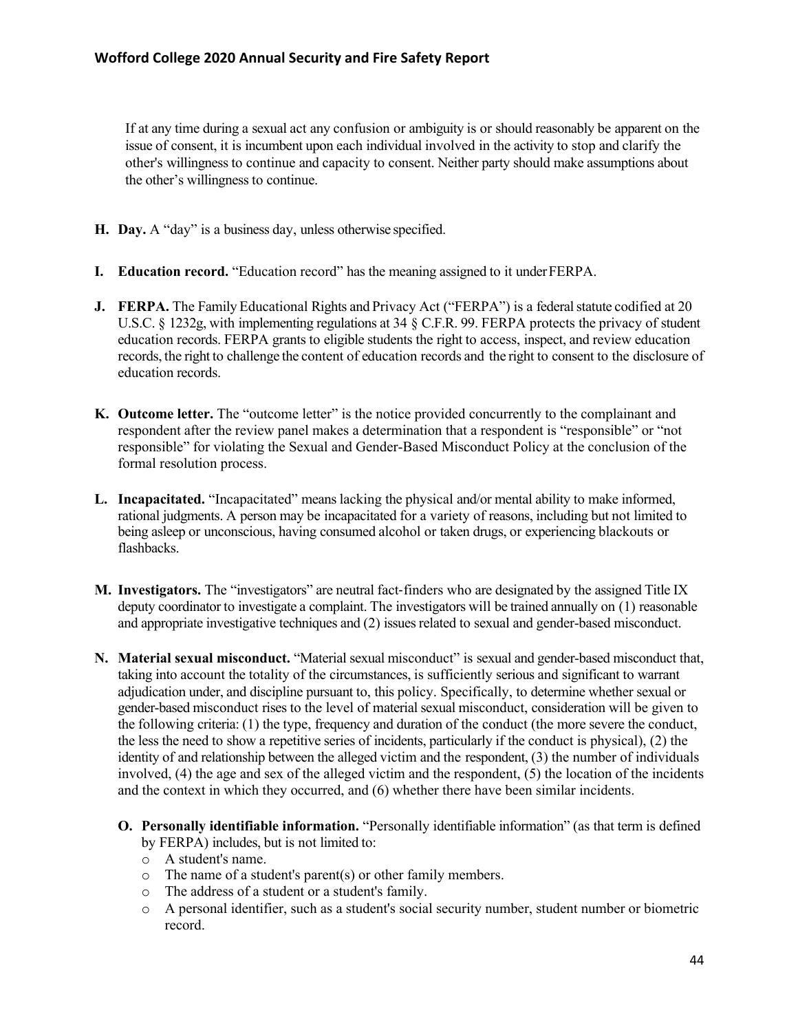If at any time during a sexual act any confusion or ambiguity is or should reasonably be apparent on the issue of consent, it is incumbent upon each individual involved in the activity to stop and clarify the other's willingness to continue and capacity to consent. Neither party should make assumptions about the other's willingness to continue.

**H. Day.** A "day" is a business day, unless otherwise specified.

**I. Education record.** "Education record" has the meaning assigned to it under FERPA.

**J. FERPA.** The Family Educational Rights and Privacy Act ("FERPA") is a federal statute codified at 20 U.S.C. § 1232g, with implementing regulations at 34 § C.F.R. 99. FERPA protects the privacy of student education records. FERPA grants to eligible students the right to access, inspect, and review education records, the right to challenge the content of education records and the right to consent to the disclosure of education records.

**K. Outcome letter.** The "outcome letter" is the notice provided concurrently to the complainant and respondent after the review panel makes a determination that a respondent is "responsible" or "not responsible" for violating the Sexual and Gender-Based Misconduct Policy at the conclusion of the formal resolution process.

**L. Incapacitated.** "Incapacitated" means lacking the physical and/or mental ability to make informed, rational judgments. A person may be incapacitated for a variety of reasons, including but not limited to being asleep or unconscious, having consumed alcohol or taken drugs, or experiencing blackouts or flashbacks.

**M. Investigators.** The "investigators" are neutral fact-finders who are designated by the assigned Title IX deputy coordinator to investigate a complaint. The investigators will be trained annually on (1) reasonable and appropriate investigative techniques and (2) issues related to sexual and gender-based misconduct.

**N. Material sexual misconduct.** "Material sexual misconduct" is sexual and gender-based misconduct that, taking into account the totality of the circumstances, is sufficiently serious and significant to warrant adjudication under, and discipline pursuant to, this policy. Specifically, to determine whether sexual or gender-based misconduct rises to the level of material sexual misconduct, consideration will be given to the following criteria: (1) the type, frequency and duration of the conduct (the more severe the conduct, the less the need to show a repetitive series of incidents, particularly if the conduct is physical), (2) the identity of and relationship between the alleged victim and the respondent, (3) the number of individuals involved, (4) the age and sex of the alleged victim and the respondent, (5) the location of the incidents and the context in which they occurred, and (6) whether there have been similar incidents.

**O. Personally identifiable information.** "Personally identifiable information" (as that term is defined by FERPA) includes, but is not limited to:

- A student's name.
- The name of a student's parent(s) or other family members.
- The address of a student or a student's family.
- A personal identifier, such as a student's social security number, student number or biometric record.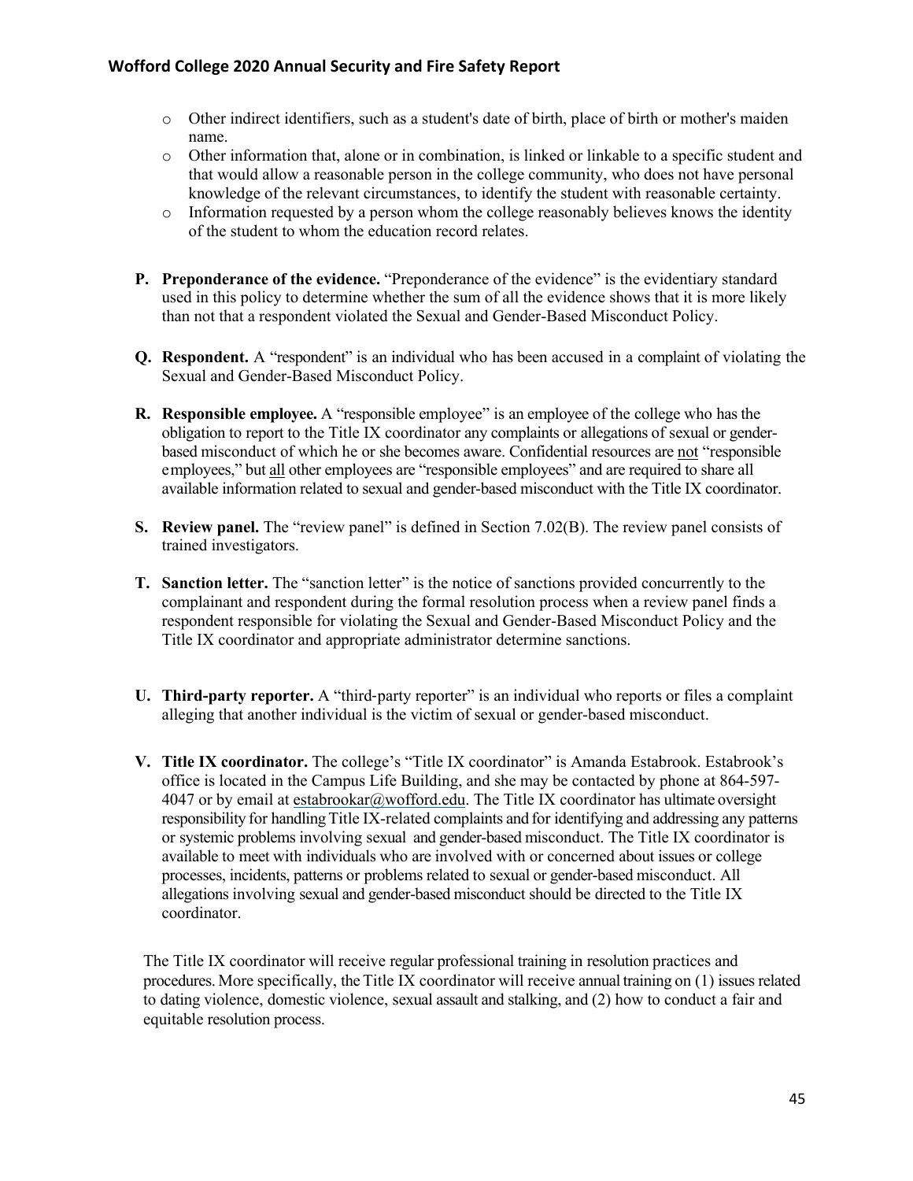- Other indirect identifiers, such as a student's date of birth, place of birth or mother's maiden name.
- Other information that, alone or in combination, is linked or linkable to a specific student and that would allow a reasonable person in the college community, who does not have personal knowledge of the relevant circumstances, to identify the student with reasonable certainty.
- Information requested by a person whom the college reasonably believes knows the identity of the student to whom the education record relates.

**P. Preponderance of the evidence.** "Preponderance of the evidence" is the evidentiary standard used in this policy to determine whether the sum of all the evidence shows that it is more likely than not that a respondent violated the Sexual and Gender-Based Misconduct Policy.

**Q. Respondent.** A "respondent" is an individual who has been accused in a complaint of violating the Sexual and Gender-Based Misconduct Policy.

**R. Responsible employee.** A "responsible employee" is an employee of the college who has the obligation to report to the Title IX coordinator any complaints or allegations of sexual or gender-based misconduct of which he or she becomes aware. Confidential resources are not "responsible employees," but all other employees are "responsible employees" and are required to share all available information related to sexual and gender-based misconduct with the Title IX coordinator.

**S. Review panel.** The "review panel" is defined in Section 7.02(B). The review panel consists of trained investigators.

**T. Sanction letter.** The "sanction letter" is the notice of sanctions provided concurrently to the complainant and respondent during the formal resolution process when a review panel finds a respondent responsible for violating the Sexual and Gender-Based Misconduct Policy and the Title IX coordinator and appropriate administrator determine sanctions.

**U. Third-party reporter.** A "third-party reporter" is an individual who reports or files a complaint alleging that another individual is the victim of sexual or gender-based misconduct.

**V. Title IX coordinator.** The college's "Title IX coordinator" is Amanda Estabrook. Estabrook's office is located in the Campus Life Building, and she may be contacted by phone at 864-597-4047 or by email at estabrookar@wofford.edu. The Title IX coordinator has ultimate oversight responsibility for handling Title IX-related complaints and for identifying and addressing any patterns or systemic problems involving sexual and gender-based misconduct. The Title IX coordinator is available to meet with individuals who are involved with or concerned about issues or college processes, incidents, patterns or problems related to sexual or gender-based misconduct. All allegations involving sexual and gender-based misconduct should be directed to the Title IX coordinator.

The Title IX coordinator will receive regular professional training in resolution practices and procedures. More specifically, the Title IX coordinator will receive annual training on (1) issues related to dating violence, domestic violence, sexual assault and stalking, and (2) how to conduct a fair and equitable resolution process.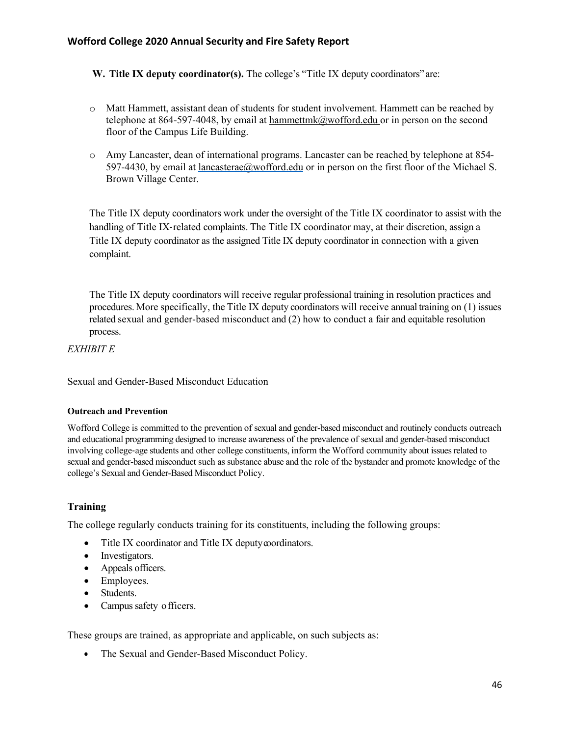**W. Title IX deputy coordinator(s).** The college's "Title IX deputy coordinators" are:

- Matt Hammett, assistant dean of students for student involvement. Hammett can be reached by telephone at 864-597-4048, by email at hammettmk@wofford.edu or in person on the second floor of the Campus Life Building.

- Amy Lancaster, dean of international programs. Lancaster can be reached by telephone at 854-597-4430, by email at lancasterae@wofford.edu or in person on the first floor of the Michael S. Brown Village Center.

The Title IX deputy coordinators work under the oversight of the Title IX coordinator to assist with the handling of Title IX-related complaints. The Title IX coordinator may, at their discretion, assign a Title IX deputy coordinator as the assigned Title IX deputy coordinator in connection with a given complaint.

The Title IX deputy coordinators will receive regular professional training in resolution practices and procedures. More specifically, the Title IX deputy coordinators will receive annual training on (1) issues related sexual and gender-based misconduct and (2) how to conduct a fair and equitable resolution process.

*EXHIBIT E*

Sexual and Gender-Based Misconduct Education

#### Outreach and Prevention

Wofford College is committed to the prevention of sexual and gender-based misconduct and routinely conducts outreach and educational programming designed to increase awareness of the prevalence of sexual and gender-based misconduct involving college-age students and other college constituents, inform the Wofford community about issues related to sexual and gender-based misconduct such as substance abuse and the role of the bystander and promote knowledge of the college's Sexual and Gender-Based Misconduct Policy.

### Training

The college regularly conducts training for its constituents, including the following groups:

- Title IX coordinator and Title IX deputy coordinators.
- Investigators.
- Appeals officers.
- Employees.
- Students.
- Campus safety officers.

These groups are trained, as appropriate and applicable, on such subjects as:

- The Sexual and Gender-Based Misconduct Policy.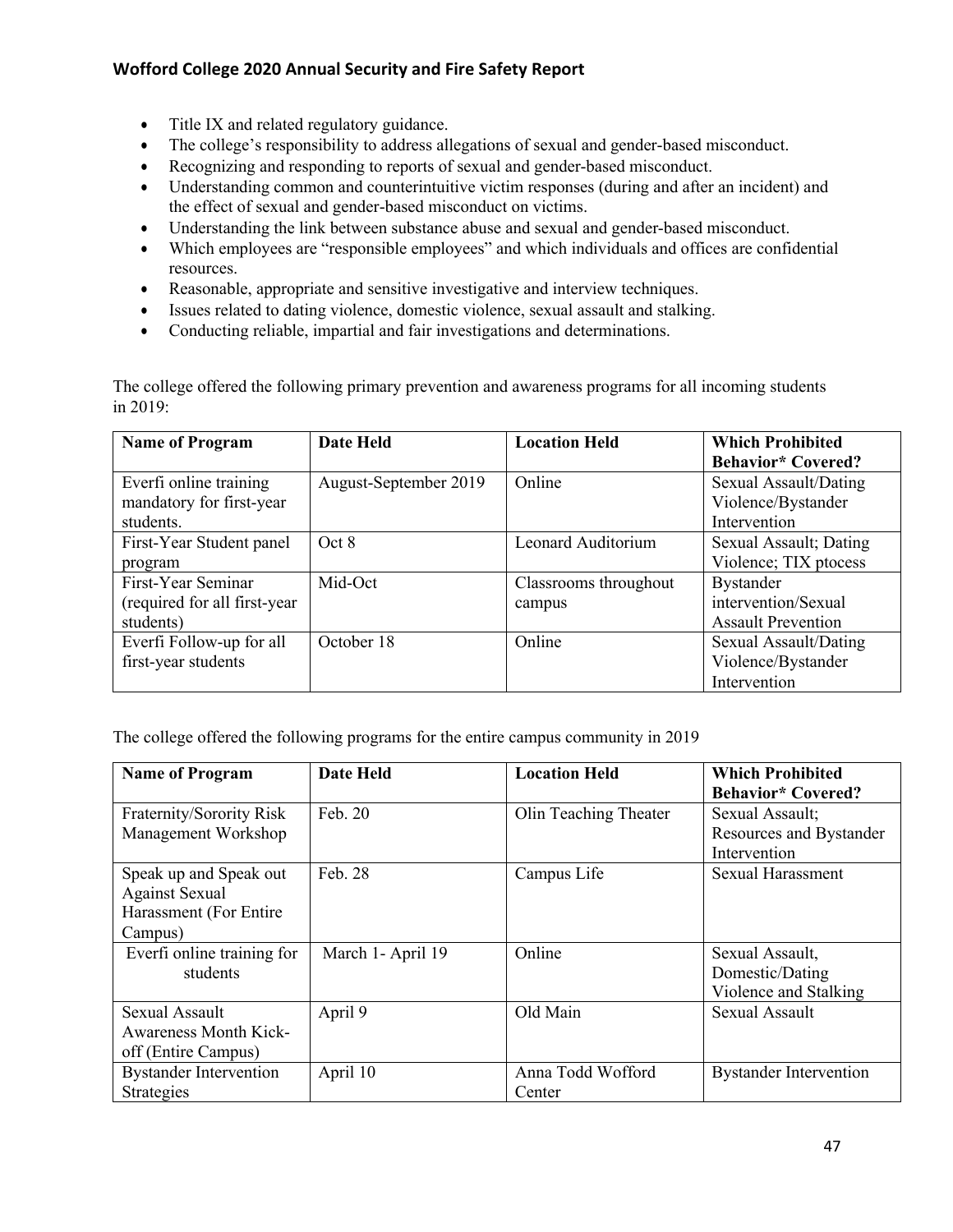- Title IX and related regulatory guidance.
- The college's responsibility to address allegations of sexual and gender-based misconduct.
- Recognizing and responding to reports of sexual and gender-based misconduct.
- Understanding common and counterintuitive victim responses (during and after an incident) and the effect of sexual and gender-based misconduct on victims.
- Understanding the link between substance abuse and sexual and gender-based misconduct.
- Which employees are "responsible employees" and which individuals and offices are confidential resources.
- Reasonable, appropriate and sensitive investigative and interview techniques.
- Issues related to dating violence, domestic violence, sexual assault and stalking.
- Conducting reliable, impartial and fair investigations and determinations.

The college offered the following primary prevention and awareness programs for all incoming students in 2019:

| Name of Program | Date Held | Location Held | Which Prohibited Behavior* Covered? |
|---|---|---|---|
| Everfi online training mandatory for first-year students. | August-September 2019 | Online | Sexual Assault/Dating Violence/Bystander Intervention |
| First-Year Student panel program | Oct 8 | Leonard Auditorium | Sexual Assault; Dating Violence; TIX ptocess |
| First-Year Seminar (required for all first-year students) | Mid-Oct | Classrooms throughout campus | Bystander intervention/Sexual Assault Prevention |
| Everfi Follow-up for all first-year students | October 18 | Online | Sexual Assault/Dating Violence/Bystander Intervention |

The college offered the following programs for the entire campus community in 2019

| Name of Program | Date Held | Location Held | Which Prohibited Behavior* Covered? |
|---|---|---|---|
| Fraternity/Sorority Risk Management Workshop | Feb. 20 | Olin Teaching Theater | Sexual Assault; Resources and Bystander Intervention |
| Speak up and Speak out Against Sexual Harassment (For Entire Campus) | Feb. 28 | Campus Life | Sexual Harassment |
| Everfi online training for students | March 1- April 19 | Online | Sexual Assault, Domestic/Dating Violence and Stalking |
| Sexual Assault Awareness Month Kick-off (Entire Campus) | April 9 | Old Main | Sexual Assault |
| Bystander Intervention Strategies | April 10 | Anna Todd Wofford Center | Bystander Intervention |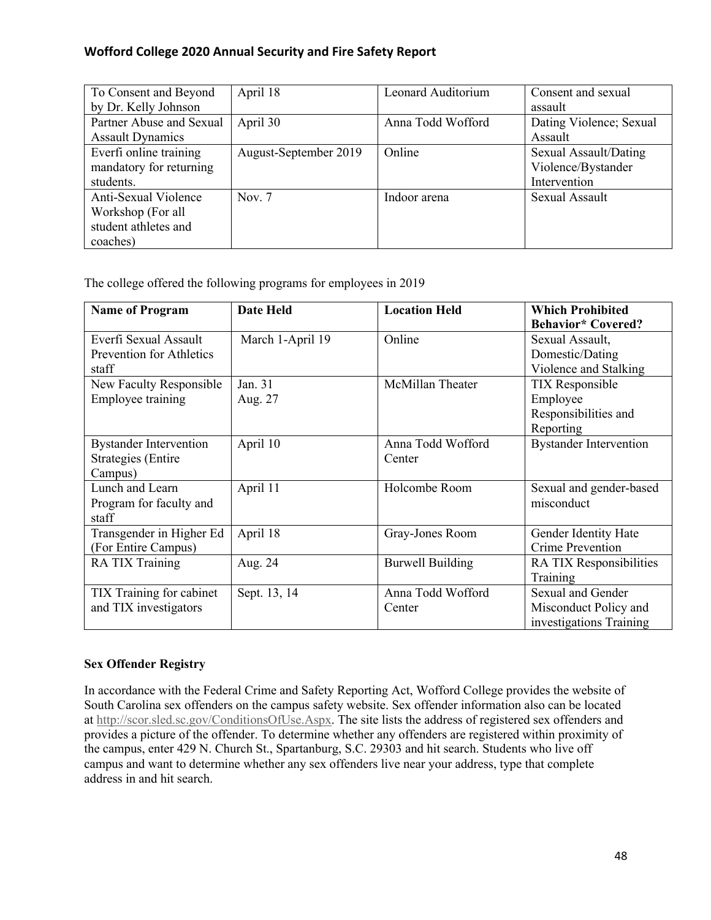| To Consent and Beyond by Dr. Kelly Johnson | April 18 | Leonard Auditorium | Consent and sexual assault |
|---|---|---|---|
| Partner Abuse and Sexual Assault Dynamics | April 30 | Anna Todd Wofford | Dating Violence; Sexual Assault |
| Everfi online training mandatory for returning students. | August-September 2019 | Online | Sexual Assault/Dating Violence/Bystander Intervention |
| Anti-Sexual Violence Workshop (For all student athletes and coaches) | Nov. 7 | Indoor arena | Sexual Assault |

The college offered the following programs for employees in 2019

| Name of Program | Date Held | Location Held | Which Prohibited Behavior* Covered? |
|---|---|---|---|
| Everfi Sexual Assault Prevention for Athletics staff | March 1-April 19 | Online | Sexual Assault, Domestic/Dating Violence and Stalking |
| New Faculty Responsible Employee training | Jan. 31<br>Aug. 27 | McMillan Theater | TIX Responsible Employee Responsibilities and Reporting |
| Bystander Intervention Strategies (Entire Campus) | April 10 | Anna Todd Wofford Center | Bystander Intervention |
| Lunch and Learn Program for faculty and staff | April 11 | Holcombe Room | Sexual and gender-based misconduct |
| Transgender in Higher Ed (For Entire Campus) | April 18 | Gray-Jones Room | Gender Identity Hate Crime Prevention |
| RA TIX Training | Aug. 24 | Burwell Building | RA TIX Responsibilities Training |
| TIX Training for cabinet and TIX investigators | Sept. 13, 14 | Anna Todd Wofford Center | Sexual and Gender Misconduct Policy and investigations Training |

**Sex Offender Registry**

In accordance with the Federal Crime and Safety Reporting Act, Wofford College provides the website of South Carolina sex offenders on the campus safety website. Sex offender information also can be located at http://scor.sled.sc.gov/ConditionsOfUse.Aspx. The site lists the address of registered sex offenders and provides a picture of the offender. To determine whether any offenders are registered within proximity of the campus, enter 429 N. Church St., Spartanburg, S.C. 29303 and hit search. Students who live off campus and want to determine whether any sex offenders live near your address, type that complete address in and hit search.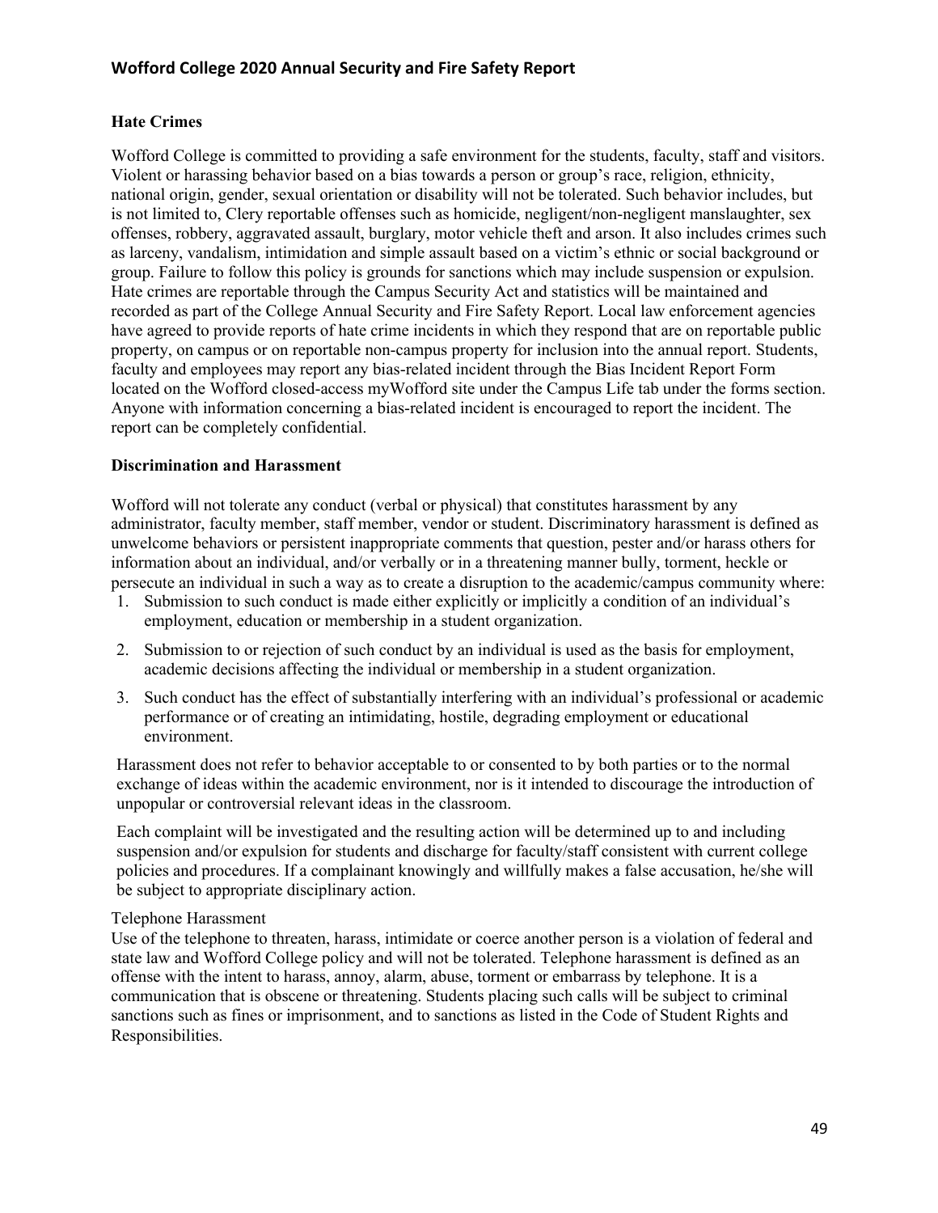## Hate Crimes

Wofford College is committed to providing a safe environment for the students, faculty, staff and visitors. Violent or harassing behavior based on a bias towards a person or group's race, religion, ethnicity, national origin, gender, sexual orientation or disability will not be tolerated. Such behavior includes, but is not limited to, Clery reportable offenses such as homicide, negligent/non-negligent manslaughter, sex offenses, robbery, aggravated assault, burglary, motor vehicle theft and arson. It also includes crimes such as larceny, vandalism, intimidation and simple assault based on a victim's ethnic or social background or group. Failure to follow this policy is grounds for sanctions which may include suspension or expulsion. Hate crimes are reportable through the Campus Security Act and statistics will be maintained and recorded as part of the College Annual Security and Fire Safety Report. Local law enforcement agencies have agreed to provide reports of hate crime incidents in which they respond that are on reportable public property, on campus or on reportable non-campus property for inclusion into the annual report. Students, faculty and employees may report any bias-related incident through the Bias Incident Report Form located on the Wofford closed-access myWofford site under the Campus Life tab under the forms section. Anyone with information concerning a bias-related incident is encouraged to report the incident. The report can be completely confidential.

## Discrimination and Harassment

Wofford will not tolerate any conduct (verbal or physical) that constitutes harassment by any administrator, faculty member, staff member, vendor or student. Discriminatory harassment is defined as unwelcome behaviors or persistent inappropriate comments that question, pester and/or harass others for information about an individual, and/or verbally or in a threatening manner bully, torment, heckle or persecute an individual in such a way as to create a disruption to the academic/campus community where:

1. Submission to such conduct is made either explicitly or implicitly a condition of an individual's employment, education or membership in a student organization.
2. Submission to or rejection of such conduct by an individual is used as the basis for employment, academic decisions affecting the individual or membership in a student organization.
3. Such conduct has the effect of substantially interfering with an individual's professional or academic performance or of creating an intimidating, hostile, degrading employment or educational environment.

Harassment does not refer to behavior acceptable to or consented to by both parties or to the normal exchange of ideas within the academic environment, nor is it intended to discourage the introduction of unpopular or controversial relevant ideas in the classroom.

Each complaint will be investigated and the resulting action will be determined up to and including suspension and/or expulsion for students and discharge for faculty/staff consistent with current college policies and procedures. If a complainant knowingly and willfully makes a false accusation, he/she will be subject to appropriate disciplinary action.

### Telephone Harassment

Use of the telephone to threaten, harass, intimidate or coerce another person is a violation of federal and state law and Wofford College policy and will not be tolerated. Telephone harassment is defined as an offense with the intent to harass, annoy, alarm, abuse, torment or embarrass by telephone. It is a communication that is obscene or threatening. Students placing such calls will be subject to criminal sanctions such as fines or imprisonment, and to sanctions as listed in the Code of Student Rights and Responsibilities.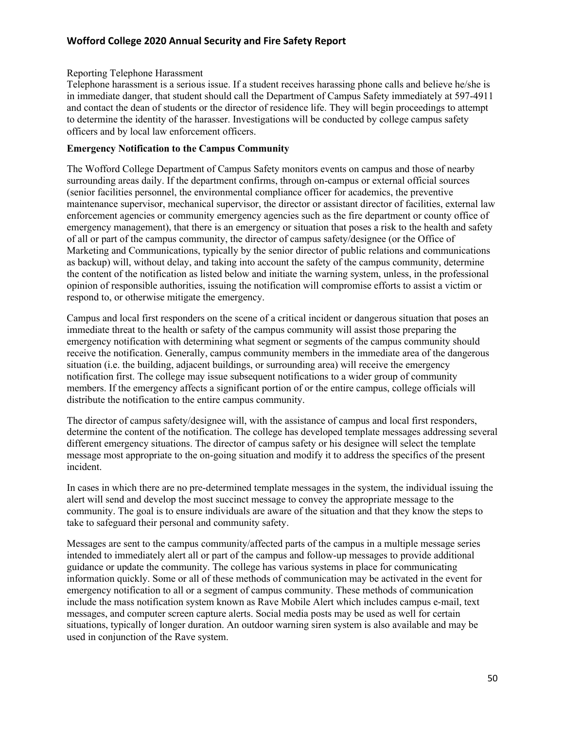Reporting Telephone Harassment

Telephone harassment is a serious issue. If a student receives harassing phone calls and believe he/she is in immediate danger, that student should call the Department of Campus Safety immediately at 597-4911 and contact the dean of students or the director of residence life. They will begin proceedings to attempt to determine the identity of the harasser. Investigations will be conducted by college campus safety officers and by local law enforcement officers.

**Emergency Notification to the Campus Community**

The Wofford College Department of Campus Safety monitors events on campus and those of nearby surrounding areas daily. If the department confirms, through on-campus or external official sources (senior facilities personnel, the environmental compliance officer for academics, the preventive maintenance supervisor, mechanical supervisor, the director or assistant director of facilities, external law enforcement agencies or community emergency agencies such as the fire department or county office of emergency management), that there is an emergency or situation that poses a risk to the health and safety of all or part of the campus community, the director of campus safety/designee (or the Office of Marketing and Communications, typically by the senior director of public relations and communications as backup) will, without delay, and taking into account the safety of the campus community, determine the content of the notification as listed below and initiate the warning system, unless, in the professional opinion of responsible authorities, issuing the notification will compromise efforts to assist a victim or respond to, or otherwise mitigate the emergency.

Campus and local first responders on the scene of a critical incident or dangerous situation that poses an immediate threat to the health or safety of the campus community will assist those preparing the emergency notification with determining what segment or segments of the campus community should receive the notification. Generally, campus community members in the immediate area of the dangerous situation (i.e. the building, adjacent buildings, or surrounding area) will receive the emergency notification first. The college may issue subsequent notifications to a wider group of community members. If the emergency affects a significant portion of or the entire campus, college officials will distribute the notification to the entire campus community.

The director of campus safety/designee will, with the assistance of campus and local first responders, determine the content of the notification. The college has developed template messages addressing several different emergency situations. The director of campus safety or his designee will select the template message most appropriate to the on-going situation and modify it to address the specifics of the present incident.

In cases in which there are no pre-determined template messages in the system, the individual issuing the alert will send and develop the most succinct message to convey the appropriate message to the community. The goal is to ensure individuals are aware of the situation and that they know the steps to take to safeguard their personal and community safety.

Messages are sent to the campus community/affected parts of the campus in a multiple message series intended to immediately alert all or part of the campus and follow-up messages to provide additional guidance or update the community. The college has various systems in place for communicating information quickly. Some or all of these methods of communication may be activated in the event for emergency notification to all or a segment of campus community. These methods of communication include the mass notification system known as Rave Mobile Alert which includes campus e-mail, text messages, and computer screen capture alerts. Social media posts may be used as well for certain situations, typically of longer duration. An outdoor warning siren system is also available and may be used in conjunction of the Rave system.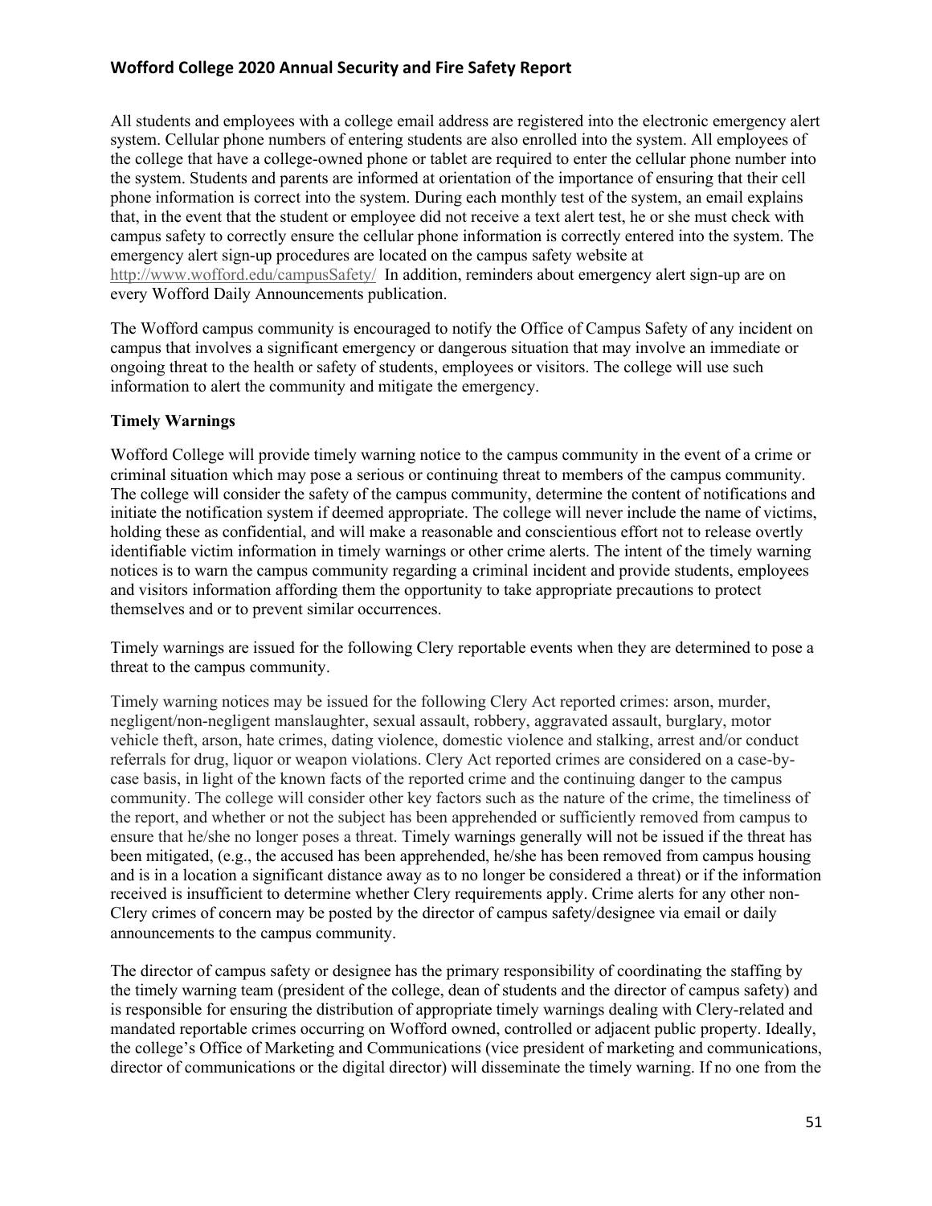All students and employees with a college email address are registered into the electronic emergency alert system. Cellular phone numbers of entering students are also enrolled into the system. All employees of the college that have a college-owned phone or tablet are required to enter the cellular phone number into the system. Students and parents are informed at orientation of the importance of ensuring that their cell phone information is correct into the system. During each monthly test of the system, an email explains that, in the event that the student or employee did not receive a text alert test, he or she must check with campus safety to correctly ensure the cellular phone information is correctly entered into the system. The emergency alert sign-up procedures are located on the campus safety website at http://www.wofford.edu/campusSafety/ In addition, reminders about emergency alert sign-up are on every Wofford Daily Announcements publication.

The Wofford campus community is encouraged to notify the Office of Campus Safety of any incident on campus that involves a significant emergency or dangerous situation that may involve an immediate or ongoing threat to the health or safety of students, employees or visitors. The college will use such information to alert the community and mitigate the emergency.

**Timely Warnings**

Wofford College will provide timely warning notice to the campus community in the event of a crime or criminal situation which may pose a serious or continuing threat to members of the campus community. The college will consider the safety of the campus community, determine the content of notifications and initiate the notification system if deemed appropriate. The college will never include the name of victims, holding these as confidential, and will make a reasonable and conscientious effort not to release overtly identifiable victim information in timely warnings or other crime alerts. The intent of the timely warning notices is to warn the campus community regarding a criminal incident and provide students, employees and visitors information affording them the opportunity to take appropriate precautions to protect themselves and or to prevent similar occurrences.

Timely warnings are issued for the following Clery reportable events when they are determined to pose a threat to the campus community.

Timely warning notices may be issued for the following Clery Act reported crimes: arson, murder, negligent/non-negligent manslaughter, sexual assault, robbery, aggravated assault, burglary, motor vehicle theft, arson, hate crimes, dating violence, domestic violence and stalking, arrest and/or conduct referrals for drug, liquor or weapon violations. Clery Act reported crimes are considered on a case-by-case basis, in light of the known facts of the reported crime and the continuing danger to the campus community. The college will consider other key factors such as the nature of the crime, the timeliness of the report, and whether or not the subject has been apprehended or sufficiently removed from campus to ensure that he/she no longer poses a threat. Timely warnings generally will not be issued if the threat has been mitigated, (e.g., the accused has been apprehended, he/she has been removed from campus housing and is in a location a significant distance away as to no longer be considered a threat) or if the information received is insufficient to determine whether Clery requirements apply. Crime alerts for any other non-Clery crimes of concern may be posted by the director of campus safety/designee via email or daily announcements to the campus community.

The director of campus safety or designee has the primary responsibility of coordinating the staffing by the timely warning team (president of the college, dean of students and the director of campus safety) and is responsible for ensuring the distribution of appropriate timely warnings dealing with Clery-related and mandated reportable crimes occurring on Wofford owned, controlled or adjacent public property. Ideally, the college's Office of Marketing and Communications (vice president of marketing and communications, director of communications or the digital director) will disseminate the timely warning. If no one from the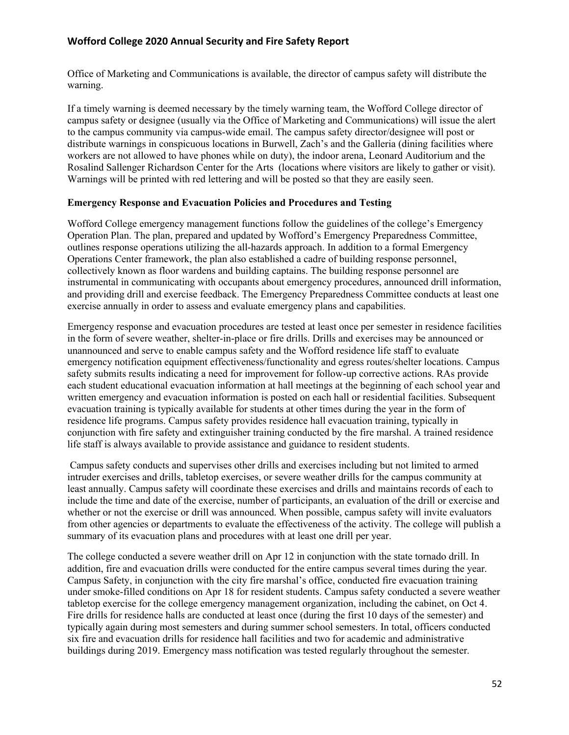Office of Marketing and Communications is available, the director of campus safety will distribute the warning.

If a timely warning is deemed necessary by the timely warning team, the Wofford College director of campus safety or designee (usually via the Office of Marketing and Communications) will issue the alert to the campus community via campus-wide email. The campus safety director/designee will post or distribute warnings in conspicuous locations in Burwell, Zach's and the Galleria (dining facilities where workers are not allowed to have phones while on duty), the indoor arena, Leonard Auditorium and the Rosalind Sallenger Richardson Center for the Arts (locations where visitors are likely to gather or visit). Warnings will be printed with red lettering and will be posted so that they are easily seen.

**Emergency Response and Evacuation Policies and Procedures and Testing**

Wofford College emergency management functions follow the guidelines of the college's Emergency Operation Plan. The plan, prepared and updated by Wofford's Emergency Preparedness Committee, outlines response operations utilizing the all-hazards approach. In addition to a formal Emergency Operations Center framework, the plan also established a cadre of building response personnel, collectively known as floor wardens and building captains. The building response personnel are instrumental in communicating with occupants about emergency procedures, announced drill information, and providing drill and exercise feedback. The Emergency Preparedness Committee conducts at least one exercise annually in order to assess and evaluate emergency plans and capabilities.

Emergency response and evacuation procedures are tested at least once per semester in residence facilities in the form of severe weather, shelter-in-place or fire drills. Drills and exercises may be announced or unannounced and serve to enable campus safety and the Wofford residence life staff to evaluate emergency notification equipment effectiveness/functionality and egress routes/shelter locations. Campus safety submits results indicating a need for improvement for follow-up corrective actions. RAs provide each student educational evacuation information at hall meetings at the beginning of each school year and written emergency and evacuation information is posted on each hall or residential facilities. Subsequent evacuation training is typically available for students at other times during the year in the form of residence life programs. Campus safety provides residence hall evacuation training, typically in conjunction with fire safety and extinguisher training conducted by the fire marshal. A trained residence life staff is always available to provide assistance and guidance to resident students.

Campus safety conducts and supervises other drills and exercises including but not limited to armed intruder exercises and drills, tabletop exercises, or severe weather drills for the campus community at least annually. Campus safety will coordinate these exercises and drills and maintains records of each to include the time and date of the exercise, number of participants, an evaluation of the drill or exercise and whether or not the exercise or drill was announced. When possible, campus safety will invite evaluators from other agencies or departments to evaluate the effectiveness of the activity. The college will publish a summary of its evacuation plans and procedures with at least one drill per year.

The college conducted a severe weather drill on Apr 12 in conjunction with the state tornado drill. In addition, fire and evacuation drills were conducted for the entire campus several times during the year. Campus Safety, in conjunction with the city fire marshal's office, conducted fire evacuation training under smoke-filled conditions on Apr 18 for resident students. Campus safety conducted a severe weather tabletop exercise for the college emergency management organization, including the cabinet, on Oct 4. Fire drills for residence halls are conducted at least once (during the first 10 days of the semester) and typically again during most semesters and during summer school semesters. In total, officers conducted six fire and evacuation drills for residence hall facilities and two for academic and administrative buildings during 2019. Emergency mass notification was tested regularly throughout the semester.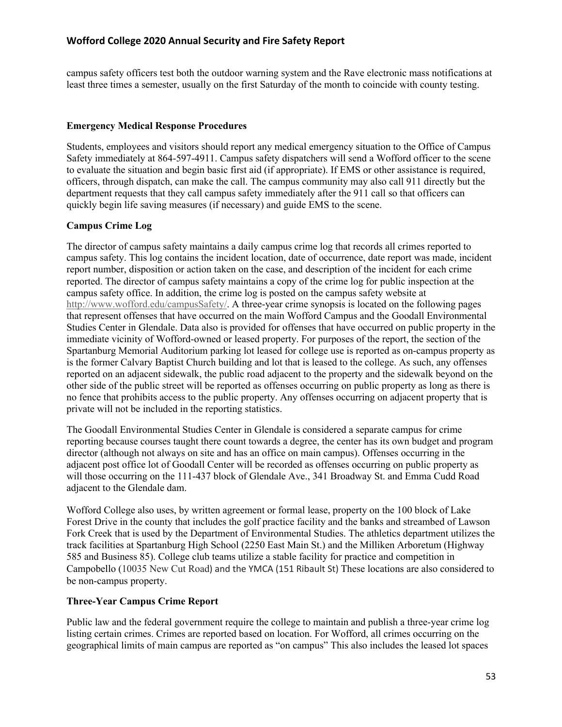campus safety officers test both the outdoor warning system and the Rave electronic mass notifications at least three times a semester, usually on the first Saturday of the month to coincide with county testing.

**Emergency Medical Response Procedures**

Students, employees and visitors should report any medical emergency situation to the Office of Campus Safety immediately at 864-597-4911. Campus safety dispatchers will send a Wofford officer to the scene to evaluate the situation and begin basic first aid (if appropriate). If EMS or other assistance is required, officers, through dispatch, can make the call. The campus community may also call 911 directly but the department requests that they call campus safety immediately after the 911 call so that officers can quickly begin life saving measures (if necessary) and guide EMS to the scene.

**Campus Crime Log**

The director of campus safety maintains a daily campus crime log that records all crimes reported to campus safety. This log contains the incident location, date of occurrence, date report was made, incident report number, disposition or action taken on the case, and description of the incident for each crime reported. The director of campus safety maintains a copy of the crime log for public inspection at the campus safety office. In addition, the crime log is posted on the campus safety website at http://www.wofford.edu/campusSafety/. A three-year crime synopsis is located on the following pages that represent offenses that have occurred on the main Wofford Campus and the Goodall Environmental Studies Center in Glendale. Data also is provided for offenses that have occurred on public property in the immediate vicinity of Wofford-owned or leased property. For purposes of the report, the section of the Spartanburg Memorial Auditorium parking lot leased for college use is reported as on-campus property as is the former Calvary Baptist Church building and lot that is leased to the college. As such, any offenses reported on an adjacent sidewalk, the public road adjacent to the property and the sidewalk beyond on the other side of the public street will be reported as offenses occurring on public property as long as there is no fence that prohibits access to the public property. Any offenses occurring on adjacent property that is private will not be included in the reporting statistics.

The Goodall Environmental Studies Center in Glendale is considered a separate campus for crime reporting because courses taught there count towards a degree, the center has its own budget and program director (although not always on site and has an office on main campus). Offenses occurring in the adjacent post office lot of Goodall Center will be recorded as offenses occurring on public property as will those occurring on the 111-437 block of Glendale Ave., 341 Broadway St. and Emma Cudd Road adjacent to the Glendale dam.

Wofford College also uses, by written agreement or formal lease, property on the 100 block of Lake Forest Drive in the county that includes the golf practice facility and the banks and streambed of Lawson Fork Creek that is used by the Department of Environmental Studies. The athletics department utilizes the track facilities at Spartanburg High School (2250 East Main St.) and the Milliken Arboretum (Highway 585 and Business 85). College club teams utilize a stable facility for practice and competition in Campobello (10035 New Cut Road) and the YMCA (151 Ribault St) These locations are also considered to be non-campus property.

**Three-Year Campus Crime Report**

Public law and the federal government require the college to maintain and publish a three-year crime log listing certain crimes. Crimes are reported based on location. For Wofford, all crimes occurring on the geographical limits of main campus are reported as "on campus" This also includes the leased lot spaces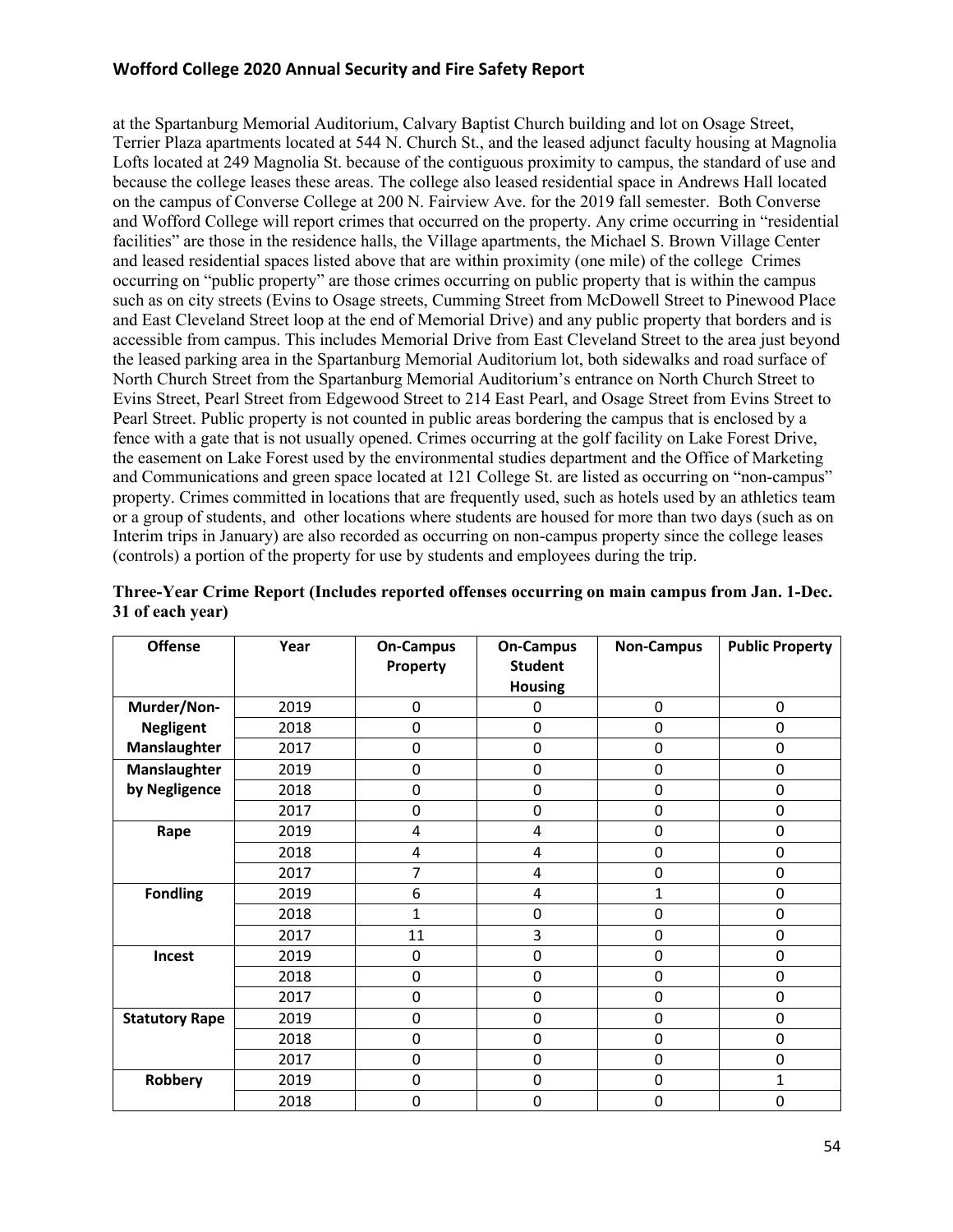at the Spartanburg Memorial Auditorium, Calvary Baptist Church building and lot on Osage Street, Terrier Plaza apartments located at 544 N. Church St., and the leased adjunct faculty housing at Magnolia Lofts located at 249 Magnolia St. because of the contiguous proximity to campus, the standard of use and because the college leases these areas. The college also leased residential space in Andrews Hall located on the campus of Converse College at 200 N. Fairview Ave. for the 2019 fall semester. Both Converse and Wofford College will report crimes that occurred on the property. Any crime occurring in "residential facilities" are those in the residence halls, the Village apartments, the Michael S. Brown Village Center and leased residential spaces listed above that are within proximity (one mile) of the college Crimes occurring on "public property" are those crimes occurring on public property that is within the campus such as on city streets (Evins to Osage streets, Cumming Street from McDowell Street to Pinewood Place and East Cleveland Street loop at the end of Memorial Drive) and any public property that borders and is accessible from campus. This includes Memorial Drive from East Cleveland Street to the area just beyond the leased parking area in the Spartanburg Memorial Auditorium lot, both sidewalks and road surface of North Church Street from the Spartanburg Memorial Auditorium's entrance on North Church Street to Evins Street, Pearl Street from Edgewood Street to 214 East Pearl, and Osage Street from Evins Street to Pearl Street. Public property is not counted in public areas bordering the campus that is enclosed by a fence with a gate that is not usually opened. Crimes occurring at the golf facility on Lake Forest Drive, the easement on Lake Forest used by the environmental studies department and the Office of Marketing and Communications and green space located at 121 College St. are listed as occurring on "non-campus" property. Crimes committed in locations that are frequently used, such as hotels used by an athletics team or a group of students, and other locations where students are housed for more than two days (such as on Interim trips in January) are also recorded as occurring on non-campus property since the college leases (controls) a portion of the property for use by students and employees during the trip.

**Three-Year Crime Report (Includes reported offenses occurring on main campus from Jan. 1-Dec. 31 of each year)**

| Offense | Year | On-Campus Property | On-Campus Student Housing | Non-Campus | Public Property |
|---|---|---|---|---|---|
| Murder/Non-Negligent Manslaughter | 2019 | 0 | 0 | 0 | 0 |
| | 2018 | 0 | 0 | 0 | 0 |
| | 2017 | 0 | 0 | 0 | 0 |
| Manslaughter by Negligence | 2019 | 0 | 0 | 0 | 0 |
| | 2018 | 0 | 0 | 0 | 0 |
| | 2017 | 0 | 0 | 0 | 0 |
| Rape | 2019 | 4 | 4 | 0 | 0 |
| | 2018 | 4 | 4 | 0 | 0 |
| | 2017 | 7 | 4 | 0 | 0 |
| Fondling | 2019 | 6 | 4 | 1 | 0 |
| | 2018 | 1 | 0 | 0 | 0 |
| | 2017 | 11 | 3 | 0 | 0 |
| Incest | 2019 | 0 | 0 | 0 | 0 |
| | 2018 | 0 | 0 | 0 | 0 |
| | 2017 | 0 | 0 | 0 | 0 |
| Statutory Rape | 2019 | 0 | 0 | 0 | 0 |
| | 2018 | 0 | 0 | 0 | 0 |
| | 2017 | 0 | 0 | 0 | 0 |
| Robbery | 2019 | 0 | 0 | 0 | 1 |
| | 2018 | 0 | 0 | 0 | 0 |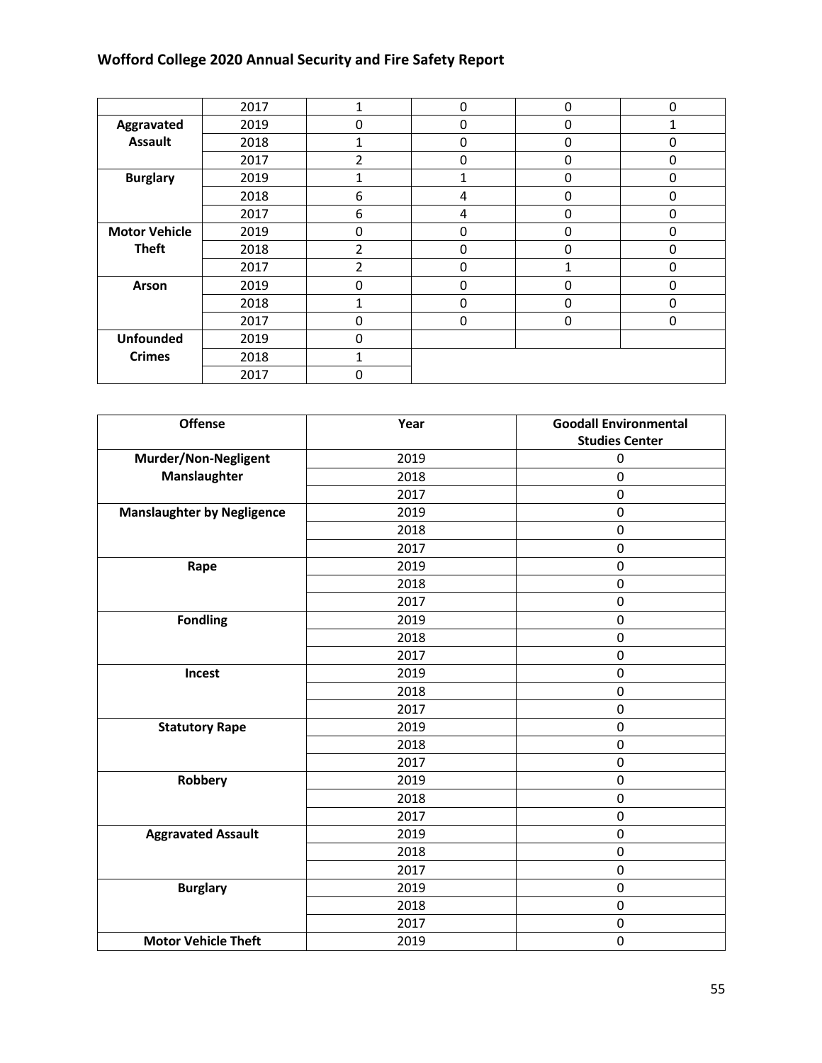|  | 2017 | 1 | 0 | 0 | 0 |
|---|---|---|---|---|---|
| **Aggravated Assault** | 2019 | 0 | 0 | 0 | 1 |
|  | 2018 | 1 | 0 | 0 | 0 |
|  | 2017 | 2 | 0 | 0 | 0 |
| **Burglary** | 2019 | 1 | 1 | 0 | 0 |
|  | 2018 | 6 | 4 | 0 | 0 |
|  | 2017 | 6 | 4 | 0 | 0 |
| **Motor Vehicle Theft** | 2019 | 0 | 0 | 0 | 0 |
|  | 2018 | 2 | 0 | 0 | 0 |
|  | 2017 | 2 | 0 | 1 | 0 |
| **Arson** | 2019 | 0 | 0 | 0 | 0 |
|  | 2018 | 1 | 0 | 0 | 0 |
|  | 2017 | 0 | 0 | 0 | 0 |
| **Unfounded Crimes** | 2019 | 0 |  |  |  |
|  | 2018 | 1 |  |  |  |
|  | 2017 | 0 |  |  |  |

| Offense | Year | Goodall Environmental Studies Center |
|---|---|---|
| **Murder/Non-Negligent Manslaughter** | 2019 | 0 |
|  | 2018 | 0 |
|  | 2017 | 0 |
| **Manslaughter by Negligence** | 2019 | 0 |
|  | 2018 | 0 |
|  | 2017 | 0 |
| **Rape** | 2019 | 0 |
|  | 2018 | 0 |
|  | 2017 | 0 |
| **Fondling** | 2019 | 0 |
|  | 2018 | 0 |
|  | 2017 | 0 |
| **Incest** | 2019 | 0 |
|  | 2018 | 0 |
|  | 2017 | 0 |
| **Statutory Rape** | 2019 | 0 |
|  | 2018 | 0 |
|  | 2017 | 0 |
| **Robbery** | 2019 | 0 |
|  | 2018 | 0 |
|  | 2017 | 0 |
| **Aggravated Assault** | 2019 | 0 |
|  | 2018 | 0 |
|  | 2017 | 0 |
| **Burglary** | 2019 | 0 |
|  | 2018 | 0 |
|  | 2017 | 0 |
| **Motor Vehicle Theft** | 2019 | 0 |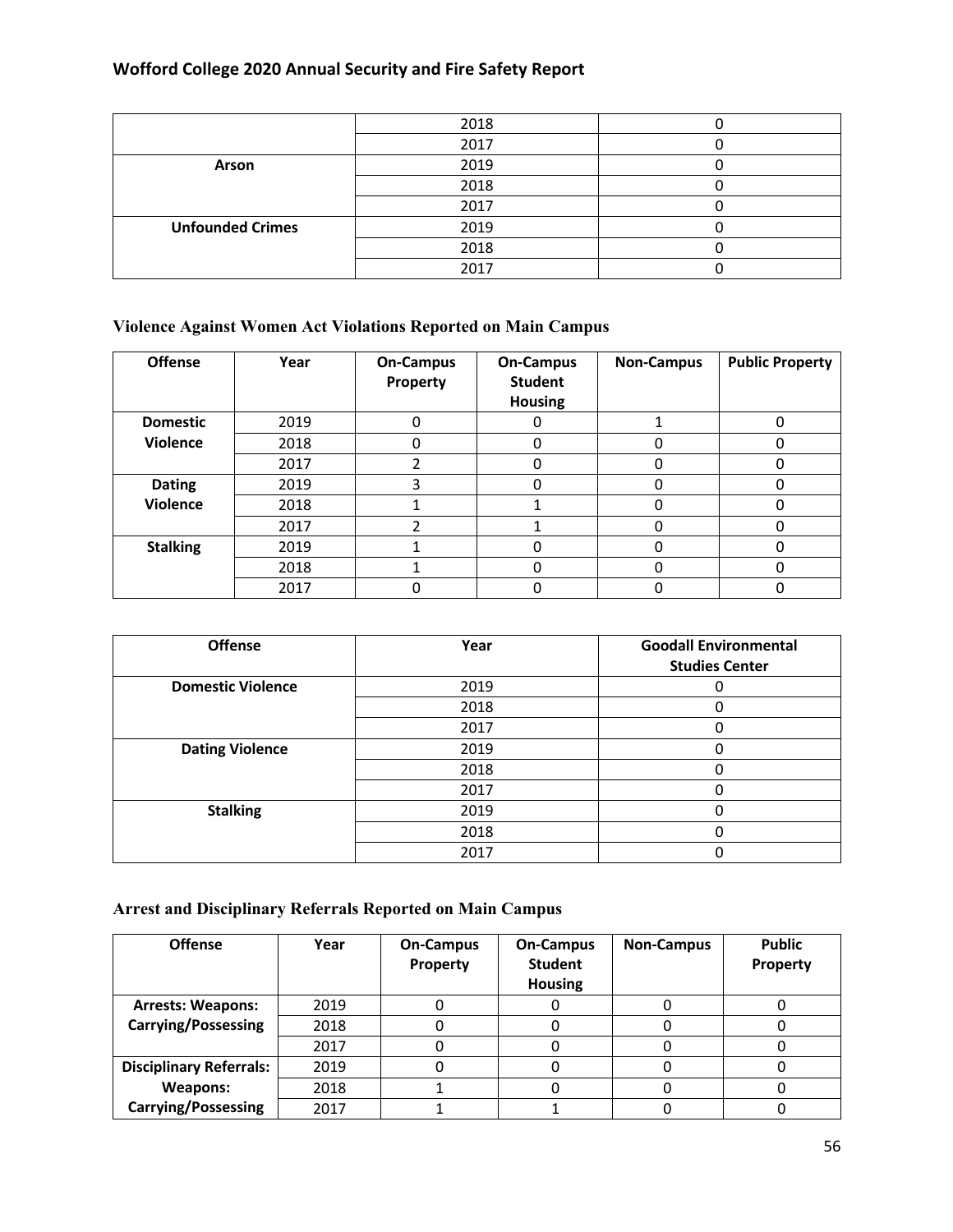| | | |
|---|---|---|
| | 2018 | 0 |
| | 2017 | 0 |
| **Arson** | 2019 | 0 |
| | 2018 | 0 |
| | 2017 | 0 |
| **Unfounded Crimes** | 2019 | 0 |
| | 2018 | 0 |
| | 2017 | 0 |

### Violence Against Women Act Violations Reported on Main Campus

| Offense | Year | On-Campus Property | On-Campus Student Housing | Non-Campus | Public Property |
|---|---|---|---|---|---|
| **Domestic Violence** | 2019 | 0 | 0 | 1 | 0 |
| | 2018 | 0 | 0 | 0 | 0 |
| | 2017 | 2 | 0 | 0 | 0 |
| **Dating Violence** | 2019 | 3 | 0 | 0 | 0 |
| | 2018 | 1 | 1 | 0 | 0 |
| | 2017 | 2 | 1 | 0 | 0 |
| **Stalking** | 2019 | 1 | 0 | 0 | 0 |
| | 2018 | 1 | 0 | 0 | 0 |
| | 2017 | 0 | 0 | 0 | 0 |

| Offense | Year | Goodall Environmental Studies Center |
|---|---|---|
| **Domestic Violence** | 2019 | 0 |
| | 2018 | 0 |
| | 2017 | 0 |
| **Dating Violence** | 2019 | 0 |
| | 2018 | 0 |
| | 2017 | 0 |
| **Stalking** | 2019 | 0 |
| | 2018 | 0 |
| | 2017 | 0 |

### Arrest and Disciplinary Referrals Reported on Main Campus

| Offense | Year | On-Campus Property | On-Campus Student Housing | Non-Campus | Public Property |
|---|---|---|---|---|---|
| **Arrests: Weapons: Carrying/Possessing** | 2019 | 0 | 0 | 0 | 0 |
| | 2018 | 0 | 0 | 0 | 0 |
| | 2017 | 0 | 0 | 0 | 0 |
| **Disciplinary Referrals: Weapons: Carrying/Possessing** | 2019 | 0 | 0 | 0 | 0 |
| | 2018 | 1 | 0 | 0 | 0 |
| | 2017 | 1 | 1 | 0 | 0 |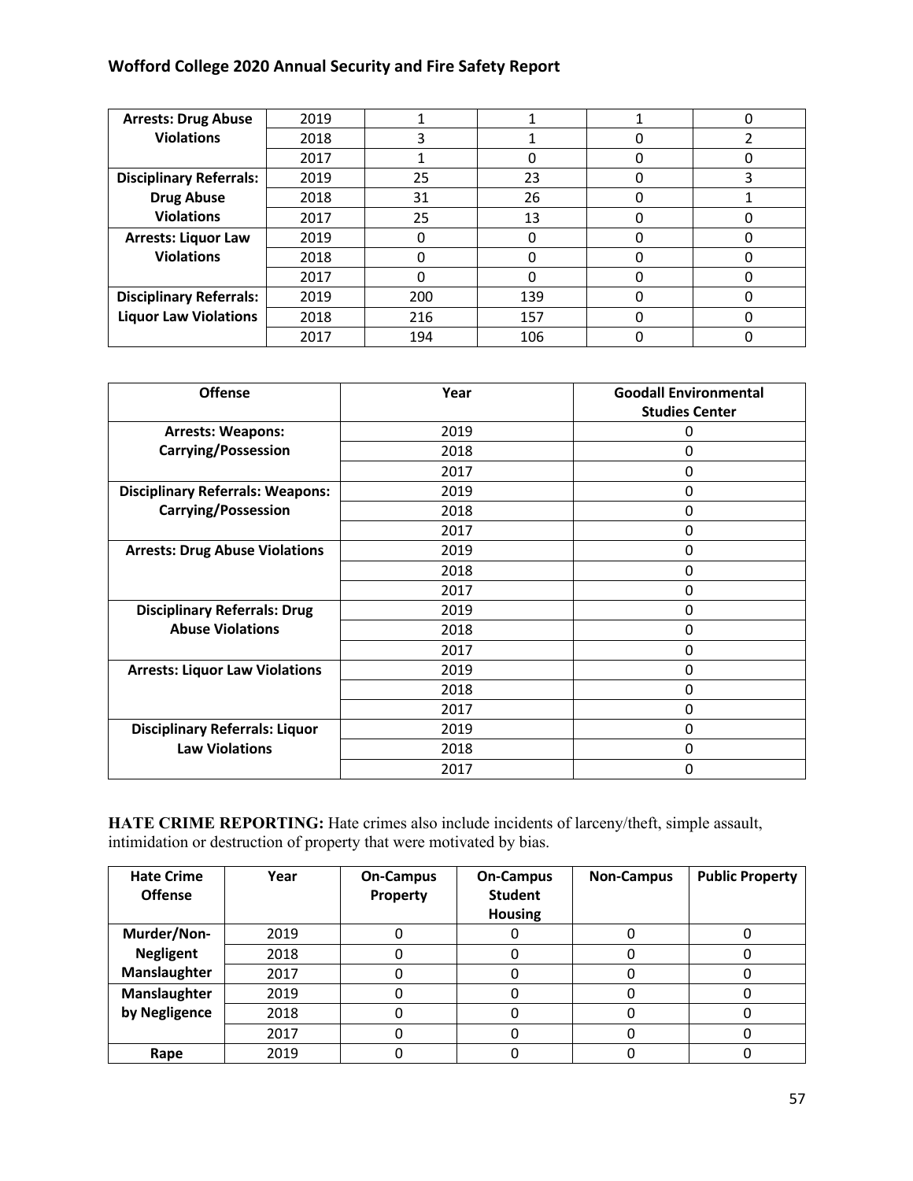| Arrests: Drug Abuse Violations | 2019 | 1 | 1 | 1 | 0 |
|---|---|---|---|---|---|
| | 2018 | 3 | 1 | 0 | 2 |
| | 2017 | 1 | 0 | 0 | 0 |
| **Disciplinary Referrals: Drug Abuse Violations** | 2019 | 25 | 23 | 0 | 3 |
| | 2018 | 31 | 26 | 0 | 1 |
| | 2017 | 25 | 13 | 0 | 0 |
| **Arrests: Liquor Law Violations** | 2019 | 0 | 0 | 0 | 0 |
| | 2018 | 0 | 0 | 0 | 0 |
| | 2017 | 0 | 0 | 0 | 0 |
| **Disciplinary Referrals: Liquor Law Violations** | 2019 | 200 | 139 | 0 | 0 |
| | 2018 | 216 | 157 | 0 | 0 |
| | 2017 | 194 | 106 | 0 | 0 |

| Offense | Year | Goodall Environmental Studies Center |
|---|---|---|
| **Arrests: Weapons: Carrying/Possession** | 2019 | 0 |
| | 2018 | 0 |
| | 2017 | 0 |
| **Disciplinary Referrals: Weapons: Carrying/Possession** | 2019 | 0 |
| | 2018 | 0 |
| | 2017 | 0 |
| **Arrests: Drug Abuse Violations** | 2019 | 0 |
| | 2018 | 0 |
| | 2017 | 0 |
| **Disciplinary Referrals: Drug Abuse Violations** | 2019 | 0 |
| | 2018 | 0 |
| | 2017 | 0 |
| **Arrests: Liquor Law Violations** | 2019 | 0 |
| | 2018 | 0 |
| | 2017 | 0 |
| **Disciplinary Referrals: Liquor Law Violations** | 2019 | 0 |
| | 2018 | 0 |
| | 2017 | 0 |

**HATE CRIME REPORTING:** Hate crimes also include incidents of larceny/theft, simple assault, intimidation or destruction of property that were motivated by bias.

| Hate Crime Offense | Year | On-Campus Property | On-Campus Student Housing | Non-Campus | Public Property |
|---|---|---|---|---|---|
| **Murder/Non-Negligent Manslaughter** | 2019 | 0 | 0 | 0 | 0 |
| | 2018 | 0 | 0 | 0 | 0 |
| | 2017 | 0 | 0 | 0 | 0 |
| **Manslaughter by Negligence** | 2019 | 0 | 0 | 0 | 0 |
| | 2018 | 0 | 0 | 0 | 0 |
| | 2017 | 0 | 0 | 0 | 0 |
| **Rape** | 2019 | 0 | 0 | 0 | 0 |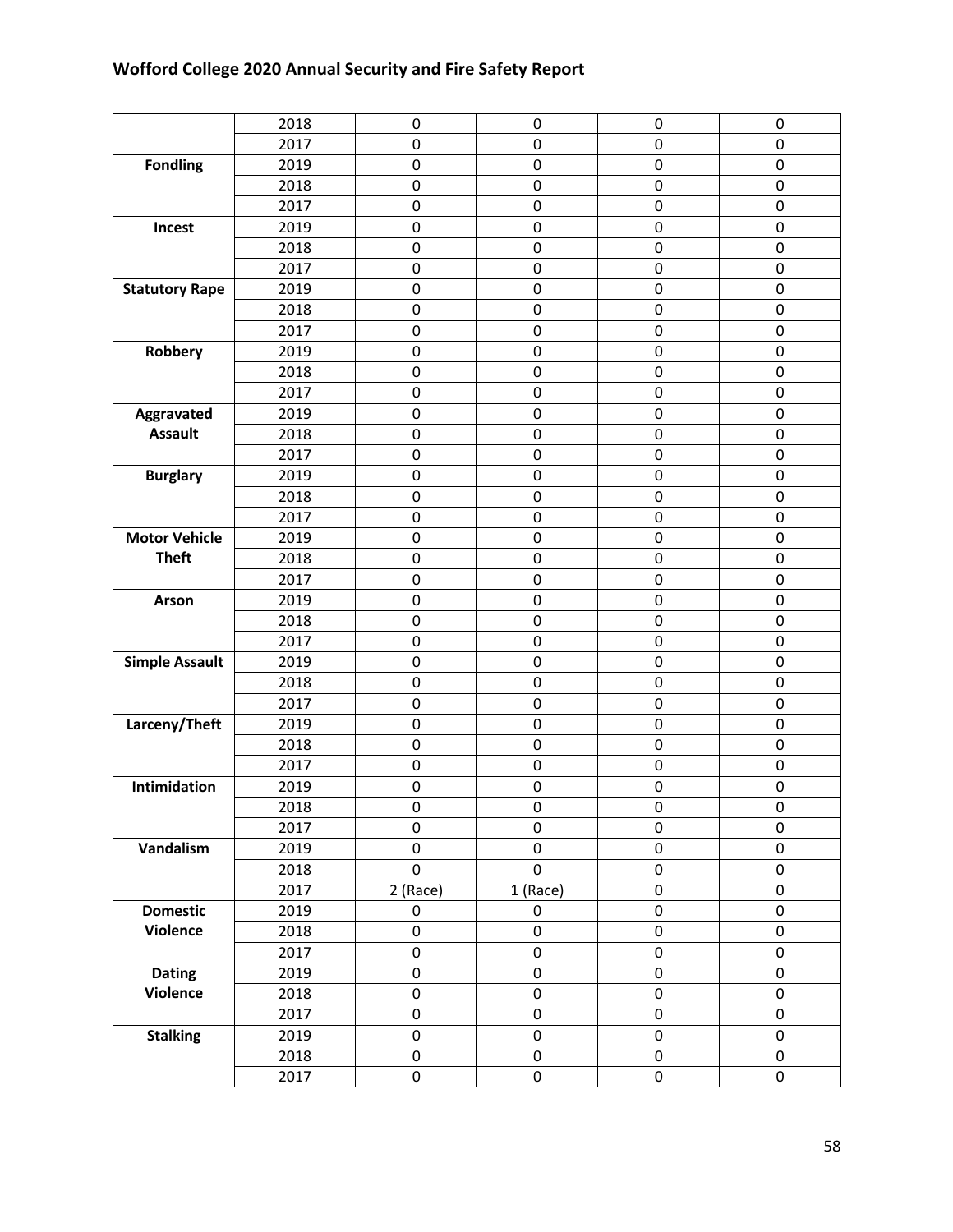|  | 2018 | 0 | 0 | 0 | 0 |
|---|---|---|---|---|---|
|  | 2017 | 0 | 0 | 0 | 0 |
| **Fondling** | 2019 | 0 | 0 | 0 | 0 |
|  | 2018 | 0 | 0 | 0 | 0 |
|  | 2017 | 0 | 0 | 0 | 0 |
| **Incest** | 2019 | 0 | 0 | 0 | 0 |
|  | 2018 | 0 | 0 | 0 | 0 |
|  | 2017 | 0 | 0 | 0 | 0 |
| **Statutory Rape** | 2019 | 0 | 0 | 0 | 0 |
|  | 2018 | 0 | 0 | 0 | 0 |
|  | 2017 | 0 | 0 | 0 | 0 |
| **Robbery** | 2019 | 0 | 0 | 0 | 0 |
|  | 2018 | 0 | 0 | 0 | 0 |
|  | 2017 | 0 | 0 | 0 | 0 |
| **Aggravated Assault** | 2019 | 0 | 0 | 0 | 0 |
|  | 2018 | 0 | 0 | 0 | 0 |
|  | 2017 | 0 | 0 | 0 | 0 |
| **Burglary** | 2019 | 0 | 0 | 0 | 0 |
|  | 2018 | 0 | 0 | 0 | 0 |
|  | 2017 | 0 | 0 | 0 | 0 |
| **Motor Vehicle Theft** | 2019 | 0 | 0 | 0 | 0 |
|  | 2018 | 0 | 0 | 0 | 0 |
|  | 2017 | 0 | 0 | 0 | 0 |
| **Arson** | 2019 | 0 | 0 | 0 | 0 |
|  | 2018 | 0 | 0 | 0 | 0 |
|  | 2017 | 0 | 0 | 0 | 0 |
| **Simple Assault** | 2019 | 0 | 0 | 0 | 0 |
|  | 2018 | 0 | 0 | 0 | 0 |
|  | 2017 | 0 | 0 | 0 | 0 |
| **Larceny/Theft** | 2019 | 0 | 0 | 0 | 0 |
|  | 2018 | 0 | 0 | 0 | 0 |
|  | 2017 | 0 | 0 | 0 | 0 |
| **Intimidation** | 2019 | 0 | 0 | 0 | 0 |
|  | 2018 | 0 | 0 | 0 | 0 |
|  | 2017 | 0 | 0 | 0 | 0 |
| **Vandalism** | 2019 | 0 | 0 | 0 | 0 |
|  | 2018 | 0 | 0 | 0 | 0 |
|  | 2017 | 2 (Race) | 1 (Race) | 0 | 0 |
| **Domestic Violence** | 2019 | 0 | 0 | 0 | 0 |
|  | 2018 | 0 | 0 | 0 | 0 |
|  | 2017 | 0 | 0 | 0 | 0 |
| **Dating Violence** | 2019 | 0 | 0 | 0 | 0 |
|  | 2018 | 0 | 0 | 0 | 0 |
|  | 2017 | 0 | 0 | 0 | 0 |
| **Stalking** | 2019 | 0 | 0 | 0 | 0 |
|  | 2018 | 0 | 0 | 0 | 0 |
|  | 2017 | 0 | 0 | 0 | 0 |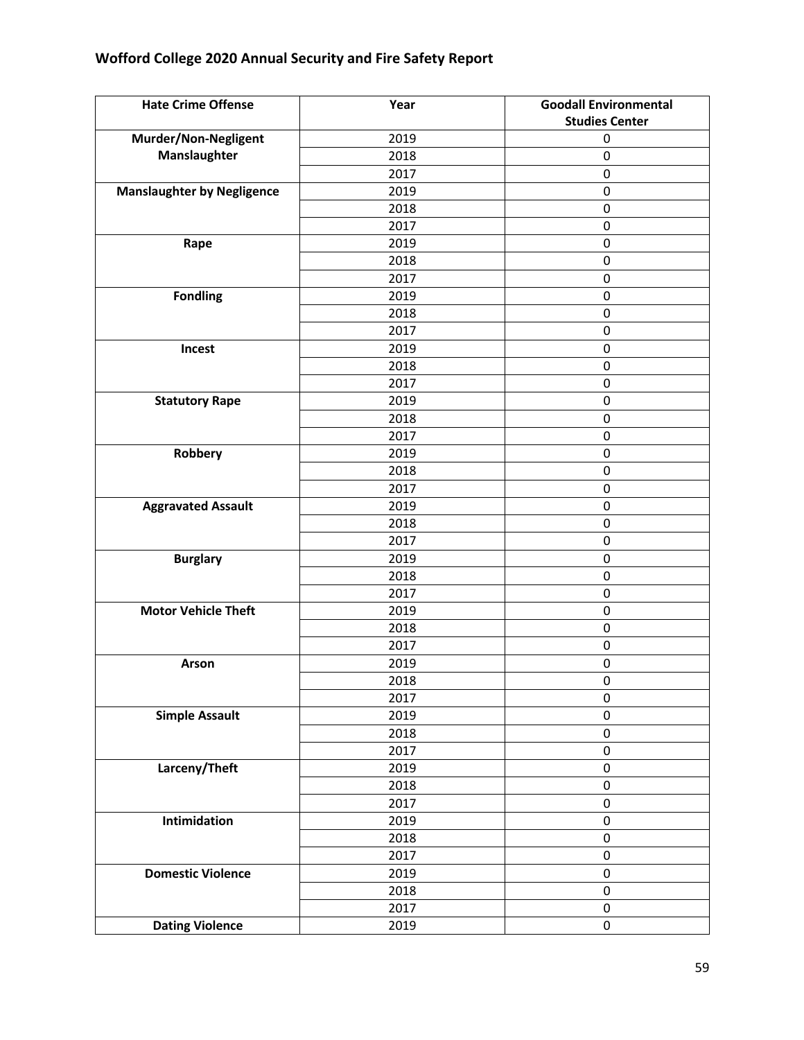| Hate Crime Offense | Year | Goodall Environmental Studies Center |
|---|---|---|
| Murder/Non-Negligent Manslaughter | 2019 | 0 |
| | 2018 | 0 |
| | 2017 | 0 |
| Manslaughter by Negligence | 2019 | 0 |
| | 2018 | 0 |
| | 2017 | 0 |
| Rape | 2019 | 0 |
| | 2018 | 0 |
| | 2017 | 0 |
| Fondling | 2019 | 0 |
| | 2018 | 0 |
| | 2017 | 0 |
| Incest | 2019 | 0 |
| | 2018 | 0 |
| | 2017 | 0 |
| Statutory Rape | 2019 | 0 |
| | 2018 | 0 |
| | 2017 | 0 |
| Robbery | 2019 | 0 |
| | 2018 | 0 |
| | 2017 | 0 |
| Aggravated Assault | 2019 | 0 |
| | 2018 | 0 |
| | 2017 | 0 |
| Burglary | 2019 | 0 |
| | 2018 | 0 |
| | 2017 | 0 |
| Motor Vehicle Theft | 2019 | 0 |
| | 2018 | 0 |
| | 2017 | 0 |
| Arson | 2019 | 0 |
| | 2018 | 0 |
| | 2017 | 0 |
| Simple Assault | 2019 | 0 |
| | 2018 | 0 |
| | 2017 | 0 |
| Larceny/Theft | 2019 | 0 |
| | 2018 | 0 |
| | 2017 | 0 |
| Intimidation | 2019 | 0 |
| | 2018 | 0 |
| | 2017 | 0 |
| Domestic Violence | 2019 | 0 |
| | 2018 | 0 |
| | 2017 | 0 |
| Dating Violence | 2019 | 0 |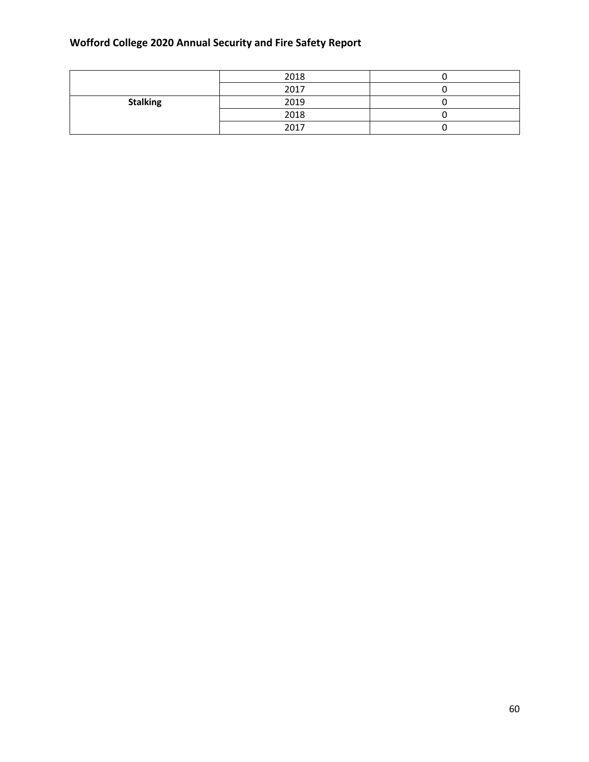| | | |
|---|---|---|
| | 2018 | 0 |
| | 2017 | 0 |
| **Stalking** | 2019 | 0 |
| | 2018 | 0 |
| | 2017 | 0 |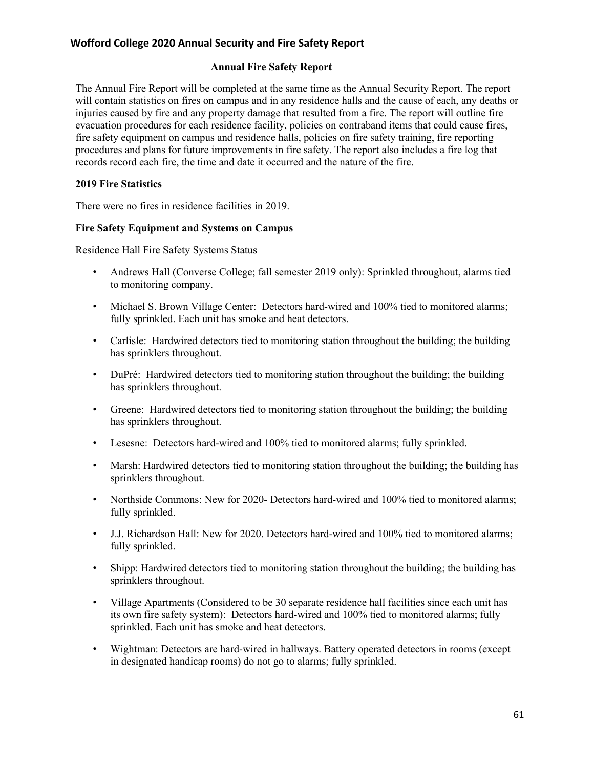## Annual Fire Safety Report

The Annual Fire Report will be completed at the same time as the Annual Security Report. The report will contain statistics on fires on campus and in any residence halls and the cause of each, any deaths or injuries caused by fire and any property damage that resulted from a fire. The report will outline fire evacuation procedures for each residence facility, policies on contraband items that could cause fires, fire safety equipment on campus and residence halls, policies on fire safety training, fire reporting procedures and plans for future improvements in fire safety. The report also includes a fire log that records record each fire, the time and date it occurred and the nature of the fire.

### 2019 Fire Statistics

There were no fires in residence facilities in 2019.

### Fire Safety Equipment and Systems on Campus

Residence Hall Fire Safety Systems Status

- Andrews Hall (Converse College; fall semester 2019 only): Sprinkled throughout, alarms tied to monitoring company.
- Michael S. Brown Village Center: Detectors hard-wired and 100% tied to monitored alarms; fully sprinkled. Each unit has smoke and heat detectors.
- Carlisle: Hardwired detectors tied to monitoring station throughout the building; the building has sprinklers throughout.
- DuPré: Hardwired detectors tied to monitoring station throughout the building; the building has sprinklers throughout.
- Greene: Hardwired detectors tied to monitoring station throughout the building; the building has sprinklers throughout.
- Lesesne: Detectors hard-wired and 100% tied to monitored alarms; fully sprinkled.
- Marsh: Hardwired detectors tied to monitoring station throughout the building; the building has sprinklers throughout.
- Northside Commons: New for 2020- Detectors hard-wired and 100% tied to monitored alarms; fully sprinkled.
- J.J. Richardson Hall: New for 2020. Detectors hard-wired and 100% tied to monitored alarms; fully sprinkled.
- Shipp: Hardwired detectors tied to monitoring station throughout the building; the building has sprinklers throughout.
- Village Apartments (Considered to be 30 separate residence hall facilities since each unit has its own fire safety system): Detectors hard-wired and 100% tied to monitored alarms; fully sprinkled. Each unit has smoke and heat detectors.
- Wightman: Detectors are hard-wired in hallways. Battery operated detectors in rooms (except in designated handicap rooms) do not go to alarms; fully sprinkled.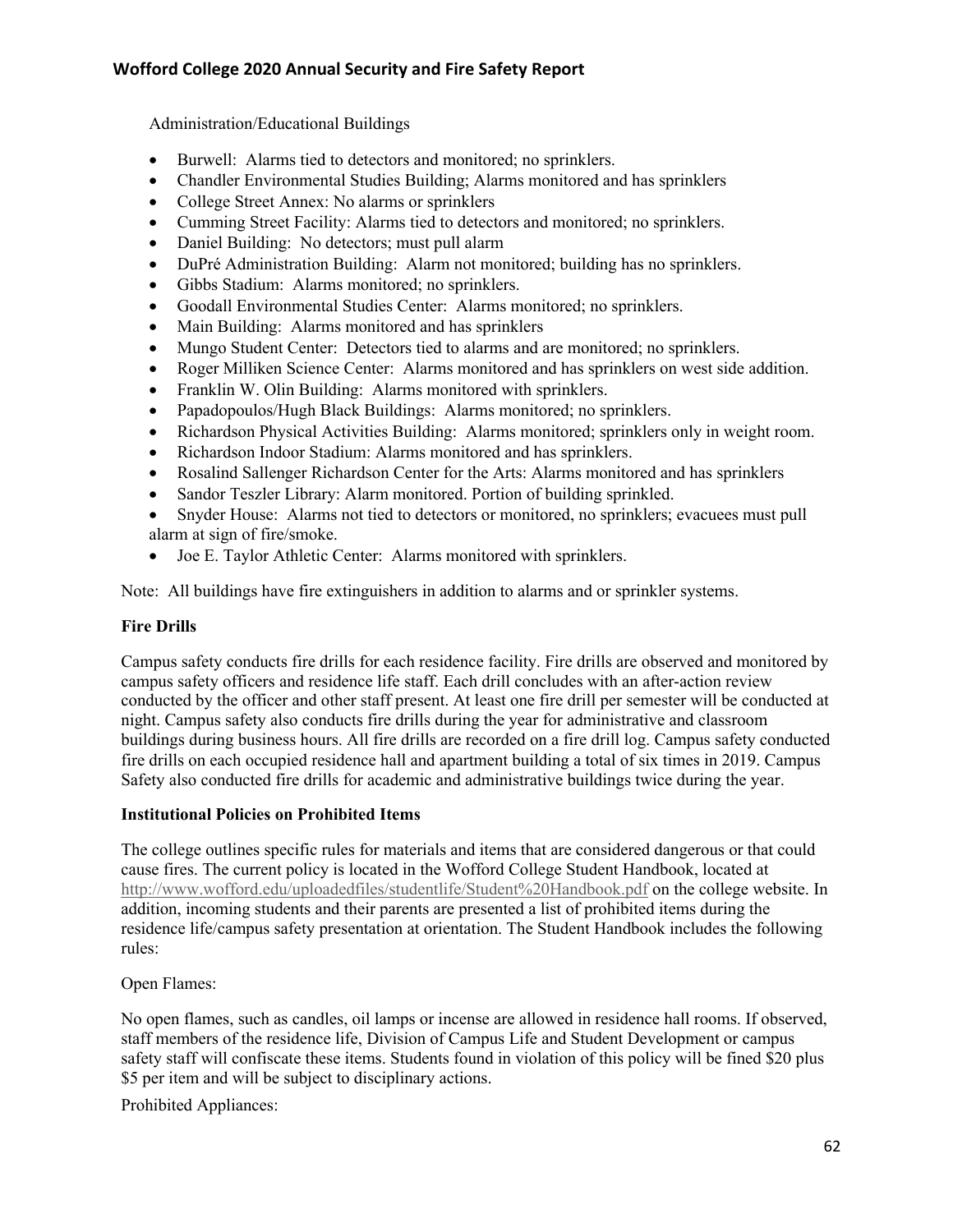Administration/Educational Buildings

- Burwell: Alarms tied to detectors and monitored; no sprinklers.
- Chandler Environmental Studies Building; Alarms monitored and has sprinklers
- College Street Annex: No alarms or sprinklers
- Cumming Street Facility: Alarms tied to detectors and monitored; no sprinklers.
- Daniel Building: No detectors; must pull alarm
- DuPré Administration Building: Alarm not monitored; building has no sprinklers.
- Gibbs Stadium: Alarms monitored; no sprinklers.
- Goodall Environmental Studies Center: Alarms monitored; no sprinklers.
- Main Building: Alarms monitored and has sprinklers
- Mungo Student Center: Detectors tied to alarms and are monitored; no sprinklers.
- Roger Milliken Science Center: Alarms monitored and has sprinklers on west side addition.
- Franklin W. Olin Building: Alarms monitored with sprinklers.
- Papadopoulos/Hugh Black Buildings: Alarms monitored; no sprinklers.
- Richardson Physical Activities Building: Alarms monitored; sprinklers only in weight room.
- Richardson Indoor Stadium: Alarms monitored and has sprinklers.
- Rosalind Sallenger Richardson Center for the Arts: Alarms monitored and has sprinklers
- Sandor Teszler Library: Alarm monitored. Portion of building sprinkled.
- Snyder House: Alarms not tied to detectors or monitored, no sprinklers; evacuees must pull alarm at sign of fire/smoke.
- Joe E. Taylor Athletic Center: Alarms monitored with sprinklers.

Note: All buildings have fire extinguishers in addition to alarms and or sprinkler systems.

**Fire Drills**

Campus safety conducts fire drills for each residence facility. Fire drills are observed and monitored by campus safety officers and residence life staff. Each drill concludes with an after-action review conducted by the officer and other staff present. At least one fire drill per semester will be conducted at night. Campus safety also conducts fire drills during the year for administrative and classroom buildings during business hours. All fire drills are recorded on a fire drill log. Campus safety conducted fire drills on each occupied residence hall and apartment building a total of six times in 2019. Campus Safety also conducted fire drills for academic and administrative buildings twice during the year.

**Institutional Policies on Prohibited Items**

The college outlines specific rules for materials and items that are considered dangerous or that could cause fires. The current policy is located in the Wofford College Student Handbook, located at http://www.wofford.edu/uploadedfiles/studentlife/Student%20Handbook.pdf on the college website. In addition, incoming students and their parents are presented a list of prohibited items during the residence life/campus safety presentation at orientation. The Student Handbook includes the following rules:

Open Flames:

No open flames, such as candles, oil lamps or incense are allowed in residence hall rooms. If observed, staff members of the residence life, Division of Campus Life and Student Development or campus safety staff will confiscate these items. Students found in violation of this policy will be fined $20 plus $5 per item and will be subject to disciplinary actions.

Prohibited Appliances: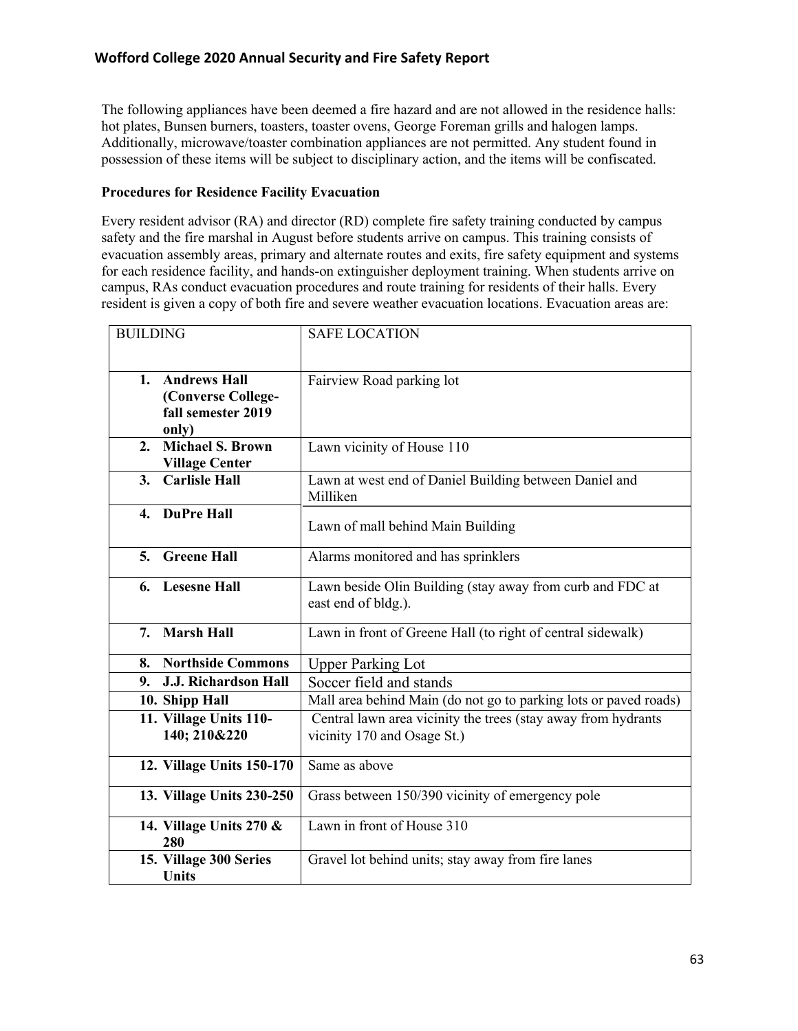The following appliances have been deemed a fire hazard and are not allowed in the residence halls: hot plates, Bunsen burners, toasters, toaster ovens, George Foreman grills and halogen lamps. Additionally, microwave/toaster combination appliances are not permitted. Any student found in possession of these items will be subject to disciplinary action, and the items will be confiscated.

**Procedures for Residence Facility Evacuation**

Every resident advisor (RA) and director (RD) complete fire safety training conducted by campus safety and the fire marshal in August before students arrive on campus. This training consists of evacuation assembly areas, primary and alternate routes and exits, fire safety equipment and systems for each residence facility, and hands-on extinguisher deployment training. When students arrive on campus, RAs conduct evacuation procedures and route training for residents of their halls. Every resident is given a copy of both fire and severe weather evacuation locations. Evacuation areas are:

| BUILDING | SAFE LOCATION |
|---|---|
| **1. Andrews Hall (Converse College- fall semester 2019 only)** | Fairview Road parking lot |
| **2. Michael S. Brown Village Center** | Lawn vicinity of House 110 |
| **3. Carlisle Hall** | Lawn at west end of Daniel Building between Daniel and Milliken |
| **4. DuPre Hall** | Lawn of mall behind Main Building |
| **5. Greene Hall** | Alarms monitored and has sprinklers |
| **6. Lesesne Hall** | Lawn beside Olin Building (stay away from curb and FDC at east end of bldg.). |
| **7. Marsh Hall** | Lawn in front of Greene Hall (to right of central sidewalk) |
| **8. Northside Commons** | Upper Parking Lot |
| **9. J.J. Richardson Hall** | Soccer field and stands |
| **10. Shipp Hall** | Mall area behind Main (do not go to parking lots or paved roads) |
| **11. Village Units 110-140; 210&220** | Central lawn area vicinity the trees (stay away from hydrants vicinity 170 and Osage St.) |
| **12. Village Units 150-170** | Same as above |
| **13. Village Units 230-250** | Grass between 150/390 vicinity of emergency pole |
| **14. Village Units 270 & 280** | Lawn in front of House 310 |
| **15. Village 300 Series Units** | Gravel lot behind units; stay away from fire lanes |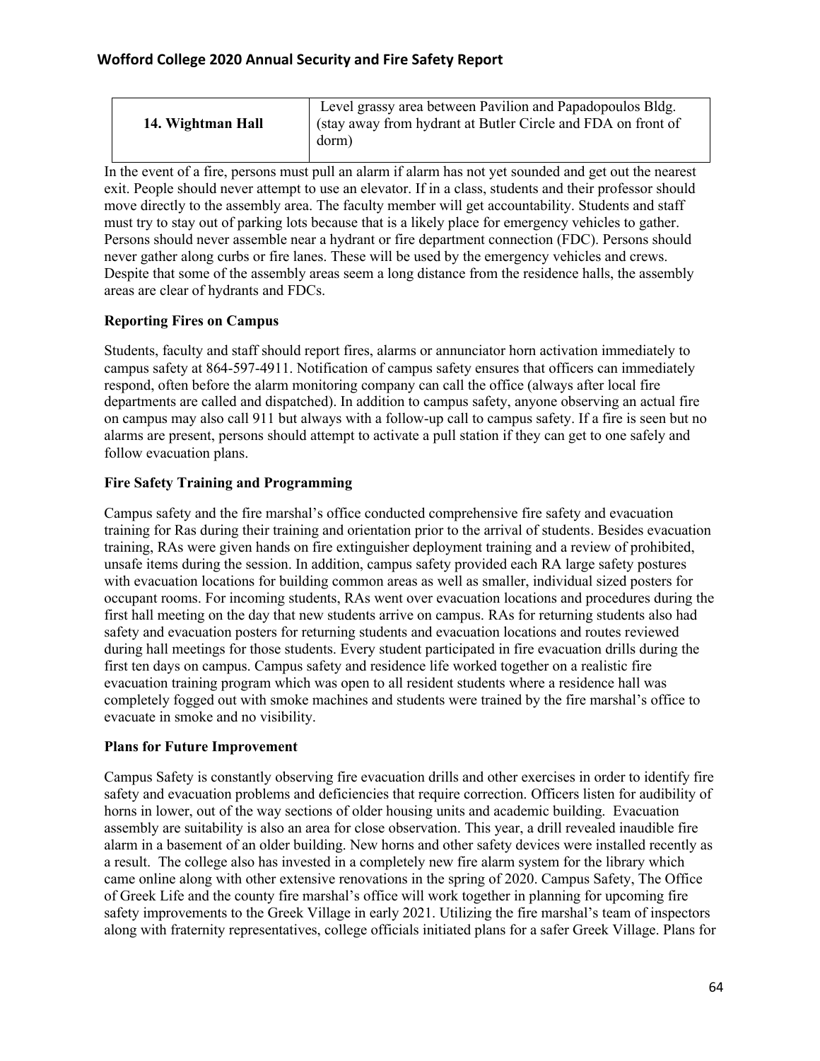| 14. Wightman Hall | Level grassy area between Pavilion and Papadopoulos Bldg. (stay away from hydrant at Butler Circle and FDA on front of dorm) |
|---|---|

In the event of a fire, persons must pull an alarm if alarm has not yet sounded and get out the nearest exit. People should never attempt to use an elevator. If in a class, students and their professor should move directly to the assembly area. The faculty member will get accountability. Students and staff must try to stay out of parking lots because that is a likely place for emergency vehicles to gather. Persons should never assemble near a hydrant or fire department connection (FDC). Persons should never gather along curbs or fire lanes. These will be used by the emergency vehicles and crews. Despite that some of the assembly areas seem a long distance from the residence halls, the assembly areas are clear of hydrants and FDCs.

**Reporting Fires on Campus**

Students, faculty and staff should report fires, alarms or annunciator horn activation immediately to campus safety at 864-597-4911. Notification of campus safety ensures that officers can immediately respond, often before the alarm monitoring company can call the office (always after local fire departments are called and dispatched). In addition to campus safety, anyone observing an actual fire on campus may also call 911 but always with a follow-up call to campus safety. If a fire is seen but no alarms are present, persons should attempt to activate a pull station if they can get to one safely and follow evacuation plans.

**Fire Safety Training and Programming**

Campus safety and the fire marshal's office conducted comprehensive fire safety and evacuation training for Ras during their training and orientation prior to the arrival of students. Besides evacuation training, RAs were given hands on fire extinguisher deployment training and a review of prohibited, unsafe items during the session. In addition, campus safety provided each RA large safety postures with evacuation locations for building common areas as well as smaller, individual sized posters for occupant rooms. For incoming students, RAs went over evacuation locations and procedures during the first hall meeting on the day that new students arrive on campus. RAs for returning students also had safety and evacuation posters for returning students and evacuation locations and routes reviewed during hall meetings for those students. Every student participated in fire evacuation drills during the first ten days on campus. Campus safety and residence life worked together on a realistic fire evacuation training program which was open to all resident students where a residence hall was completely fogged out with smoke machines and students were trained by the fire marshal's office to evacuate in smoke and no visibility.

**Plans for Future Improvement**

Campus Safety is constantly observing fire evacuation drills and other exercises in order to identify fire safety and evacuation problems and deficiencies that require correction. Officers listen for audibility of horns in lower, out of the way sections of older housing units and academic building. Evacuation assembly are suitability is also an area for close observation. This year, a drill revealed inaudible fire alarm in a basement of an older building. New horns and other safety devices were installed recently as a result. The college also has invested in a completely new fire alarm system for the library which came online along with other extensive renovations in the spring of 2020. Campus Safety, The Office of Greek Life and the county fire marshal's office will work together in planning for upcoming fire safety improvements to the Greek Village in early 2021. Utilizing the fire marshal's team of inspectors along with fraternity representatives, college officials initiated plans for a safer Greek Village. Plans for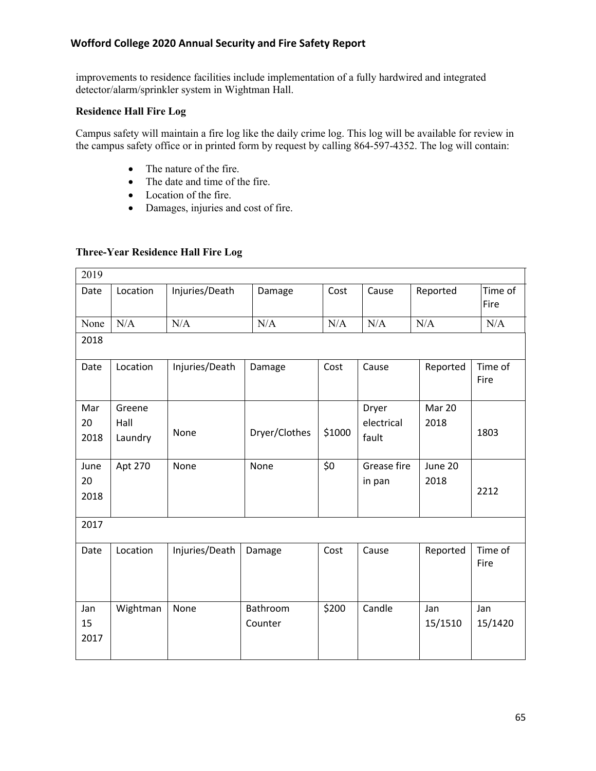improvements to residence facilities include implementation of a fully hardwired and integrated detector/alarm/sprinkler system in Wightman Hall.

**Residence Hall Fire Log**

Campus safety will maintain a fire log like the daily crime log. This log will be available for review in the campus safety office or in printed form by request by calling 864-597-4352. The log will contain:

- The nature of the fire.
- The date and time of the fire.
- Location of the fire.
- Damages, injuries and cost of fire.

**Three-Year Residence Hall Fire Log**

| 2019 | | | | | | | |
|---|---|---|---|---|---|---|---|
| Date | Location | Injuries/Death | Damage | Cost | Cause | Reported | Time of Fire |
| None | N/A | N/A | N/A | N/A | N/A | N/A | N/A |
| 2018 | | | | | | | |
| Date | Location | Injuries/Death | Damage | Cost | Cause | Reported | Time of Fire |
| Mar 20 2018 | Greene Hall Laundry | None | Dryer/Clothes | $1000 | Dryer electrical fault | Mar 20 2018 | 1803 |
| June 20 2018 | Apt 270 | None | None | $0 | Grease fire in pan | June 20 2018 | 2212 |
| 2017 | | | | | | | |
| Date | Location | Injuries/Death | Damage | Cost | Cause | Reported | Time of Fire |
| Jan 15 2017 | Wightman | None | Bathroom Counter | $200 | Candle | Jan 15/1510 | Jan 15/1420 |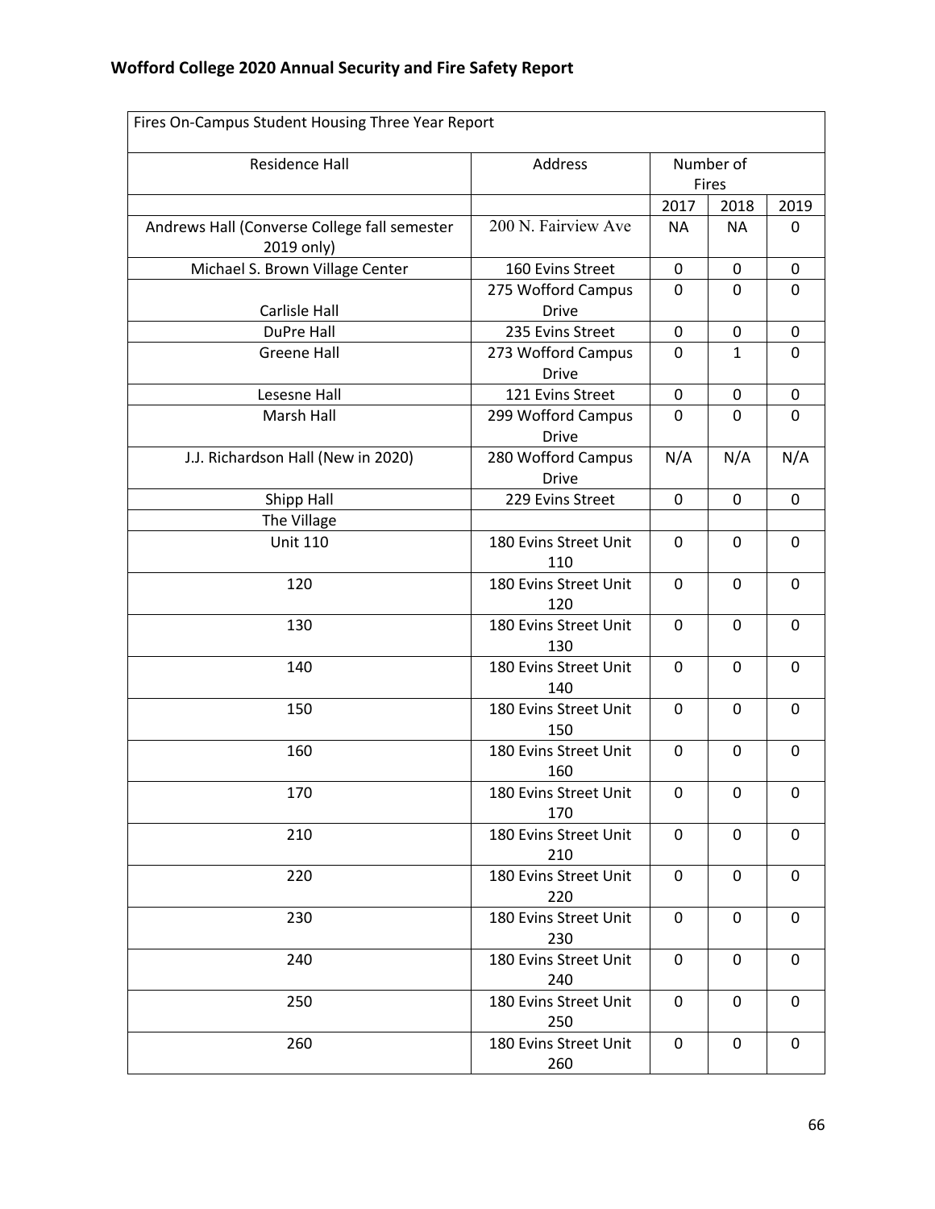| Fires On-Campus Student Housing Three Year Report | | | | |
|---|---|---|---|---|
| Residence Hall | Address | Number of Fires | | |
| | | 2017 | 2018 | 2019 |
| Andrews Hall (Converse College fall semester 2019 only) | 200 N. Fairview Ave | NA | NA | 0 |
| Michael S. Brown Village Center | 160 Evins Street | 0 | 0 | 0 |
| Carlisle Hall | 275 Wofford Campus Drive | 0 | 0 | 0 |
| DuPre Hall | 235 Evins Street | 0 | 0 | 0 |
| Greene Hall | 273 Wofford Campus Drive | 0 | 1 | 0 |
| Lesesne Hall | 121 Evins Street | 0 | 0 | 0 |
| Marsh Hall | 299 Wofford Campus Drive | 0 | 0 | 0 |
| J.J. Richardson Hall (New in 2020) | 280 Wofford Campus Drive | N/A | N/A | N/A |
| Shipp Hall | 229 Evins Street | 0 | 0 | 0 |
| The Village | | | | |
| Unit 110 | 180 Evins Street Unit 110 | 0 | 0 | 0 |
| 120 | 180 Evins Street Unit 120 | 0 | 0 | 0 |
| 130 | 180 Evins Street Unit 130 | 0 | 0 | 0 |
| 140 | 180 Evins Street Unit 140 | 0 | 0 | 0 |
| 150 | 180 Evins Street Unit 150 | 0 | 0 | 0 |
| 160 | 180 Evins Street Unit 160 | 0 | 0 | 0 |
| 170 | 180 Evins Street Unit 170 | 0 | 0 | 0 |
| 210 | 180 Evins Street Unit 210 | 0 | 0 | 0 |
| 220 | 180 Evins Street Unit 220 | 0 | 0 | 0 |
| 230 | 180 Evins Street Unit 230 | 0 | 0 | 0 |
| 240 | 180 Evins Street Unit 240 | 0 | 0 | 0 |
| 250 | 180 Evins Street Unit 250 | 0 | 0 | 0 |
| 260 | 180 Evins Street Unit 260 | 0 | 0 | 0 |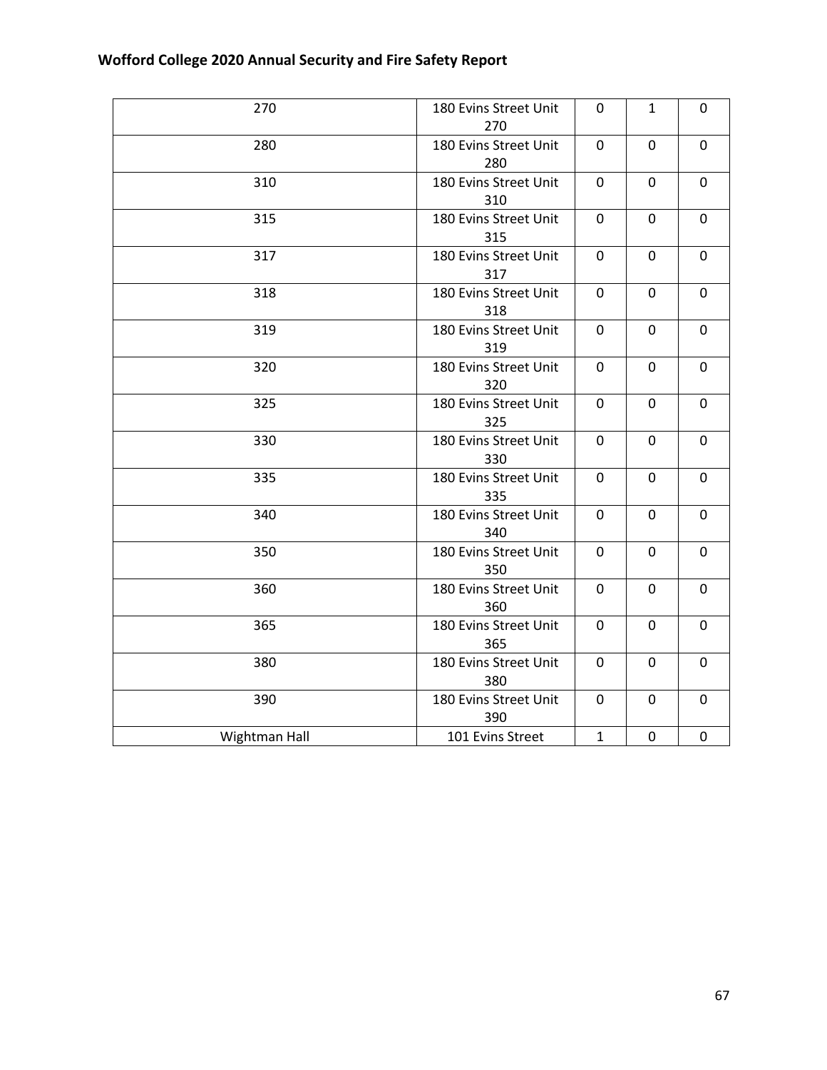| | | | | |
|---|---|---|---|---|
| 270 | 180 Evins Street Unit 270 | 0 | 1 | 0 |
| 280 | 180 Evins Street Unit 280 | 0 | 0 | 0 |
| 310 | 180 Evins Street Unit 310 | 0 | 0 | 0 |
| 315 | 180 Evins Street Unit 315 | 0 | 0 | 0 |
| 317 | 180 Evins Street Unit 317 | 0 | 0 | 0 |
| 318 | 180 Evins Street Unit 318 | 0 | 0 | 0 |
| 319 | 180 Evins Street Unit 319 | 0 | 0 | 0 |
| 320 | 180 Evins Street Unit 320 | 0 | 0 | 0 |
| 325 | 180 Evins Street Unit 325 | 0 | 0 | 0 |
| 330 | 180 Evins Street Unit 330 | 0 | 0 | 0 |
| 335 | 180 Evins Street Unit 335 | 0 | 0 | 0 |
| 340 | 180 Evins Street Unit 340 | 0 | 0 | 0 |
| 350 | 180 Evins Street Unit 350 | 0 | 0 | 0 |
| 360 | 180 Evins Street Unit 360 | 0 | 0 | 0 |
| 365 | 180 Evins Street Unit 365 | 0 | 0 | 0 |
| 380 | 180 Evins Street Unit 380 | 0 | 0 | 0 |
| 390 | 180 Evins Street Unit 390 | 0 | 0 | 0 |
| Wightman Hall | 101 Evins Street | 1 | 0 | 0 |